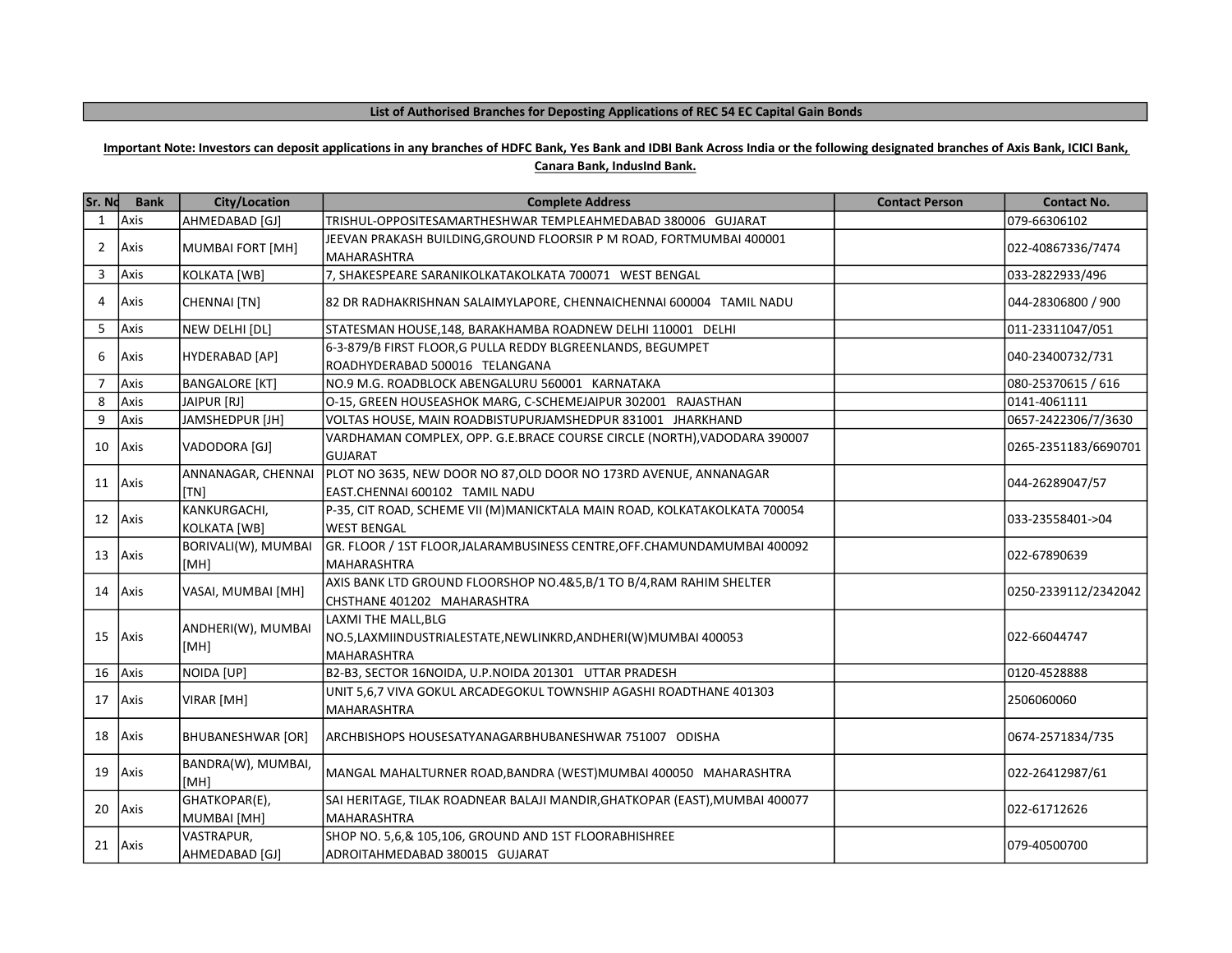**List of Authorised Branches for Depositing Applications of REC 54 EC Capital Gain Bonds**

**Important Note: Investors can deposit applications in any branches of HDFC Bank, Yes Bank and IDBI Bank Across India or the following designated branches of Axis Bank, ICICI Bank, Canara Bank, IndusInd Bank.**

| Sr. No | Bank | City/Location | Complete Address | Contact Person | Contact No. |
|---|---|---|---|---|---|
| 1 | Axis | AHMEDABAD [GJ] | TRISHUL-OPPOSITESAMARTHESHWAR TEMPLEAHMEDABAD 380006 GUJARAT | | 079-66306102 |
| 2 | Axis | MUMBAI FORT [MH] | JEEVAN PRAKASH BUILDING,GROUND FLOORSIR P M ROAD, FORTMUMBAI 400001 MAHARASHTRA | | 022-40867336/7474 |
| 3 | Axis | KOLKATA [WB] | 7, SHAKESPEARE SARANIKOLKATAKOLKATA 700071 WEST BENGAL | | 033-2822933/496 |
| 4 | Axis | CHENNAI [TN] | 82 DR RADHAKRISHNAN SALAIMYLAPORE, CHENNAICHENNAI 600004 TAMIL NADU | | 044-28306800 / 900 |
| 5 | Axis | NEW DELHI [DL] | STATESMAN HOUSE,148, BARAKHAMBA ROADNEW DELHI 110001 DELHI | | 011-23311047/051 |
| 6 | Axis | HYDERABAD [AP] | 6-3-879/B FIRST FLOOR,G PULLA REDDY BLGREENLANDS, BEGUMPET ROADHYDERABAD 500016 TELANGANA | | 040-23400732/731 |
| 7 | Axis | BANGALORE [KT] | NO.9 M.G. ROADBLOCK ABENGALURU 560001 KARNATAKA | | 080-25370615 / 616 |
| 8 | Axis | JAIPUR [RJ] | O-15, GREEN HOUSEASHOK MARG, C-SCHEMEJAIPUR 302001 RAJASTHAN | | 0141-4061111 |
| 9 | Axis | JAMSHEDPUR [JH] | VOLTAS HOUSE, MAIN ROADBISTUPURJAMSHEDPUR 831001 JHARKHAND | | 0657-2422306/7/3630 |
| 10 | Axis | VADODORA [GJ] | VARDHAMAN COMPLEX, OPP. G.E.BRACE COURSE CIRCLE (NORTH),VADODARA 390007 GUJARAT | | 0265-2351183/6690701 |
| 11 | Axis | ANNANAGAR, CHENNAI [TN] | PLOT NO 3635, NEW DOOR NO 87,OLD DOOR NO 173RD AVENUE, ANNANAGAR EAST.CHENNAI 600102 TAMIL NADU | | 044-26289047/57 |
| 12 | Axis | KANKURGACHI, KOLKATA [WB] | P-35, CIT ROAD, SCHEME VII (M)MANICKTALA MAIN ROAD, KOLKATAKOLKATA 700054 WEST BENGAL | | 033-23558401->04 |
| 13 | Axis | BORIVALI(W), MUMBAI [MH] | GR. FLOOR / 1ST FLOOR,JALARAMBUSINESS CENTRE,OFF.CHAMUNDAMUMBAI 400092 MAHARASHTRA | | 022-67890639 |
| 14 | Axis | VASAI, MUMBAI [MH] | AXIS BANK LTD GROUND FLOORSHOP NO.4&5,B/1 TO B/4,RAM RAHIM SHELTER CHSTHANE 401202 MAHARASHTRA | | 0250-2339112/2342042 |
| 15 | Axis | ANDHERI(W), MUMBAI [MH] | LAXMI THE MALL,BLG NO.5,LAXMIINDUSTRIALESTATE,NEWLINKRD,ANDHERI(W)MUMBAI 400053 MAHARASHTRA | | 022-66044747 |
| 16 | Axis | NOIDA [UP] | B2-B3, SECTOR 16NOIDA, U.P.NOIDA 201301 UTTAR PRADESH | | 0120-4528888 |
| 17 | Axis | VIRAR [MH] | UNIT 5,6,7 VIVA GOKUL ARCADEGOKUL TOWNSHIP AGASHI ROADTHANE 401303 MAHARASHTRA | | 2506060060 |
| 18 | Axis | BHUBANESHWAR [OR] | ARCHBISHOPS HOUSESATYANAGARBHUBANESHWAR 751007 ODISHA | | 0674-2571834/735 |
| 19 | Axis | BANDRA(W), MUMBAI, [MH] | MANGAL MAHALTURNER ROAD,BANDRA (WEST)MUMBAI 400050 MAHARASHTRA | | 022-26412987/61 |
| 20 | Axis | GHATKOPAR(E), MUMBAI [MH] | SAI HERITAGE, TILAK ROADNEAR BALAJI MANDIR,GHATKOPAR (EAST),MUMBAI 400077 MAHARASHTRA | | 022-61712626 |
| 21 | Axis | VASTRAPUR, AHMEDABAD [GJ] | SHOP NO. 5,6,& 105,106, GROUND AND 1ST FLOORABHISHREE ADROITAHMEDABAD 380015 GUJARAT | | 079-40500700 |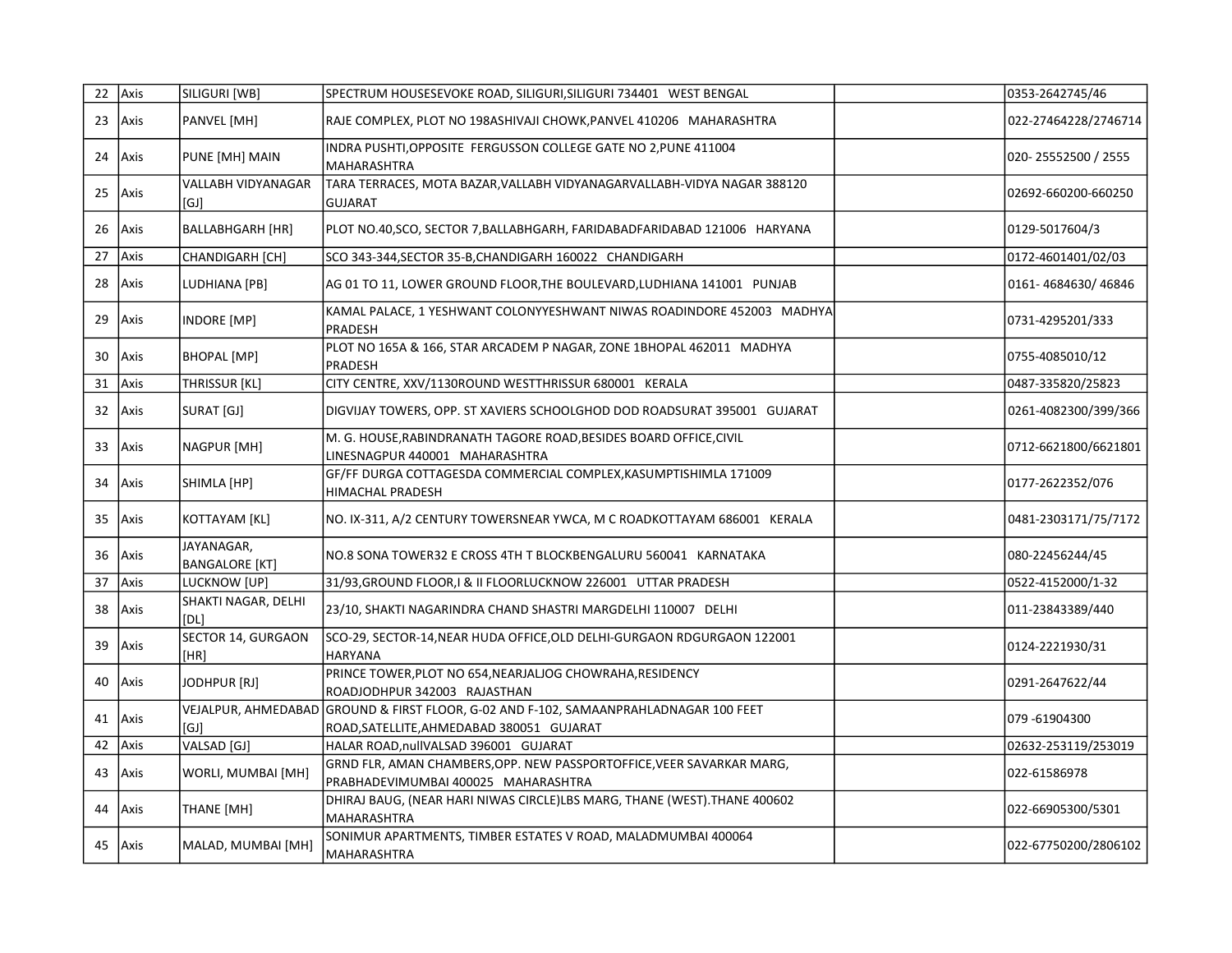| 22 | Axis | SILIGURI [WB] | SPECTRUM HOUSESEVOKE ROAD, SILIGURI,SILIGURI 734401 WEST BENGAL | | 0353-2642745/46 |
|---|---|---|---|---|---|
| 23 | Axis | PANVEL [MH] | RAJE COMPLEX, PLOT NO 198ASHIVAJI CHOWK,PANVEL 410206 MAHARASHTRA | | 022-27464228/2746714 |
| 24 | Axis | PUNE [MH] MAIN | INDRA PUSHTI,OPPOSITE FERGUSSON COLLEGE GATE NO 2,PUNE 411004 MAHARASHTRA | | 020- 25552500 / 2555 |
| 25 | Axis | VALLABH VIDYANAGAR [GJ] | TARA TERRACES, MOTA BAZAR,VALLABH VIDYANAGARVALLABH-VIDYA NAGAR 388120 GUJARAT | | 02692-660200-660250 |
| 26 | Axis | BALLABHGARH [HR] | PLOT NO.40,SCO, SECTOR 7,BALLABHGARH, FARIDABADFARIDABAD 121006 HARYANA | | 0129-5017604/3 |
| 27 | Axis | CHANDIGARH [CH] | SCO 343-344,SECTOR 35-B,CHANDIGARH 160022 CHANDIGARH | | 0172-4601401/02/03 |
| 28 | Axis | LUDHIANA [PB] | AG 01 TO 11, LOWER GROUND FLOOR,THE BOULEVARD,LUDHIANA 141001 PUNJAB | | 0161- 4684630/ 46846 |
| 29 | Axis | INDORE [MP] | KAMAL PALACE, 1 YESHWANT COLONYYESHWANT NIWAS ROADINDORE 452003 MADHYA PRADESH | | 0731-4295201/333 |
| 30 | Axis | BHOPAL [MP] | PLOT NO 165A & 166, STAR ARCADEM P NAGAR, ZONE 1BHOPAL 462011 MADHYA PRADESH | | 0755-4085010/12 |
| 31 | Axis | THRISSUR [KL] | CITY CENTRE, XXV/1130ROUND WESTTHRISSUR 680001 KERALA | | 0487-335820/25823 |
| 32 | Axis | SURAT [GJ] | DIGVIJAY TOWERS, OPP. ST XAVIERS SCHOOLGHOD DOD ROADSURAT 395001 GUJARAT | | 0261-4082300/399/366 |
| 33 | Axis | NAGPUR [MH] | M. G. HOUSE,RABINDRANATH TAGORE ROAD,BESIDES BOARD OFFICE,CIVIL LINESNAGPUR 440001 MAHARASHTRA | | 0712-6621800/6621801 |
| 34 | Axis | SHIMLA [HP] | GF/FF DURGA COTTAGESDA COMMERCIAL COMPLEX,KASUMPTISHIMLA 171009 HIMACHAL PRADESH | | 0177-2622352/076 |
| 35 | Axis | KOTTAYAM [KL] | NO. IX-311, A/2 CENTURY TOWERSNEAR YWCA, M C ROADKOTTAYAM 686001 KERALA | | 0481-2303171/75/7172 |
| 36 | Axis | JAYANAGAR, BANGALORE [KT] | NO.8 SONA TOWER32 E CROSS 4TH T BLOCKBENGALURU 560041 KARNATAKA | | 080-22456244/45 |
| 37 | Axis | LUCKNOW [UP] | 31/93,GROUND FLOOR,I & II FLOORLUCKNOW 226001 UTTAR PRADESH | | 0522-4152000/1-32 |
| 38 | Axis | SHAKTI NAGAR, DELHI [DL] | 23/10, SHAKTI NAGARINDRA CHAND SHASTRI MARGDELHI 110007 DELHI | | 011-23843389/440 |
| 39 | Axis | SECTOR 14, GURGAON [HR] | SCO-29, SECTOR-14,NEAR HUDA OFFICE,OLD DELHI-GURGAON RDGURGAON 122001 HARYANA | | 0124-2221930/31 |
| 40 | Axis | JODHPUR [RJ] | PRINCE TOWER,PLOT NO 654,NEARJALJOG CHOWRAHA,RESIDENCY ROADJODHPUR 342003 RAJASTHAN | | 0291-2647622/44 |
| 41 | Axis | VEJALPUR, AHMEDABAD [GJ] | GROUND & FIRST FLOOR, G-02 AND F-102, SAMAANPRAHLADNAGAR 100 FEET ROAD,SATELLITE,AHMEDABAD 380051 GUJARAT | | 079 -61904300 |
| 42 | Axis | VALSAD [GJ] | HALAR ROAD,nullVALSAD 396001 GUJARAT | | 02632-253119/253019 |
| 43 | Axis | WORLI, MUMBAI [MH] | GRND FLR, AMAN CHAMBERS,OPP. NEW PASSPORTOFFICE,VEER SAVARKAR MARG, PRABHADEVIMUMBAI 400025 MAHARASHTRA | | 022-61586978 |
| 44 | Axis | THANE [MH] | DHIRAJ BAUG, (NEAR HARI NIWAS CIRCLE)LBS MARG, THANE (WEST).THANE 400602 MAHARASHTRA | | 022-66905300/5301 |
| 45 | Axis | MALAD, MUMBAI [MH] | SONIMUR APARTMENTS, TIMBER ESTATES V ROAD, MALADMUMBAI 400064 MAHARASHTRA | | 022-67750200/2806102 |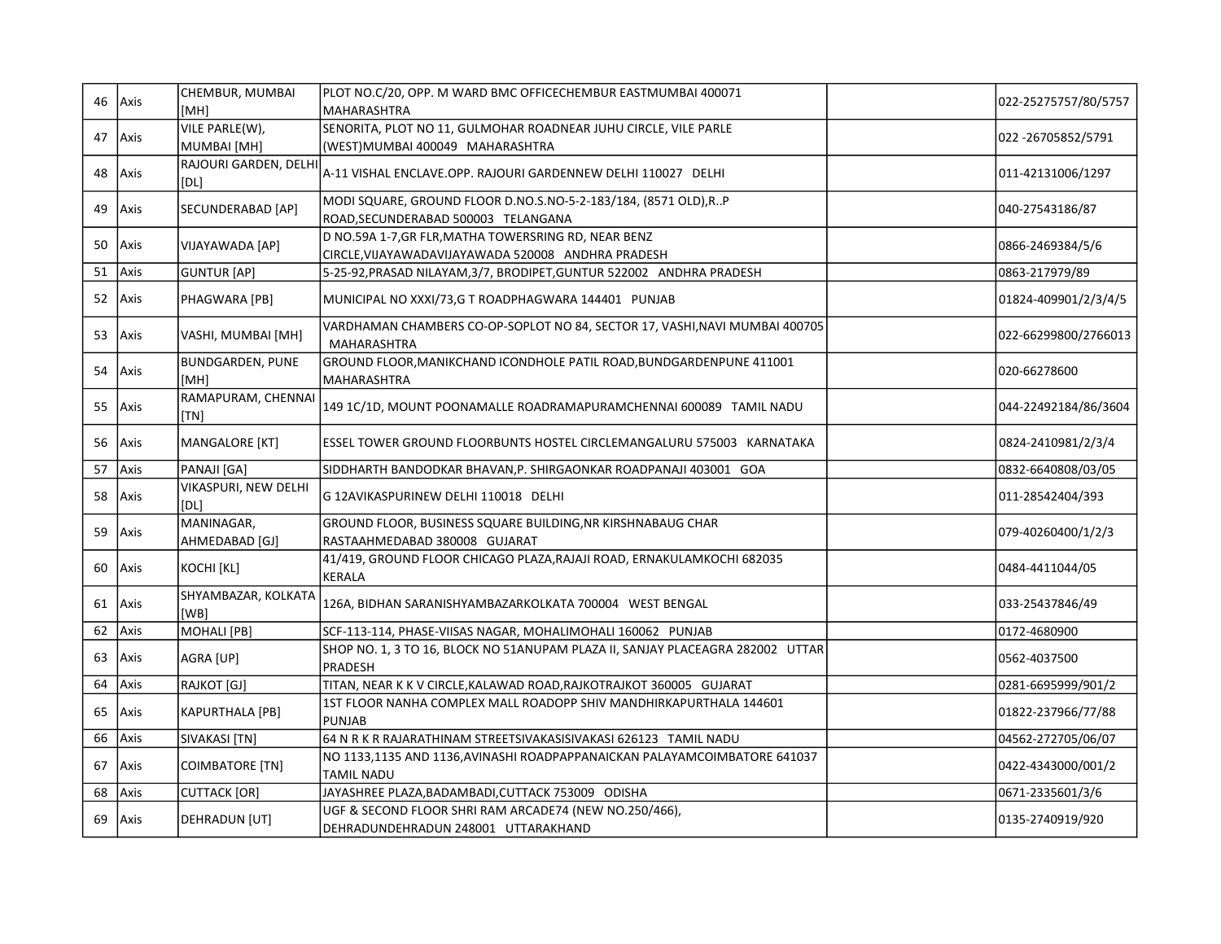| 46 | Axis | CHEMBUR, MUMBAI [MH] | PLOT NO.C/20, OPP. M WARD BMC OFFICECHEMBUR EASTMUMBAI 400071 MAHARASHTRA | | 022-25275757/80/5757 |
|---|---|---|---|---|---|
| 47 | Axis | VILE PARLE(W), MUMBAI [MH] | SENORITA, PLOT NO 11, GULMOHAR ROADNEAR JUHU CIRCLE, VILE PARLE (WEST)MUMBAI 400049 MAHARASHTRA | | 022 -26705852/5791 |
| 48 | Axis | RAJOURI GARDEN, DELHI [DL] | A-11 VISHAL ENCLAVE.OPP. RAJOURI GARDENNEW DELHI 110027 DELHI | | 011-42131006/1297 |
| 49 | Axis | SECUNDERABAD [AP] | MODI SQUARE, GROUND FLOOR D.NO.S.NO-5-2-183/184, (8571 OLD),R..P ROAD,SECUNDERABAD 500003 TELANGANA | | 040-27543186/87 |
| 50 | Axis | VIJAYAWADA [AP] | D NO.59A 1-7,GR FLR,MATHA TOWERSRING RD, NEAR BENZ CIRCLE,VIJAYAWADAVIJAYAWADA 520008 ANDHRA PRADESH | | 0866-2469384/5/6 |
| 51 | Axis | GUNTUR [AP] | 5-25-92,PRASAD NILAYAM,3/7, BRODIPET,GUNTUR 522002 ANDHRA PRADESH | | 0863-217979/89 |
| 52 | Axis | PHAGWARA [PB] | MUNICIPAL NO XXXI/73,G T ROADPHAGWARA 144401 PUNJAB | | 01824-409901/2/3/4/5 |
| 53 | Axis | VASHI, MUMBAI [MH] | VARDHAMAN CHAMBERS CO-OP-SOPLOT NO 84, SECTOR 17, VASHI,NAVI MUMBAI 400705 MAHARASHTRA | | 022-66299800/2766013 |
| 54 | Axis | BUNDGARDEN, PUNE [MH] | GROUND FLOOR,MANIKCHAND ICONDHOLE PATIL ROAD,BUNDGARDENPUNE 411001 MAHARASHTRA | | 020-66278600 |
| 55 | Axis | RAMAPURAM, CHENNAI [TN] | 149 1C/1D, MOUNT POONAMALLE ROADRAMAPURAMCHENNAI 600089 TAMIL NADU | | 044-22492184/86/3604 |
| 56 | Axis | MANGALORE [KT] | ESSEL TOWER GROUND FLOORBUNTS HOSTEL CIRCLEMANGALURU 575003 KARNATAKA | | 0824-2410981/2/3/4 |
| 57 | Axis | PANAJI [GA] | SIDDHARTH BANDODKAR BHAVAN,P. SHIRGAONKAR ROADPANAJI 403001 GOA | | 0832-6640808/03/05 |
| 58 | Axis | VIKASPURI, NEW DELHI [DL] | G 12AVIKASPURINEW DELHI 110018 DELHI | | 011-28542404/393 |
| 59 | Axis | MANINAGAR, AHMEDABAD [GJ] | GROUND FLOOR, BUSINESS SQUARE BUILDING,NR KIRSHNABAUG CHAR RASTAAHMEDABAD 380008 GUJARAT | | 079-40260400/1/2/3 |
| 60 | Axis | KOCHI [KL] | 41/419, GROUND FLOOR CHICAGO PLAZA,RAJAJI ROAD, ERNAKULAMKOCHI 682035 KERALA | | 0484-4411044/05 |
| 61 | Axis | SHYAMBAZAR, KOLKATA [WB] | 126A, BIDHAN SARANISHYAMBAZARKOLKATA 700004 WEST BENGAL | | 033-25437846/49 |
| 62 | Axis | MOHALI [PB] | SCF-113-114, PHASE-VIISAS NAGAR, MOHALIMOHALI 160062 PUNJAB | | 0172-4680900 |
| 63 | Axis | AGRA [UP] | SHOP NO. 1, 3 TO 16, BLOCK NO 51ANUPAM PLAZA II, SANJAY PLACEAGRA 282002 UTTAR PRADESH | | 0562-4037500 |
| 64 | Axis | RAJKOT [GJ] | TITAN, NEAR K K V CIRCLE,KALAWAD ROAD,RAJKOTRAJKOT 360005 GUJARAT | | 0281-6695999/901/2 |
| 65 | Axis | KAPURTHALA [PB] | 1ST FLOOR NANHA COMPLEX MALL ROADOPP SHIV MANDHIRKAPURTHALA 144601 PUNJAB | | 01822-237966/77/88 |
| 66 | Axis | SIVAKASI [TN] | 64 N R K R RAJARATHINAM STREETSIVAKASISIVAKASI 626123 TAMIL NADU | | 04562-272705/06/07 |
| 67 | Axis | COIMBATORE [TN] | NO 1133,1135 AND 1136,AVINASHI ROADPAPPANAICKAN PALAYAMCOIMBATORE 641037 TAMIL NADU | | 0422-4343000/001/2 |
| 68 | Axis | CUTTACK [OR] | JAYASHREE PLAZA,BADAMBADI,CUTTACK 753009 ODISHA | | 0671-2335601/3/6 |
| 69 | Axis | DEHRADUN [UT] | UGF & SECOND FLOOR SHRI RAM ARCADE74 (NEW NO.250/466), DEHRADUNDEHRADUN 248001 UTTARAKHAND | | 0135-2740919/920 |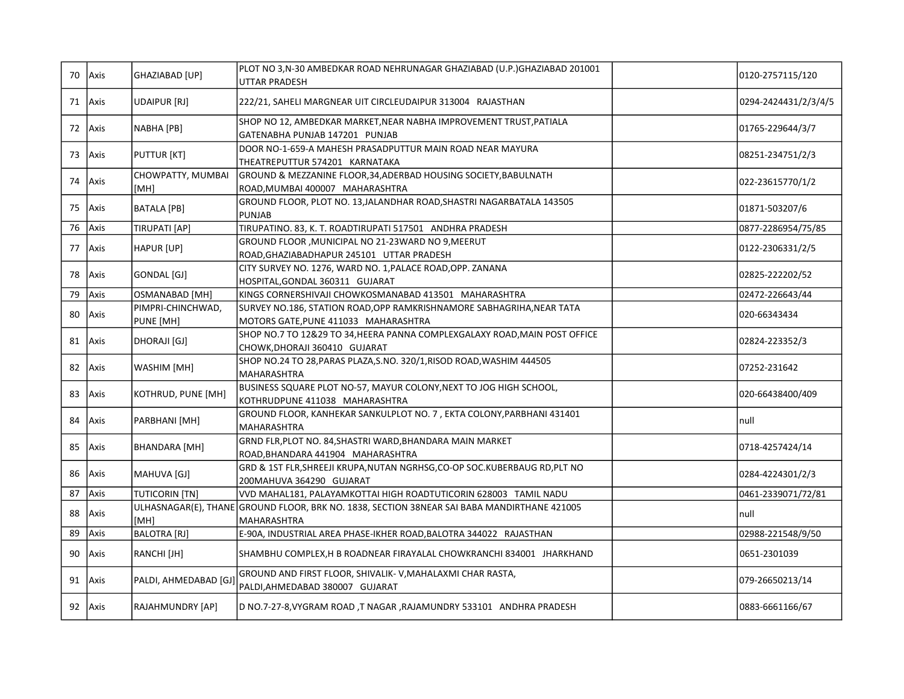| 70 | Axis | GHAZIABAD [UP] | PLOT NO 3,N-30 AMBEDKAR ROAD NEHRUNAGAR GHAZIABAD (U.P.)GHAZIABAD 201001 UTTAR PRADESH | | 0120-2757115/120 |
|---|---|---|---|---|---|
| 71 | Axis | UDAIPUR [RJ] | 222/21, SAHELI MARGNEAR UIT CIRCLEUDAIPUR 313004 RAJASTHAN | | 0294-2424431/2/3/4/5 |
| 72 | Axis | NABHA [PB] | SHOP NO 12, AMBEDKAR MARKET,NEAR NABHA IMPROVEMENT TRUST,PATIALA GATENABHA PUNJAB 147201 PUNJAB | | 01765-229644/3/7 |
| 73 | Axis | PUTTUR [KT] | DOOR NO-1-659-A MAHESH PRASADPUTTUR MAIN ROAD NEAR MAYURA THEATREPUTTUR 574201 KARNATAKA | | 08251-234751/2/3 |
| 74 | Axis | CHOWPATTY, MUMBAI [MH] | GROUND & MEZZANINE FLOOR,34,ADERBAD HOUSING SOCIETY,BABULNATH ROAD,MUMBAI 400007 MAHARASHTRA | | 022-23615770/1/2 |
| 75 | Axis | BATALA [PB] | GROUND FLOOR, PLOT NO. 13,JALANDHAR ROAD,SHASTRI NAGARBATALA 143505 PUNJAB | | 01871-503207/6 |
| 76 | Axis | TIRUPATI [AP] | TIRUPATINO. 83, K. T. ROADTIRUPATI 517501 ANDHRA PRADESH | | 0877-2286954/75/85 |
| 77 | Axis | HAPUR [UP] | GROUND FLOOR ,MUNICIPAL NO 21-23WARD NO 9,MEERUT ROAD,GHAZIABADHAPUR 245101 UTTAR PRADESH | | 0122-2306331/2/5 |
| 78 | Axis | GONDAL [GJ] | CITY SURVEY NO. 1276, WARD NO. 1,PALACE ROAD,OPP. ZANANA HOSPITAL,GONDAL 360311 GUJARAT | | 02825-222202/52 |
| 79 | Axis | OSMANABAD [MH] | KINGS CORNERSHIVAJI CHOWKOSMANABAD 413501 MAHARASHTRA | | 02472-226643/44 |
| 80 | Axis | PIMPRI-CHINCHWAD, PUNE [MH] | SURVEY NO.186, STATION ROAD,OPP RAMKRISHNAMORE SABHAGRIHA,NEAR TATA MOTORS GATE,PUNE 411033 MAHARASHTRA | | 020-66343434 |
| 81 | Axis | DHORAJI [GJ] | SHOP NO.7 TO 12&29 TO 34,HEERA PANNA COMPLEXGALAXY ROAD,MAIN POST OFFICE CHOWK,DHORAJI 360410 GUJARAT | | 02824-223352/3 |
| 82 | Axis | WASHIM [MH] | SHOP NO.24 TO 28,PARAS PLAZA,S.NO. 320/1,RISOD ROAD,WASHIM 444505 MAHARASHTRA | | 07252-231642 |
| 83 | Axis | KOTHRUD, PUNE [MH] | BUSINESS SQUARE PLOT NO-57, MAYUR COLONY,NEXT TO JOG HIGH SCHOOL, KOTHRUDPUNE 411038 MAHARASHTRA | | 020-66438400/409 |
| 84 | Axis | PARBHANI [MH] | GROUND FLOOR, KANHEKAR SANKULPLOT NO. 7 , EKTA COLONY,PARBHANI 431401 MAHARASHTRA | | null |
| 85 | Axis | BHANDARA [MH] | GRND FLR,PLOT NO. 84,SHASTRI WARD,BHANDARA MAIN MARKET ROAD,BHANDARA 441904 MAHARASHTRA | | 0718-4257424/14 |
| 86 | Axis | MAHUVA [GJ] | GRD & 1ST FLR,SHREEJI KRUPA,NUTAN NGRHSG,CO-OP SOC.KUBERBAUG RD,PLT NO 200MAHUVA 364290 GUJARAT | | 0284-4224301/2/3 |
| 87 | Axis | TUTICORIN [TN] | VVD MAHAL181, PALAYAMKOTTAI HIGH ROADTUTICORIN 628003 TAMIL NADU | | 0461-2339071/72/81 |
| 88 | Axis | ULHASNAGAR(E), THANE [MH] | GROUND FLOOR, BRK NO. 1838, SECTION 38NEAR SAI BABA MANDIRTHANE 421005 MAHARASHTRA | | null |
| 89 | Axis | BALOTRA [RJ] | E-90A, INDUSTRIAL AREA PHASE-IKHER ROAD,BALOTRA 344022 RAJASTHAN | | 02988-221548/9/50 |
| 90 | Axis | RANCHI [JH] | SHAMBHU COMPLEX,H B ROADNEAR FIRAYALAL CHOWKRANCHI 834001 JHARKHAND | | 0651-2301039 |
| 91 | Axis | PALDI, AHMEDABAD [GJ] | GROUND AND FIRST FLOOR, SHIVALIK- V,MAHALAXMI CHAR RASTA, PALDI,AHMEDABAD 380007 GUJARAT | | 079-26650213/14 |
| 92 | Axis | RAJAHMUNDRY [AP] | D NO.7-27-8,VYGRAM ROAD ,T NAGAR ,RAJAMUNDRY 533101 ANDHRA PRADESH | | 0883-6661166/67 |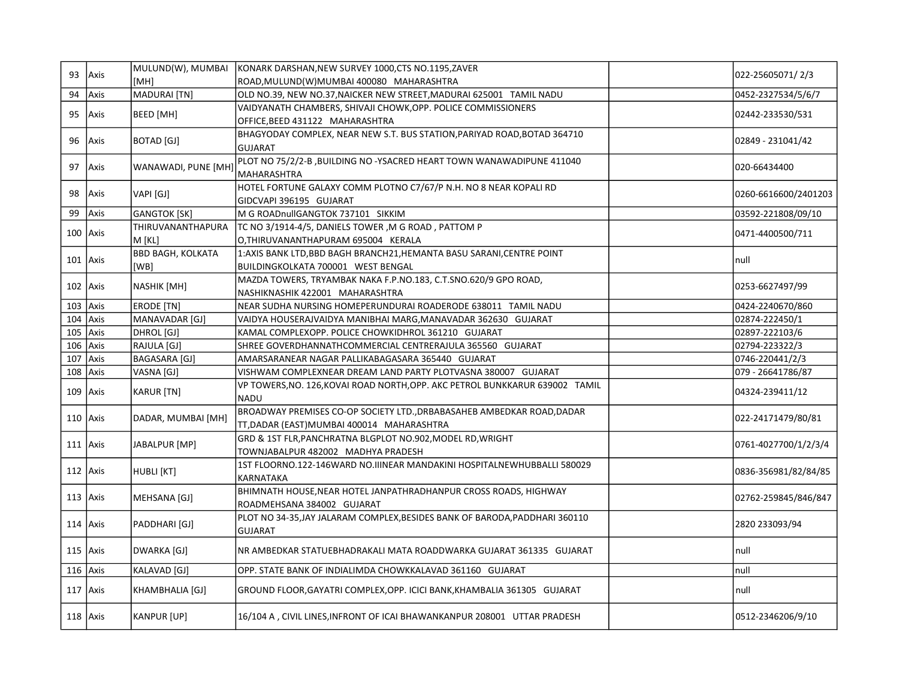| 93 | Axis | MULUND(W), MUMBAI [MH] | KONARK DARSHAN,NEW SURVEY 1000,CTS NO.1195,ZAVER ROAD,MULUND(W)MUMBAI 400080 MAHARASHTRA | | 022-25605071/ 2/3 |
|---|---|---|---|---|---|
| 94 | Axis | MADURAI [TN] | OLD NO.39, NEW NO.37,NAICKER NEW STREET,MADURAI 625001 TAMIL NADU | | 0452-2327534/5/6/7 |
| 95 | Axis | BEED [MH] | VAIDYANATH CHAMBERS, SHIVAJI CHOWK,OPP. POLICE COMMISSIONERS OFFICE,BEED 431122 MAHARASHTRA | | 02442-233530/531 |
| 96 | Axis | BOTAD [GJ] | BHAGYODAY COMPLEX, NEAR NEW S.T. BUS STATION,PARIYAD ROAD,BOTAD 364710 GUJARAT | | 02849 - 231041/42 |
| 97 | Axis | WANAWADI, PUNE [MH] | PLOT NO 75/2/2-B ,BUILDING NO -YSACRED HEART TOWN WANAWADIPUNE 411040 MAHARASHTRA | | 020-66434400 |
| 98 | Axis | VAPI [GJ] | HOTEL FORTUNE GALAXY COMM PLOTNO C7/67/P N.H. NO 8 NEAR KOPALI RD GIDCVAPI 396195 GUJARAT | | 0260-6616600/2401203 |
| 99 | Axis | GANGTOK [SK] | M G ROADnullGANGTOK 737101 SIKKIM | | 03592-221808/09/10 |
| 100 | Axis | THIRUVANANTHAPURAM [KL] | TC NO 3/1914-4/5, DANIELS TOWER ,M G ROAD , PATTOM P O,THIRUVANANTHAPURAM 695004 KERALA | | 0471-4400500/711 |
| 101 | Axis | BBD BAGH, KOLKATA [WB] | 1:AXIS BANK LTD,BBD BAGH BRANCH21,HEMANTA BASU SARANI,CENTRE POINT BUILDINGKOLKATA 700001 WEST BENGAL | | null |
| 102 | Axis | NASHIK [MH] | MAZDA TOWERS, TRYAMBAK NAKA F.P.NO.183, C.T.SNO.620/9 GPO ROAD, NASHIKNASHIK 422001 MAHARASHTRA | | 0253-6627497/99 |
| 103 | Axis | ERODE [TN] | NEAR SUDHA NURSING HOMEPERUNDURAI ROADERODE 638011 TAMIL NADU | | 0424-2240670/860 |
| 104 | Axis | MANAVADAR [GJ] | VAIDYA HOUSERAJVAIDYA MANIBHAI MARG,MANAVADAR 362630 GUJARAT | | 02874-222450/1 |
| 105 | Axis | DHROL [GJ] | KAMAL COMPLEXOPP. POLICE CHOWKIDHROL 361210 GUJARAT | | 02897-222103/6 |
| 106 | Axis | RAJULA [GJ] | SHREE GOVERDHANNATHCOMMERCIAL CENTRERAJULA 365560 GUJARAT | | 02794-223322/3 |
| 107 | Axis | BAGASARA [GJ] | AMARSARANEAR NAGAR PALLIKABAGASARA 365440 GUJARAT | | 0746-220441/2/3 |
| 108 | Axis | VASNA [GJ] | VISHWAM COMPLEXNEAR DREAM LAND PARTY PLOTVASNA 380007 GUJARAT | | 079 - 26641786/87 |
| 109 | Axis | KARUR [TN] | VP TOWERS,NO. 126,KOVAI ROAD NORTH,OPP. AKC PETROL BUNKKARUR 639002 TAMIL NADU | | 04324-239411/12 |
| 110 | Axis | DADAR, MUMBAI [MH] | BROADWAY PREMISES CO-OP SOCIETY LTD.,DRBABASAHEB AMBEDKAR ROAD,DADAR TT,DADAR (EAST)MUMBAI 400014 MAHARASHTRA | | 022-24171479/80/81 |
| 111 | Axis | JABALPUR [MP] | GRD & 1ST FLR,PANCHRATNA BLGPLOT NO.902,MODEL RD,WRIGHT TOWNJABALPUR 482002 MADHYA PRADESH | | 0761-4027700/1/2/3/4 |
| 112 | Axis | HUBLI [KT] | 1ST FLOORNO.122-146WARD NO.IIINEAR MANDAKINI HOSPITALNEWHUBBALLI 580029 KARNATAKA | | 0836-356981/82/84/85 |
| 113 | Axis | MEHSANA [GJ] | BHIMNATH HOUSE,NEAR HOTEL JANPATHRADHANPUR CROSS ROADS, HIGHWAY ROADMEHSANA 384002 GUJARAT | | 02762-259845/846/847 |
| 114 | Axis | PADDHARI [GJ] | PLOT NO 34-35,JAY JALARAM COMPLEX,BESIDES BANK OF BARODA,PADDHARI 360110 GUJARAT | | 2820 233093/94 |
| 115 | Axis | DWARKA [GJ] | NR AMBEDKAR STATUEBHADRAKALI MATA ROADDWARKA GUJARAT 361335 GUJARAT | | null |
| 116 | Axis | KALAVAD [GJ] | OPP. STATE BANK OF INDIALIMDA CHOWKKALAVAD 361160 GUJARAT | | null |
| 117 | Axis | KHAMBHALIA [GJ] | GROUND FLOOR,GAYATRI COMPLEX,OPP. ICICI BANK,KHAMBALIA 361305 GUJARAT | | null |
| 118 | Axis | KANPUR [UP] | 16/104 A , CIVIL LINES,INFRONT OF ICAI BHAWANKANPUR 208001 UTTAR PRADESH | | 0512-2346206/9/10 |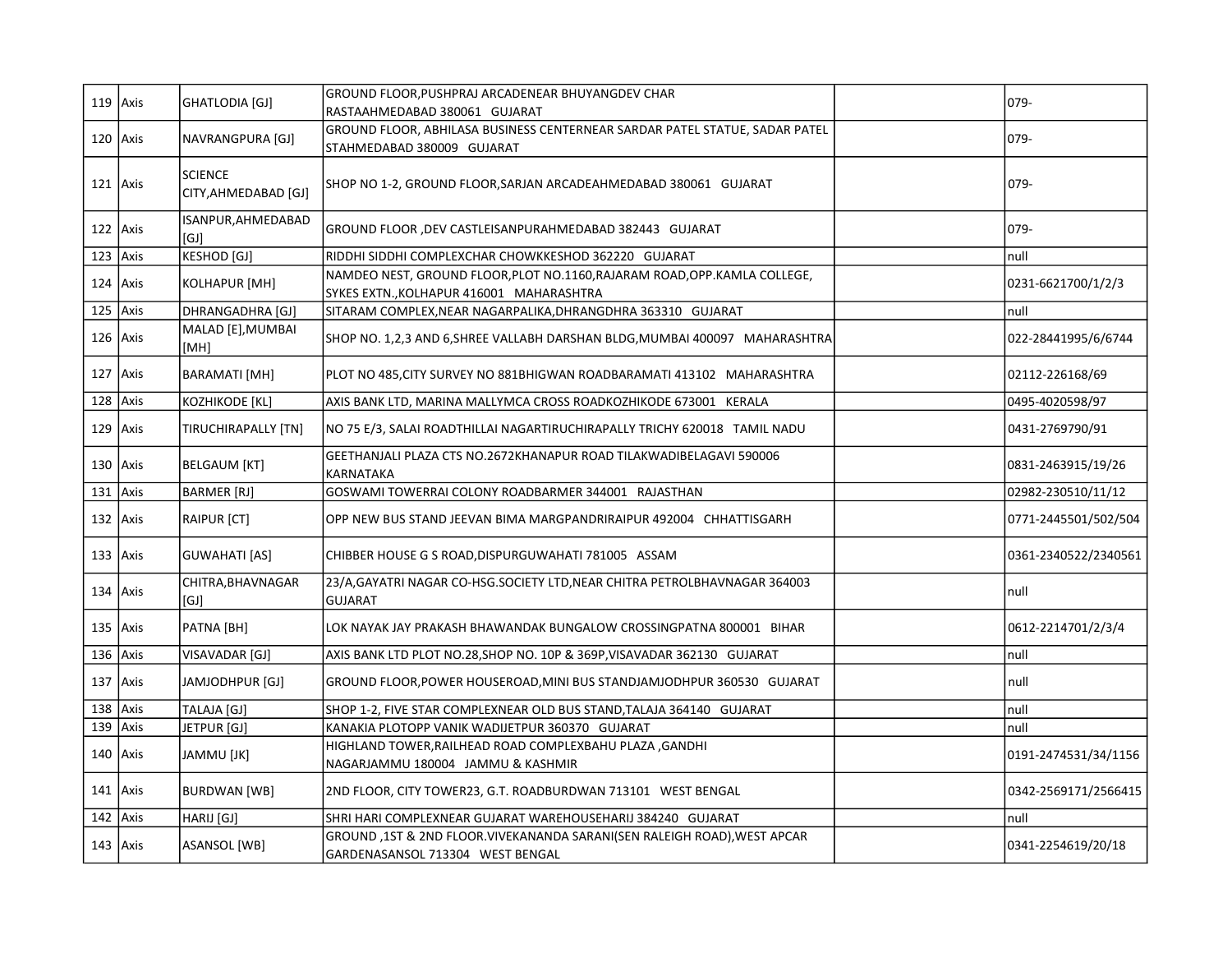| 119 | Axis | GHATLODIA [GJ] | GROUND FLOOR,PUSHPRAJ ARCADENEAR BHUYANGDEV CHAR RASTAAHMEDABAD 380061 GUJARAT | | 079- |
|---|---|---|---|---|---|
| 120 | Axis | NAVRANGPURA [GJ] | GROUND FLOOR, ABHILASA BUSINESS CENTERNEAR SARDAR PATEL STATUE, SADAR PATEL STAHMEDABAD 380009 GUJARAT | | 079- |
| 121 | Axis | SCIENCE CITY,AHMEDABAD [GJ] | SHOP NO 1-2, GROUND FLOOR,SARJAN ARCADEAHMEDABAD 380061 GUJARAT | | 079- |
| 122 | Axis | ISANPUR,AHMEDABAD [GJ] | GROUND FLOOR ,DEV CASTLEISANPURAHMEDABAD 382443 GUJARAT | | 079- |
| 123 | Axis | KESHOD [GJ] | RIDDHI SIDDHI COMPLEXCHAR CHOWKKESHOD 362220 GUJARAT | | null |
| 124 | Axis | KOLHAPUR [MH] | NAMDEO NEST, GROUND FLOOR,PLOT NO.1160,RAJARAM ROAD,OPP.KAMLA COLLEGE, SYKES EXTN.,KOLHAPUR 416001 MAHARASHTRA | | 0231-6621700/1/2/3 |
| 125 | Axis | DHRANGADHRA [GJ] | SITARAM COMPLEX,NEAR NAGARPALIKA,DHRANGDHRA 363310 GUJARAT | | null |
| 126 | Axis | MALAD [E],MUMBAI [MH] | SHOP NO. 1,2,3 AND 6,SHREE VALLABH DARSHAN BLDG,MUMBAI 400097 MAHARASHTRA | | 022-28441995/6/6744 |
| 127 | Axis | BARAMATI [MH] | PLOT NO 485,CITY SURVEY NO 881BHIGWAN ROADBARAMATI 413102 MAHARASHTRA | | 02112-226168/69 |
| 128 | Axis | KOZHIKODE [KL] | AXIS BANK LTD, MARINA MALLYMCA CROSS ROADKOZHIKODE 673001 KERALA | | 0495-4020598/97 |
| 129 | Axis | TIRUCHIRAPALLY [TN] | NO 75 E/3, SALAI ROADTHILLAI NAGARTIRUCHIRAPALLY TRICHY 620018 TAMIL NADU | | 0431-2769790/91 |
| 130 | Axis | BELGAUM [KT] | GEETHANJALI PLAZA CTS NO.2672KHANAPUR ROAD TILAKWADIBELAGAVI 590006 KARNATAKA | | 0831-2463915/19/26 |
| 131 | Axis | BARMER [RJ] | GOSWAMI TOWERRAI COLONY ROADBARMER 344001 RAJASTHAN | | 02982-230510/11/12 |
| 132 | Axis | RAIPUR [CT] | OPP NEW BUS STAND JEEVAN BIMA MARGPANDRIRAIPUR 492004 CHHATTISGARH | | 0771-2445501/502/504 |
| 133 | Axis | GUWAHATI [AS] | CHIBBER HOUSE G S ROAD,DISPURGUWAHATI 781005 ASSAM | | 0361-2340522/2340561 |
| 134 | Axis | CHITRA,BHAVNAGAR [GJ] | 23/A,GAYATRI NAGAR CO-HSG.SOCIETY LTD,NEAR CHITRA PETROLBHAVNAGAR 364003 GUJARAT | | null |
| 135 | Axis | PATNA [BH] | LOK NAYAK JAY PRAKASH BHAWANDAK BUNGALOW CROSSINGPATNA 800001 BIHAR | | 0612-2214701/2/3/4 |
| 136 | Axis | VISAVADAR [GJ] | AXIS BANK LTD PLOT NO.28,SHOP NO. 10P & 369P,VISAVADAR 362130 GUJARAT | | null |
| 137 | Axis | JAMJODHPUR [GJ] | GROUND FLOOR,POWER HOUSEROAD,MINI BUS STANDJAMJODHPUR 360530 GUJARAT | | null |
| 138 | Axis | TALAJA [GJ] | SHOP 1-2, FIVE STAR COMPLEXNEAR OLD BUS STAND,TALAJA 364140 GUJARAT | | null |
| 139 | Axis | JETPUR [GJ] | KANAKIA PLOTOPP VANIK WADIJETPUR 360370 GUJARAT | | null |
| 140 | Axis | JAMMU [JK] | HIGHLAND TOWER,RAILHEAD ROAD COMPLEXBAHU PLAZA ,GANDHI NAGARJAMMU 180004 JAMMU & KASHMIR | | 0191-2474531/34/1156 |
| 141 | Axis | BURDWAN [WB] | 2ND FLOOR, CITY TOWER23, G.T. ROADBURDWAN 713101 WEST BENGAL | | 0342-2569171/2566415 |
| 142 | Axis | HARIJ [GJ] | SHRI HARI COMPLEXNEAR GUJARAT WAREHOUSEHARIJ 384240 GUJARAT | | null |
| 143 | Axis | ASANSOL [WB] | GROUND ,1ST & 2ND FLOOR.VIVEKANANDA SARANI(SEN RALEIGH ROAD),WEST APCAR GARDENASANSOL 713304 WEST BENGAL | | 0341-2254619/20/18 |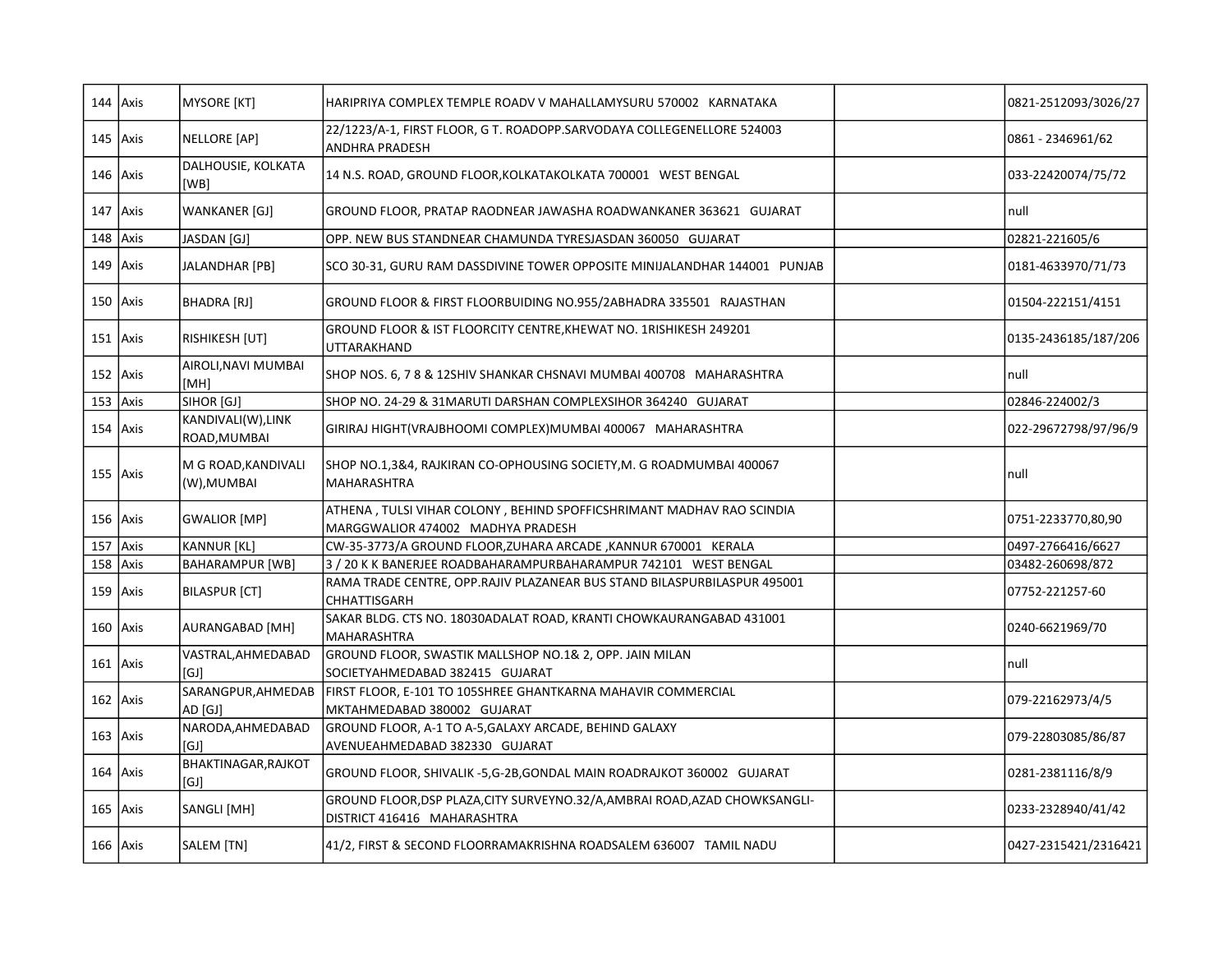| 144 | Axis | MYSORE [KT] | HARIPRIYA COMPLEX TEMPLE ROADV V MAHALLAMYSURU 570002 KARNATAKA | | 0821-2512093/3026/27 |
|---|---|---|---|---|---|
| 145 | Axis | NELLORE [AP] | 22/1223/A-1, FIRST FLOOR, G T. ROADOPP.SARVODAYA COLLEGENELLORE 524003 ANDHRA PRADESH | | 0861 - 2346961/62 |
| 146 | Axis | DALHOUSIE, KOLKATA [WB] | 14 N.S. ROAD, GROUND FLOOR,KOLKATAKOLKATA 700001 WEST BENGAL | | 033-22420074/75/72 |
| 147 | Axis | WANKANER [GJ] | GROUND FLOOR, PRATAP RAODNEAR JAWASHA ROADWANKANER 363621 GUJARAT | | null |
| 148 | Axis | JASDAN [GJ] | OPP. NEW BUS STANDNEAR CHAMUNDA TYRESJASDAN 360050 GUJARAT | | 02821-221605/6 |
| 149 | Axis | JALANDHAR [PB] | SCO 30-31, GURU RAM DASSDIVINE TOWER OPPOSITE MINIJALANDHAR 144001 PUNJAB | | 0181-4633970/71/73 |
| 150 | Axis | BHADRA [RJ] | GROUND FLOOR & FIRST FLOORBUIDING NO.955/2ABHADRA 335501 RAJASTHAN | | 01504-222151/4151 |
| 151 | Axis | RISHIKESH [UT] | GROUND FLOOR & IST FLOORCITY CENTRE,KHEWAT NO. 1RISHIKESH 249201 UTTARAKHAND | | 0135-2436185/187/206 |
| 152 | Axis | AIROLI,NAVI MUMBAI [MH] | SHOP NOS. 6, 7 8 & 12SHIV SHANKAR CHSNAVI MUMBAI 400708 MAHARASHTRA | | null |
| 153 | Axis | SIHOR [GJ] | SHOP NO. 24-29 & 31MARUTI DARSHAN COMPLEXSIHOR 364240 GUJARAT | | 02846-224002/3 |
| 154 | Axis | KANDIVALI(W),LINK ROAD,MUMBAI | GIRIRAJ HIGHT(VRAJBHOOMI COMPLEX)MUMBAI 400067 MAHARASHTRA | | 022-29672798/97/96/9 |
| 155 | Axis | M G ROAD,KANDIVALI (W),MUMBAI | SHOP NO.1,3&4, RAJKIRAN CO-OPHOUSING SOCIETY,M. G ROADMUMBAI 400067 MAHARASHTRA | | null |
| 156 | Axis | GWALIOR [MP] | ATHENA , TULSI VIHAR COLONY , BEHIND SPOFFICSHRIMANT MADHAV RAO SCINDIA MARGGWALIOR 474002 MADHYA PRADESH | | 0751-2233770,80,90 |
| 157 | Axis | KANNUR [KL] | CW-35-3773/A GROUND FLOOR,ZUHARA ARCADE ,KANNUR 670001 KERALA | | 0497-2766416/6627 |
| 158 | Axis | BAHARAMPUR [WB] | 3 / 20 K K BANERJEE ROADBAHARAMPURBAHARAMPUR 742101 WEST BENGAL | | 03482-260698/872 |
| 159 | Axis | BILASPUR [CT] | RAMA TRADE CENTRE, OPP.RAJIV PLAZANEAR BUS STAND BILASPURBILASPUR 495001 CHHATTISGARH | | 07752-221257-60 |
| 160 | Axis | AURANGABAD [MH] | SAKAR BLDG. CTS NO. 18030ADALAT ROAD, KRANTI CHOWKAURANGABAD 431001 MAHARASHTRA | | 0240-6621969/70 |
| 161 | Axis | VASTRAL,AHMEDABAD [GJ] | GROUND FLOOR, SWASTIK MALLSHOP NO.1& 2, OPP. JAIN MILAN SOCIETYAHMEDABAD 382415 GUJARAT | | null |
| 162 | Axis | SARANGPUR,AHMEDABAD [GJ] | FIRST FLOOR, E-101 TO 105SHREE GHANTKARNA MAHAVIR COMMERCIAL MKTAHMEDABAD 380002 GUJARAT | | 079-22162973/4/5 |
| 163 | Axis | NARODA,AHMEDABAD [GJ] | GROUND FLOOR, A-1 TO A-5,GALAXY ARCADE, BEHIND GALAXY AVENUEAHMEDABAD 382330 GUJARAT | | 079-22803085/86/87 |
| 164 | Axis | BHAKTINAGAR,RAJKOT [GJ] | GROUND FLOOR, SHIVALIK -5,G-2B,GONDAL MAIN ROADRAJKOT 360002 GUJARAT | | 0281-2381116/8/9 |
| 165 | Axis | SANGLI [MH] | GROUND FLOOR,DSP PLAZA,CITY SURVEYNO.32/A,AMBRAI ROAD,AZAD CHOWKSANGLI-DISTRICT 416416 MAHARASHTRA | | 0233-2328940/41/42 |
| 166 | Axis | SALEM [TN] | 41/2, FIRST & SECOND FLOORRAMAKRISHNA ROADSALEM 636007 TAMIL NADU | | 0427-2315421/2316421 |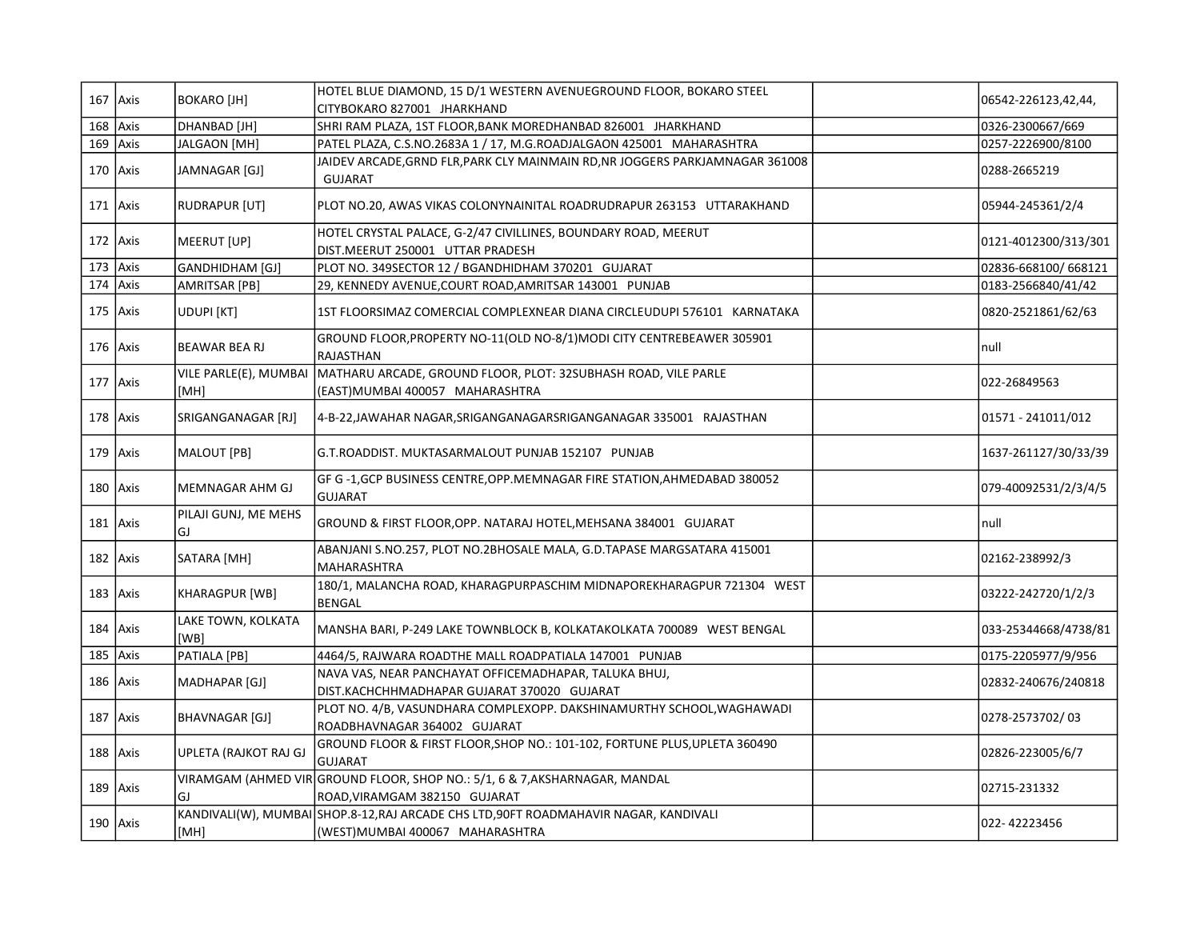| 167 | Axis | BOKARO [JH] | HOTEL BLUE DIAMOND, 15 D/1 WESTERN AVENUEGROUND FLOOR, BOKARO STEEL CITYBOKARO 827001 JHARKHAND | | 06542-226123,42,44, |
|---|---|---|---|---|---|
| 168 | Axis | DHANBAD [JH] | SHRI RAM PLAZA, 1ST FLOOR,BANK MOREDHANBAD 826001 JHARKHAND | | 0326-2300667/669 |
| 169 | Axis | JALGAON [MH] | PATEL PLAZA, C.S.NO.2683A 1 / 17, M.G.ROADJALGAON 425001 MAHARASHTRA | | 0257-2226900/8100 |
| 170 | Axis | JAMNAGAR [GJ] | JAIDEV ARCADE,GRND FLR,PARK CLY MAINMAIN RD,NR JOGGERS PARKJAMNAGAR 361008 GUJARAT | | 0288-2665219 |
| 171 | Axis | RUDRAPUR [UT] | PLOT NO.20, AWAS VIKAS COLONYNAINITAL ROADRUDRAPUR 263153 UTTARAKHAND | | 05944-245361/2/4 |
| 172 | Axis | MEERUT [UP] | HOTEL CRYSTAL PALACE, G-2/47 CIVILLINES, BOUNDARY ROAD, MEERUT DIST.MEERUT 250001 UTTAR PRADESH | | 0121-4012300/313/301 |
| 173 | Axis | GANDHIDHAM [GJ] | PLOT NO. 349SECTOR 12 / BGANDHIDHAM 370201 GUJARAT | | 02836-668100/ 668121 |
| 174 | Axis | AMRITSAR [PB] | 29, KENNEDY AVENUE,COURT ROAD,AMRITSAR 143001 PUNJAB | | 0183-2566840/41/42 |
| 175 | Axis | UDUPI [KT] | 1ST FLOORSIMAZ COMERCIAL COMPLEXNEAR DIANA CIRCLEUDUPI 576101 KARNATAKA | | 0820-2521861/62/63 |
| 176 | Axis | BEAWAR BEA RJ | GROUND FLOOR,PROPERTY NO-11(OLD NO-8/1)MODI CITY CENTREBEAWER 305901 RAJASTHAN | | null |
| 177 | Axis | VILE PARLE(E), MUMBAI [MH] | MATHARU ARCADE, GROUND FLOOR, PLOT: 32SUBHASH ROAD, VILE PARLE (EAST)MUMBAI 400057 MAHARASHTRA | | 022-26849563 |
| 178 | Axis | SRIGANGANAGAR [RJ] | 4-B-22,JAWAHAR NAGAR,SRIGANGANAGARSRIGANGANAGAR 335001 RAJASTHAN | | 01571 - 241011/012 |
| 179 | Axis | MALOUT [PB] | G.T.ROADDIST. MUKTASARMALOUT PUNJAB 152107 PUNJAB | | 1637-261127/30/33/39 |
| 180 | Axis | MEMNAGAR AHM GJ | GF G -1,GCP BUSINESS CENTRE,OPP.MEMNAGAR FIRE STATION,AHMEDABAD 380052 GUJARAT | | 079-40092531/2/3/4/5 |
| 181 | Axis | PILAJI GUNJ, ME MEHS GJ | GROUND & FIRST FLOOR,OPP. NATARAJ HOTEL,MEHSANA 384001 GUJARAT | | null |
| 182 | Axis | SATARA [MH] | ABANJANI S.NO.257, PLOT NO.2BHOSALE MALA, G.D.TAPASE MARGSATARA 415001 MAHARASHTRA | | 02162-238992/3 |
| 183 | Axis | KHARAGPUR [WB] | 180/1, MALANCHA ROAD, KHARAGPURPASCHIM MIDNAPOREKHARAGPUR 721304 WEST BENGAL | | 03222-242720/1/2/3 |
| 184 | Axis | LAKE TOWN, KOLKATA [WB] | MANSHA BARI, P-249 LAKE TOWNBLOCK B, KOLKATAKOLKATA 700089 WEST BENGAL | | 033-25344668/4738/81 |
| 185 | Axis | PATIALA [PB] | 4464/5, RAJWARA ROADTHE MALL ROADPATIALA 147001 PUNJAB | | 0175-2205977/9/956 |
| 186 | Axis | MADHAPAR [GJ] | NAVA VAS, NEAR PANCHAYAT OFFICEMADHAPAR, TALUKA BHUJ, DIST.KACHCHHMADHAPAR GUJARAT 370020 GUJARAT | | 02832-240676/240818 |
| 187 | Axis | BHAVNAGAR [GJ] | PLOT NO. 4/B, VASUNDHARA COMPLEXOPP. DAKSHINAMURTHY SCHOOL,WAGHAWADI ROADBHAVNAGAR 364002 GUJARAT | | 0278-2573702/ 03 |
| 188 | Axis | UPLETA (RAJKOT RAJ GJ | GROUND FLOOR & FIRST FLOOR,SHOP NO.: 101-102, FORTUNE PLUS,UPLETA 360490 GUJARAT | | 02826-223005/6/7 |
| 189 | Axis | VIRAMGAM (AHMED VIR GJ | GROUND FLOOR, SHOP NO.: 5/1, 6 & 7,AKSHARNAGAR, MANDAL ROAD,VIRAMGAM 382150 GUJARAT | | 02715-231332 |
| 190 | Axis | KANDIVALI(W), MUMBAI [MH] | SHOP.8-12,RAJ ARCADE CHS LTD,90FT ROADMAHAVIR NAGAR, KANDIVALI (WEST)MUMBAI 400067 MAHARASHTRA | | 022- 42223456 |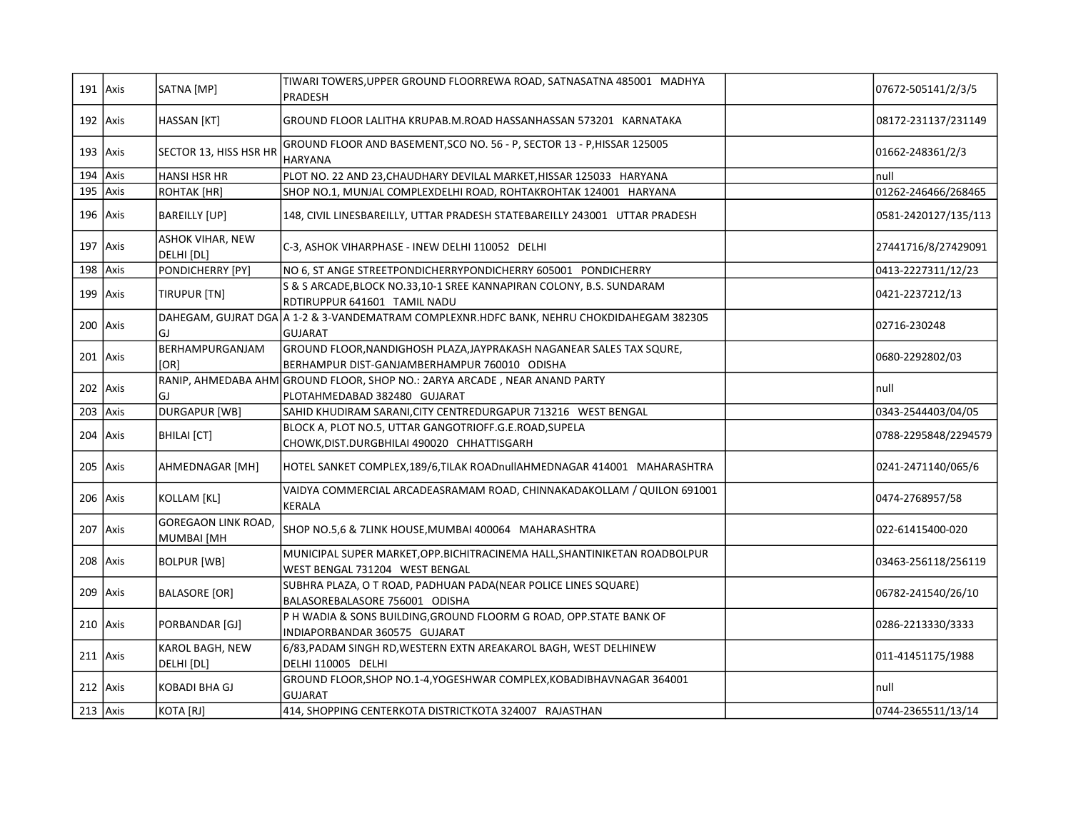| | | | | | |
|---|---|---|---|---|---|
| 191 | Axis | SATNA [MP] | TIWARI TOWERS,UPPER GROUND FLOORREWA ROAD, SATNASATNA 485001 MADHYA PRADESH | | 07672-505141/2/3/5 |
| 192 | Axis | HASSAN [KT] | GROUND FLOOR LALITHA KRUPAB.M.ROAD HASSANHASSAN 573201 KARNATAKA | | 08172-231137/231149 |
| 193 | Axis | SECTOR 13, HISS HSR HR | GROUND FLOOR AND BASEMENT,SCO NO. 56 - P, SECTOR 13 - P,HISSAR 125005 HARYANA | | 01662-248361/2/3 |
| 194 | Axis | HANSI HSR HR | PLOT NO. 22 AND 23,CHAUDHARY DEVILAL MARKET,HISSAR 125033 HARYANA | | null |
| 195 | Axis | ROHTAK [HR] | SHOP NO.1, MUNJAL COMPLEXDELHI ROAD, ROHTAKROHTAK 124001 HARYANA | | 01262-246466/268465 |
| 196 | Axis | BAREILLY [UP] | 148, CIVIL LINESBAREILLY, UTTAR PRADESH STATEBAREILLY 243001 UTTAR PRADESH | | 0581-2420127/135/113 |
| 197 | Axis | ASHOK VIHAR, NEW DELHI [DL] | C-3, ASHOK VIHARPHASE - INEW DELHI 110052 DELHI | | 27441716/8/27429091 |
| 198 | Axis | PONDICHERRY [PY] | NO 6, ST ANGE STREETPONDICHERRYPONDICHERRY 605001 PONDICHERRY | | 0413-2227311/12/23 |
| 199 | Axis | TIRUPUR [TN] | S & S ARCADE,BLOCK NO.33,10-1 SREE KANNAPIRAN COLONY, B.S. SUNDARAM RDTIRUPPUR 641601 TAMIL NADU | | 0421-2237212/13 |
| 200 | Axis | DAHEGAM, GUJRAT DGA GJ | A 1-2 & 3-VANDEMATRAM COMPLEXNR.HDFC BANK, NEHRU CHOKDIDAHEGAM 382305 GUJARAT | | 02716-230248 |
| 201 | Axis | BERHAMPURGANJAM [OR] | GROUND FLOOR,NANDIGHOSH PLAZA,JAYPRAKASH NAGANEAR SALES TAX SQURE, BERHAMPUR DIST-GANJAMBERHAMPUR 760010 ODISHA | | 0680-2292802/03 |
| 202 | Axis | RANIP, AHMEDABA AHM GJ | GROUND FLOOR, SHOP NO.: 2ARYA ARCADE , NEAR ANAND PARTY PLOTAHMEDABAD 382480 GUJARAT | | null |
| 203 | Axis | DURGAPUR [WB] | SAHID KHUDIRAM SARANI,CITY CENTREDURGAPUR 713216 WEST BENGAL | | 0343-2544403/04/05 |
| 204 | Axis | BHILAI [CT] | BLOCK A, PLOT NO.5, UTTAR GANGOTRIOFF.G.E.ROAD,SUPELA CHOWK,DIST.DURGBHILAI 490020 CHHATTISGARH | | 0788-2295848/2294579 |
| 205 | Axis | AHMEDNAGAR [MH] | HOTEL SANKET COMPLEX,189/6,TILAK ROADnullAHMEDNAGAR 414001 MAHARASHTRA | | 0241-2471140/065/6 |
| 206 | Axis | KOLLAM [KL] | VAIDYA COMMERCIAL ARCADEASRAMAM ROAD, CHINNAKADAKOLLAM / QUILON 691001 KERALA | | 0474-2768957/58 |
| 207 | Axis | GOREGAON LINK ROAD, MUMBAI [MH | SHOP NO.5,6 & 7LINK HOUSE,MUMBAI 400064 MAHARASHTRA | | 022-61415400-020 |
| 208 | Axis | BOLPUR [WB] | MUNICIPAL SUPER MARKET,OPP.BICHITRACINEMA HALL,SHANTINIKETAN ROADBOLPUR WEST BENGAL 731204 WEST BENGAL | | 03463-256118/256119 |
| 209 | Axis | BALASORE [OR] | SUBHRA PLAZA, O T ROAD, PADHUAN PADA(NEAR POLICE LINES SQUARE) BALASOREBALASORE 756001 ODISHA | | 06782-241540/26/10 |
| 210 | Axis | PORBANDAR [GJ] | P H WADIA & SONS BUILDING,GROUND FLOORM G ROAD, OPP.STATE BANK OF INDIAPORBANDAR 360575 GUJARAT | | 0286-2213330/3333 |
| 211 | Axis | KAROL BAGH, NEW DELHI [DL] | 6/83,PADAM SINGH RD,WESTERN EXTN AREAKAROL BAGH, WEST DELHINEW DELHI 110005 DELHI | | 011-41451175/1988 |
| 212 | Axis | KOBADI BHA GJ | GROUND FLOOR,SHOP NO.1-4,YOGESHWAR COMPLEX,KOBADIBHAVNAGAR 364001 GUJARAT | | null |
| 213 | Axis | KOTA [RJ] | 414, SHOPPING CENTERKOTA DISTRICTKOTA 324007 RAJASTHAN | | 0744-2365511/13/14 |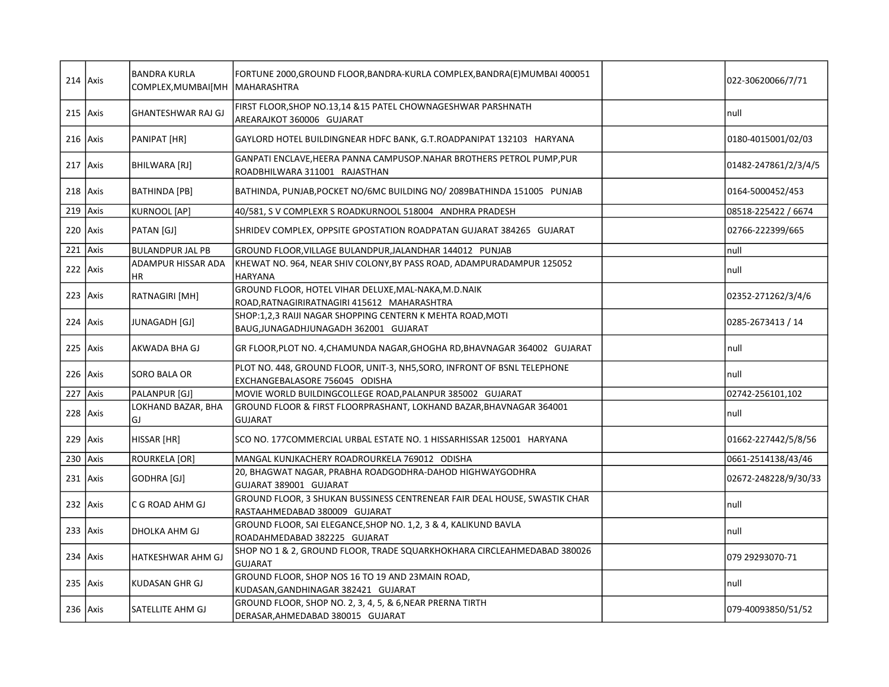| | | | | | |
|---|---|---|---|---|---|
| 214 | Axis | BANDRA KURLA COMPLEX,MUMBAI[MH | FORTUNE 2000,GROUND FLOOR,BANDRA-KURLA COMPLEX,BANDRA(E)MUMBAI 400051 MAHARASHTRA | | 022-30620066/7/71 |
| 215 | Axis | GHANTESHWAR RAJ GJ | FIRST FLOOR,SHOP NO.13,14 &15 PATEL CHOWNAGESHWAR PARSHNATH AREARAJKOT 360006 GUJARAT | | null |
| 216 | Axis | PANIPAT [HR] | GAYLORD HOTEL BUILDINGNEAR HDFC BANK, G.T.ROADPANIPAT 132103 HARYANA | | 0180-4015001/02/03 |
| 217 | Axis | BHILWARA [RJ] | GANPATI ENCLAVE,HEERA PANNA CAMPUSOP.NAHAR BROTHERS PETROL PUMP,PUR ROADBHILWARA 311001 RAJASTHAN | | 01482-247861/2/3/4/5 |
| 218 | Axis | BATHINDA [PB] | BATHINDA, PUNJAB,POCKET NO/6MC BUILDING NO/ 2089BATHINDA 151005 PUNJAB | | 0164-5000452/453 |
| 219 | Axis | KURNOOL [AP] | 40/581, S V COMPLEXR S ROADKURNOOL 518004 ANDHRA PRADESH | | 08518-225422 / 6674 |
| 220 | Axis | PATAN [GJ] | SHRIDEV COMPLEX, OPPSITE GPOSTATION ROADPATAN GUJARAT 384265 GUJARAT | | 02766-222399/665 |
| 221 | Axis | BULANDPUR JAL PB | GROUND FLOOR,VILLAGE BULANDPUR,JALANDHAR 144012 PUNJAB | | null |
| 222 | Axis | ADAMPUR HISSAR ADA HR | KHEWAT NO. 964, NEAR SHIV COLONY,BY PASS ROAD, ADAMPURADAMPUR 125052 HARYANA | | null |
| 223 | Axis | RATNAGIRI [MH] | GROUND FLOOR, HOTEL VIHAR DELUXE,MAL-NAKA,M.D.NAIK ROAD,RATNAGIRIRATNAGIRI 415612 MAHARASHTRA | | 02352-271262/3/4/6 |
| 224 | Axis | JUNAGADH [GJ] | SHOP:1,2,3 RAIJI NAGAR SHOPPING CENTERN K MEHTA ROAD,MOTI BAUG,JUNAGADHJUNAGADH 362001 GUJARAT | | 0285-2673413 / 14 |
| 225 | Axis | AKWADA BHA GJ | GR FLOOR,PLOT NO. 4,CHAMUNDA NAGAR,GHOGHA RD,BHAVNAGAR 364002 GUJARAT | | null |
| 226 | Axis | SORO BALA OR | PLOT NO. 448, GROUND FLOOR, UNIT-3, NH5,SORO, INFRONT OF BSNL TELEPHONE EXCHANGEBALASORE 756045 ODISHA | | null |
| 227 | Axis | PALANPUR [GJ] | MOVIE WORLD BUILDINGCOLLEGE ROAD,PALANPUR 385002 GUJARAT | | 02742-256101,102 |
| 228 | Axis | LOKHAND BAZAR, BHA GJ | GROUND FLOOR & FIRST FLOORPRASHANT, LOKHAND BAZAR,BHAVNAGAR 364001 GUJARAT | | null |
| 229 | Axis | HISSAR [HR] | SCO NO. 177COMMERCIAL URBAL ESTATE NO. 1 HISSARHISSAR 125001 HARYANA | | 01662-227442/5/8/56 |
| 230 | Axis | ROURKELA [OR] | MANGAL KUNJKACHERY ROADROURKELA 769012 ODISHA | | 0661-2514138/43/46 |
| 231 | Axis | GODHRA [GJ] | 20, BHAGWAT NAGAR, PRABHA ROADGODHRA-DAHOD HIGHWAYGODHRA GUJARAT 389001 GUJARAT | | 02672-248228/9/30/33 |
| 232 | Axis | C G ROAD AHM GJ | GROUND FLOOR, 3 SHUKAN BUSSINESS CENTRENEAR FAIR DEAL HOUSE, SWASTIK CHAR RASTAAHMEDABAD 380009 GUJARAT | | null |
| 233 | Axis | DHOLKA AHM GJ | GROUND FLOOR, SAI ELEGANCE,SHOP NO. 1,2, 3 & 4, KALIKUND BAVLA ROADAHMEDABAD 382225 GUJARAT | | null |
| 234 | Axis | HATKESHWAR AHM GJ | SHOP NO 1 & 2, GROUND FLOOR, TRADE SQUARKHOKHARA CIRCLEAHMEDABAD 380026 GUJARAT | | 079 29293070-71 |
| 235 | Axis | KUDASAN GHR GJ | GROUND FLOOR, SHOP NOS 16 TO 19 AND 23MAIN ROAD, KUDASAN,GANDHINAGAR 382421 GUJARAT | | null |
| 236 | Axis | SATELLITE AHM GJ | GROUND FLOOR, SHOP NO. 2, 3, 4, 5, & 6,NEAR PRERNA TIRTH DERASAR,AHMEDABAD 380015 GUJARAT | | 079-40093850/51/52 |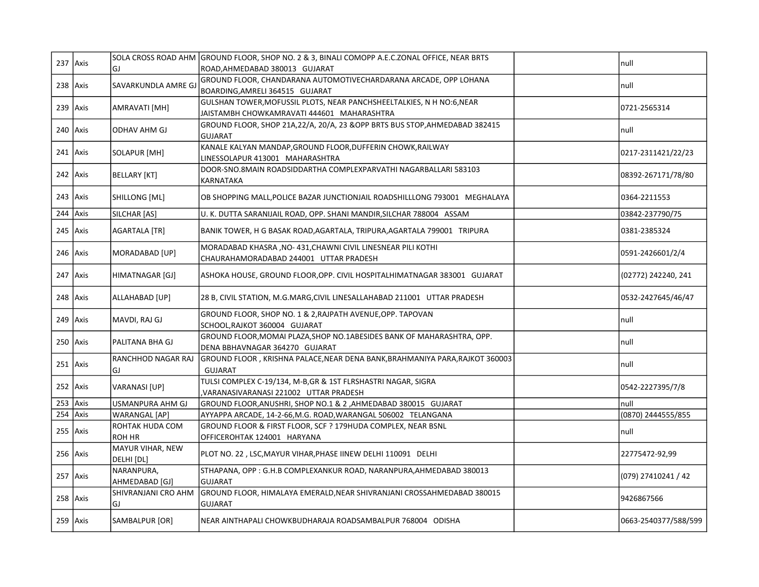| | | | | | |
|---|---|---|---|---|---|
| 237 | Axis | SOLA CROSS ROAD AHM GJ | GROUND FLOOR, SHOP NO. 2 & 3, BINALI COMOPP A.E.C.ZONAL OFFICE, NEAR BRTS ROAD,AHMEDABAD 380013 GUJARAT | | null |
| 238 | Axis | SAVARKUNDLA AMRE GJ | GROUND FLOOR, CHANDARANA AUTOMOTIVECHARDARANA ARCADE, OPP LOHANA BOARDING,AMRELI 364515 GUJARAT | | null |
| 239 | Axis | AMRAVATI [MH] | GULSHAN TOWER,MOFUSSIL PLOTS, NEAR PANCHSHEELTALKIES, N H NO:6,NEAR JAISTAMBH CHOWKAMRAVATI 444601 MAHARASHTRA | | 0721-2565314 |
| 240 | Axis | ODHAV AHM GJ | GROUND FLOOR, SHOP 21A,22/A, 20/A, 23 &OPP BRTS BUS STOP,AHMEDABAD 382415 GUJARAT | | null |
| 241 | Axis | SOLAPUR [MH] | KANALE KALYAN MANDAP,GROUND FLOOR,DUFFERIN CHOWK,RAILWAY LINESSOLAPUR 413001 MAHARASHTRA | | 0217-2311421/22/23 |
| 242 | Axis | BELLARY [KT] | DOOR-SNO.8MAIN ROADSIDDARTHA COMPLEXPARVATHI NAGARBALLARI 583103 KARNATAKA | | 08392-267171/78/80 |
| 243 | Axis | SHILLONG [ML] | OB SHOPPING MALL,POLICE BAZAR JUNCTIONJAIL ROADSHILLLONG 793001 MEGHALAYA | | 0364-2211553 |
| 244 | Axis | SILCHAR [AS] | U. K. DUTTA SARANIJAIL ROAD, OPP. SHANI MANDIR,SILCHAR 788004 ASSAM | | 03842-237790/75 |
| 245 | Axis | AGARTALA [TR] | BANIK TOWER, H G BASAK ROAD,AGARTALA, TRIPURA,AGARTALA 799001 TRIPURA | | 0381-2385324 |
| 246 | Axis | MORADABAD [UP] | MORADABAD KHASRA ,NO- 431,CHAWNI CIVIL LINESNEAR PILI KOTHI CHAURAHAMORADABAD 244001 UTTAR PRADESH | | 0591-2426601/2/4 |
| 247 | Axis | HIMATNAGAR [GJ] | ASHOKA HOUSE, GROUND FLOOR,OPP. CIVIL HOSPITALHIMATNAGAR 383001 GUJARAT | | (02772) 242240, 241 |
| 248 | Axis | ALLAHABAD [UP] | 28 B, CIVIL STATION, M.G.MARG,CIVIL LINESALLAHABAD 211001 UTTAR PRADESH | | 0532-2427645/46/47 |
| 249 | Axis | MAVDI, RAJ GJ | GROUND FLOOR, SHOP NO. 1 & 2,RAJPATH AVENUE,OPP. TAPOVAN SCHOOL,RAJKOT 360004 GUJARAT | | null |
| 250 | Axis | PALITANA BHA GJ | GROUND FLOOR,MOMAI PLAZA,SHOP NO.1ABESIDES BANK OF MAHARASHTRA, OPP. DENA BBHAVNAGAR 364270 GUJARAT | | null |
| 251 | Axis | RANCHHOD NAGAR RAJ GJ | GROUND FLOOR , KRISHNA PALACE,NEAR DENA BANK,BRAHMANIYA PARA,RAJKOT 360003 GUJARAT | | null |
| 252 | Axis | VARANASI [UP] | TULSI COMPLEX C-19/134, M-B,GR & 1ST FLRSHASTRI NAGAR, SIGRA ,VARANASIVARANASI 221002 UTTAR PRADESH | | 0542-2227395/7/8 |
| 253 | Axis | USMANPURA AHM GJ | GROUND FLOOR,ANUSHRI, SHOP NO.1 & 2 ,AHMEDABAD 380015 GUJARAT | | null |
| 254 | Axis | WARANGAL [AP] | AYYAPPA ARCADE, 14-2-66,M.G. ROAD,WARANGAL 506002 TELANGANA | | (0870) 2444555/855 |
| 255 | Axis | ROHTAK HUDA COM ROH HR | GROUND FLOOR & FIRST FLOOR, SCF ? 179HUDA COMPLEX, NEAR BSNL OFFICEROHTAK 124001 HARYANA | | null |
| 256 | Axis | MAYUR VIHAR, NEW DELHI [DL] | PLOT NO. 22 , LSC,MAYUR VIHAR,PHASE IINEW DELHI 110091 DELHI | | 22775472-92,99 |
| 257 | Axis | NARANPURA, AHMEDABAD [GJ] | STHAPANA, OPP : G.H.B COMPLEXANKUR ROAD, NARANPURA,AHMEDABAD 380013 GUJARAT | | (079) 27410241 / 42 |
| 258 | Axis | SHIVRANJANI CRO AHM GJ | GROUND FLOOR, HIMALAYA EMERALD,NEAR SHIVRANJANI CROSSAHMEDABAD 380015 GUJARAT | | 9426867566 |
| 259 | Axis | SAMBALPUR [OR] | NEAR AINTHAPALI CHOWKBUDHARAJA ROADSAMBALPUR 768004 ODISHA | | 0663-2540377/588/599 |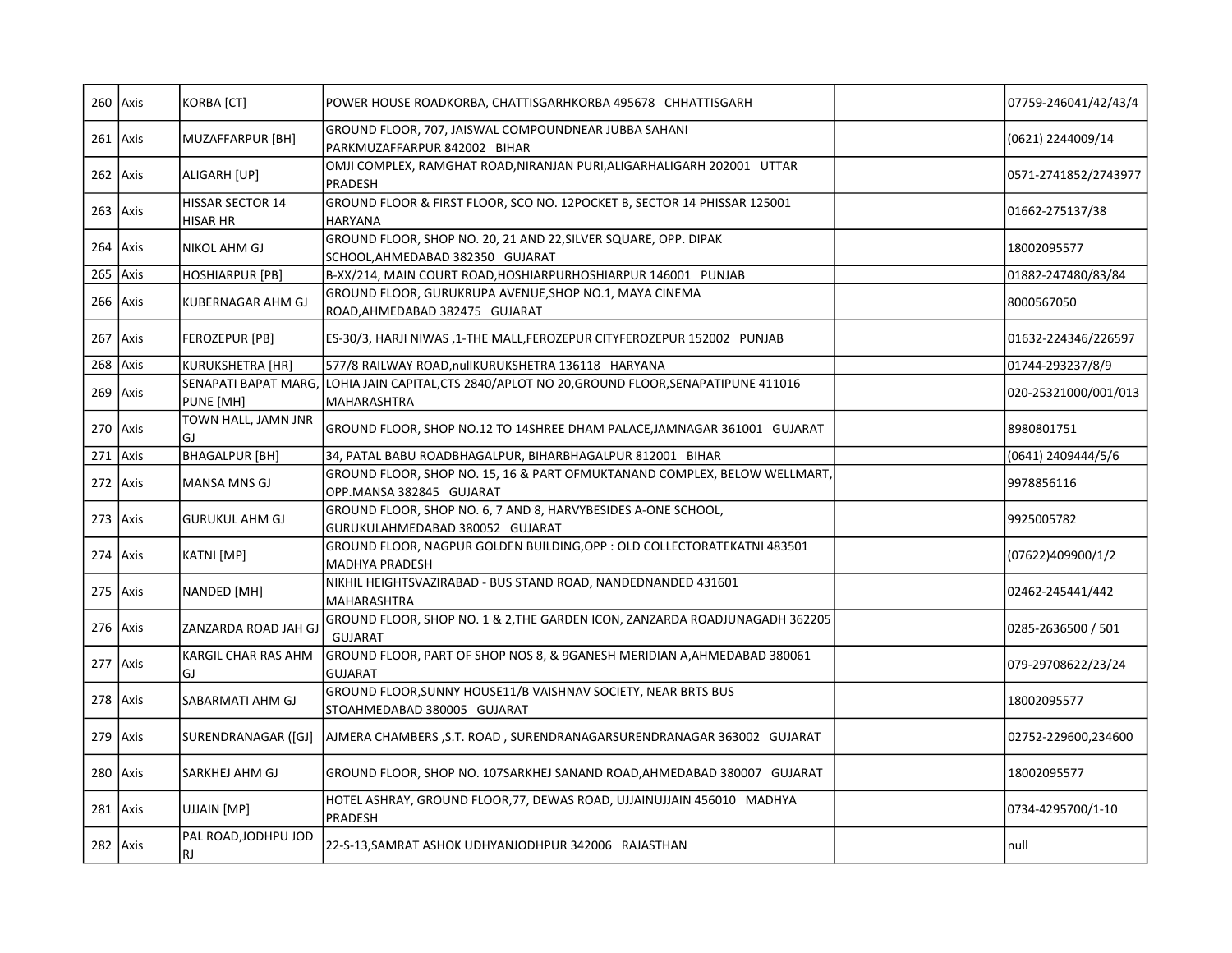| 260 | Axis | KORBA [CT] | POWER HOUSE ROADKORBA, CHATTISGARHKORBA 495678 CHHATTISGARH | | 07759-246041/42/43/4 |
|---|---|---|---|---|---|
| 261 | Axis | MUZAFFARPUR [BH] | GROUND FLOOR, 707, JAISWAL COMPOUNDNEAR JUBBA SAHANI PARKMUZAFFARPUR 842002 BIHAR | | (0621) 2244009/14 |
| 262 | Axis | ALIGARH [UP] | OMJI COMPLEX, RAMGHAT ROAD,NIRANJAN PURI,ALIGARHALIGARH 202001 UTTAR PRADESH | | 0571-2741852/2743977 |
| 263 | Axis | HISSAR SECTOR 14 HISAR HR | GROUND FLOOR & FIRST FLOOR, SCO NO. 12POCKET B, SECTOR 14 PHISSAR 125001 HARYANA | | 01662-275137/38 |
| 264 | Axis | NIKOL AHM GJ | GROUND FLOOR, SHOP NO. 20, 21 AND 22,SILVER SQUARE, OPP. DIPAK SCHOOL,AHMEDABAD 382350 GUJARAT | | 18002095577 |
| 265 | Axis | HOSHIARPUR [PB] | B-XX/214, MAIN COURT ROAD,HOSHIARPURHOSHIARPUR 146001 PUNJAB | | 01882-247480/83/84 |
| 266 | Axis | KUBERNAGAR AHM GJ | GROUND FLOOR, GURUKRUPA AVENUE,SHOP NO.1, MAYA CINEMA ROAD,AHMEDABAD 382475 GUJARAT | | 8000567050 |
| 267 | Axis | FEROZEPUR [PB] | ES-30/3, HARJI NIWAS ,1-THE MALL,FEROZEPUR CITYFEROZEPUR 152002 PUNJAB | | 01632-224346/226597 |
| 268 | Axis | KURUKSHETRA [HR] | 577/8 RAILWAY ROAD,nullKURUKSHETRA 136118 HARYANA | | 01744-293237/8/9 |
| 269 | Axis | SENAPATI BAPAT MARG, PUNE [MH] | LOHIA JAIN CAPITAL,CTS 2840/APLOT NO 20,GROUND FLOOR,SENAPATIPUNE 411016 MAHARASHTRA | | 020-25321000/001/013 |
| 270 | Axis | TOWN HALL, JAMN JNR GJ | GROUND FLOOR, SHOP NO.12 TO 14SHREE DHAM PALACE,JAMNAGAR 361001 GUJARAT | | 8980801751 |
| 271 | Axis | BHAGALPUR [BH] | 34, PATAL BABU ROADBHAGALPUR, BIHARBHAGALPUR 812001 BIHAR | | (0641) 2409444/5/6 |
| 272 | Axis | MANSA MNS GJ | GROUND FLOOR, SHOP NO. 15, 16 & PART OFMUKTANAND COMPLEX, BELOW WELLMART, OPP.MANSA 382845 GUJARAT | | 9978856116 |
| 273 | Axis | GURUKUL AHM GJ | GROUND FLOOR, SHOP NO. 6, 7 AND 8, HARVYBESIDES A-ONE SCHOOL, GURUKULAHMEDABAD 380052 GUJARAT | | 9925005782 |
| 274 | Axis | KATNI [MP] | GROUND FLOOR, NAGPUR GOLDEN BUILDING,OPP : OLD COLLECTORATEKATNI 483501 MADHYA PRADESH | | (07622)409900/1/2 |
| 275 | Axis | NANDED [MH] | NIKHIL HEIGHTSVAZIRABAD - BUS STAND ROAD, NANDEDNANDED 431601 MAHARASHTRA | | 02462-245441/442 |
| 276 | Axis | ZANZARDA ROAD JAH GJ | GROUND FLOOR, SHOP NO. 1 & 2,THE GARDEN ICON, ZANZARDA ROADJUNAGADH 362205 GUJARAT | | 0285-2636500 / 501 |
| 277 | Axis | KARGIL CHAR RAS AHM GJ | GROUND FLOOR, PART OF SHOP NOS 8, & 9GANESH MERIDIAN A,AHMEDABAD 380061 GUJARAT | | 079-29708622/23/24 |
| 278 | Axis | SABARMATI AHM GJ | GROUND FLOOR,SUNNY HOUSE11/B VAISHNAV SOCIETY, NEAR BRTS BUS STOAHMEDABAD 380005 GUJARAT | | 18002095577 |
| 279 | Axis | SURENDRANAGAR ([GJ] | AJMERA CHAMBERS ,S.T. ROAD , SURENDRANAGARSURENDRANAGAR 363002 GUJARAT | | 02752-229600,234600 |
| 280 | Axis | SARKHEJ AHM GJ | GROUND FLOOR, SHOP NO. 107SARKHEJ SANAND ROAD,AHMEDABAD 380007 GUJARAT | | 18002095577 |
| 281 | Axis | UJJAIN [MP] | HOTEL ASHRAY, GROUND FLOOR,77, DEWAS ROAD, UJJAINUJJAIN 456010 MADHYA PRADESH | | 0734-4295700/1-10 |
| 282 | Axis | PAL ROAD,JODHPU JOD RJ | 22-S-13,SAMRAT ASHOK UDHYANJODHPUR 342006 RAJASTHAN | | null |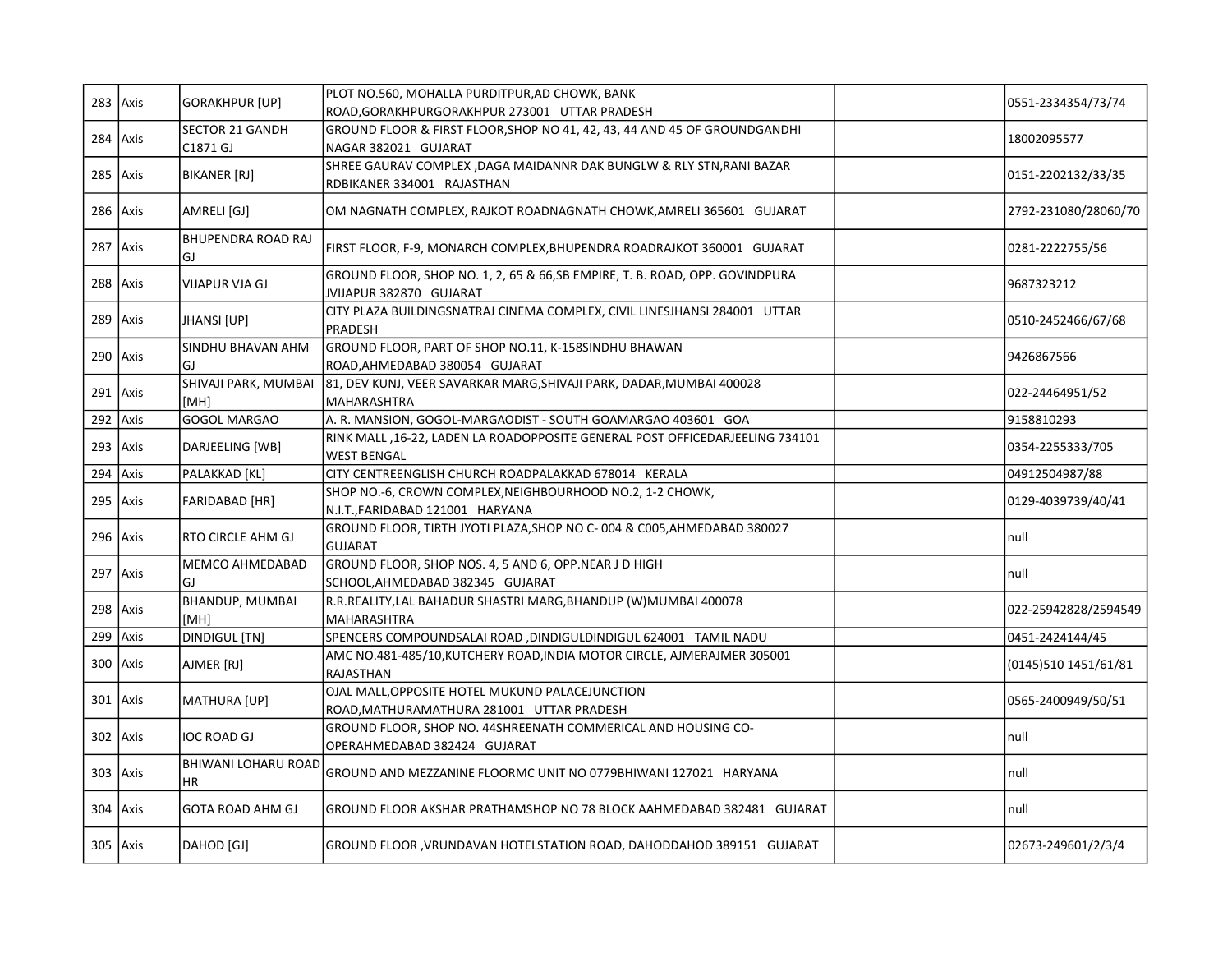| 283 | Axis | GORAKHPUR [UP] | PLOT NO.560, MOHALLA PURDITPUR,AD CHOWK, BANK ROAD,GORAKHPURGORAKHPUR 273001 UTTAR PRADESH | | 0551-2334354/73/74 |
|---|---|---|---|---|---|
| 284 | Axis | SECTOR 21 GANDH C1871 GJ | GROUND FLOOR & FIRST FLOOR,SHOP NO 41, 42, 43, 44 AND 45 OF GROUNDGANDHI NAGAR 382021 GUJARAT | | 18002095577 |
| 285 | Axis | BIKANER [RJ] | SHREE GAURAV COMPLEX ,DAGA MAIDANNR DAK BUNGLW & RLY STN,RANI BAZAR RDBIKANER 334001 RAJASTHAN | | 0151-2202132/33/35 |
| 286 | Axis | AMRELI [GJ] | OM NAGNATH COMPLEX, RAJKOT ROADNAGNATH CHOWK,AMRELI 365601 GUJARAT | | 2792-231080/28060/70 |
| 287 | Axis | BHUPENDRA ROAD RAJ GJ | FIRST FLOOR, F-9, MONARCH COMPLEX,BHUPENDRA ROADRAJKOT 360001 GUJARAT | | 0281-2222755/56 |
| 288 | Axis | VIJAPUR VJA GJ | GROUND FLOOR, SHOP NO. 1, 2, 65 & 66,SB EMPIRE, T. B. ROAD, OPP. GOVINDPURA JVIJAPUR 382870 GUJARAT | | 9687323212 |
| 289 | Axis | JHANSI [UP] | CITY PLAZA BUILDINGSNATRAJ CINEMA COMPLEX, CIVIL LINESJHANSI 284001 UTTAR PRADESH | | 0510-2452466/67/68 |
| 290 | Axis | SINDHU BHAVAN AHM GJ | GROUND FLOOR, PART OF SHOP NO.11, K-158SINDHU BHAWAN ROAD,AHMEDABAD 380054 GUJARAT | | 9426867566 |
| 291 | Axis | SHIVAJI PARK, MUMBAI [MH] | 81, DEV KUNJ, VEER SAVARKAR MARG,SHIVAJI PARK, DADAR,MUMBAI 400028 MAHARASHTRA | | 022-24464951/52 |
| 292 | Axis | GOGOL MARGAO | A. R. MANSION, GOGOL-MARGAODIST - SOUTH GOAMARGAO 403601 GOA | | 9158810293 |
| 293 | Axis | DARJEELING [WB] | RINK MALL ,16-22, LADEN LA ROADOPPOSITE GENERAL POST OFFICEDARJEELING 734101 WEST BENGAL | | 0354-2255333/705 |
| 294 | Axis | PALAKKAD [KL] | CITY CENTREENGLISH CHURCH ROADPALAKKAD 678014 KERALA | | 04912504987/88 |
| 295 | Axis | FARIDABAD [HR] | SHOP NO.-6, CROWN COMPLEX,NEIGHBOURHOOD NO.2, 1-2 CHOWK, N.I.T.,FARIDABAD 121001 HARYANA | | 0129-4039739/40/41 |
| 296 | Axis | RTO CIRCLE AHM GJ | GROUND FLOOR, TIRTH JYOTI PLAZA,SHOP NO C- 004 & C005,AHMEDABAD 380027 GUJARAT | | null |
| 297 | Axis | MEMCO AHMEDABAD GJ | GROUND FLOOR, SHOP NOS. 4, 5 AND 6, OPP.NEAR J D HIGH SCHOOL,AHMEDABAD 382345 GUJARAT | | null |
| 298 | Axis | BHANDUP, MUMBAI [MH] | R.R.REALITY,LAL BAHADUR SHASTRI MARG,BHANDUP (W)MUMBAI 400078 MAHARASHTRA | | 022-25942828/2594549 |
| 299 | Axis | DINDIGUL [TN] | SPENCERS COMPOUNDSALAI ROAD ,DINDIGULDINDIGUL 624001 TAMIL NADU | | 0451-2424144/45 |
| 300 | Axis | AJMER [RJ] | AMC NO.481-485/10,KUTCHERY ROAD,INDIA MOTOR CIRCLE, AJMERAJMER 305001 RAJASTHAN | | (0145)510 1451/61/81 |
| 301 | Axis | MATHURA [UP] | OJAL MALL,OPPOSITE HOTEL MUKUND PALACEJUNCTION ROAD,MATHURAMATHURA 281001 UTTAR PRADESH | | 0565-2400949/50/51 |
| 302 | Axis | IOC ROAD GJ | GROUND FLOOR, SHOP NO. 44SHREENATH COMMERICAL AND HOUSING CO-OPERAHMEDABAD 382424 GUJARAT | | null |
| 303 | Axis | BHIWANI LOHARU ROAD HR | GROUND AND MEZZANINE FLOORMC UNIT NO 0779BHIWANI 127021 HARYANA | | null |
| 304 | Axis | GOTA ROAD AHM GJ | GROUND FLOOR AKSHAR PRATHAMSHOP NO 78 BLOCK AAHMEDABAD 382481 GUJARAT | | null |
| 305 | Axis | DAHOD [GJ] | GROUND FLOOR ,VRUNDAVAN HOTELSTATION ROAD, DAHODDAHOD 389151 GUJARAT | | 02673-249601/2/3/4 |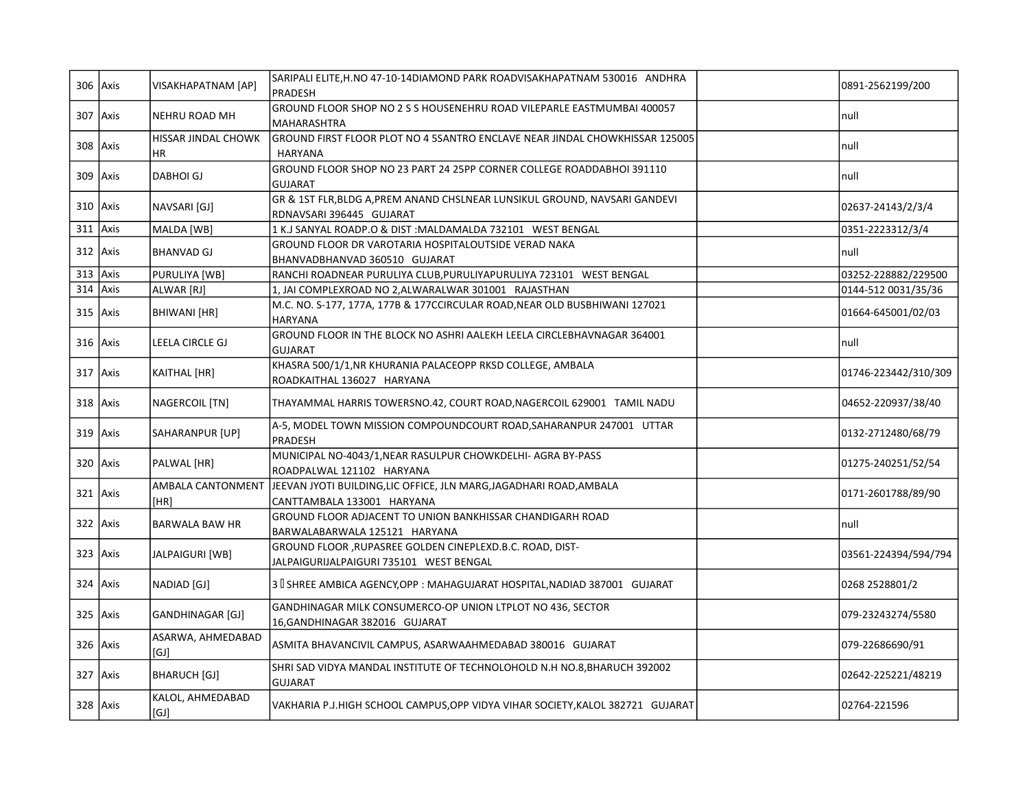| 306 | Axis | VISAKHAPATNAM [AP] | SARIPALI ELITE,H.NO 47-10-14DIAMOND PARK ROADVISAKHAPATNAM 530016 ANDHRA PRADESH | | 0891-2562199/200 |
|---|---|---|---|---|---|
| 307 | Axis | NEHRU ROAD MH | GROUND FLOOR SHOP NO 2 S S HOUSENEHRU ROAD VILEPARLE EASTMUMBAI 400057 MAHARASHTRA | | null |
| 308 | Axis | HISSAR JINDAL CHOWK HR | GROUND FIRST FLOOR PLOT NO 4 5SANTRO ENCLAVE NEAR JINDAL CHOWKHISSAR 125005 HARYANA | | null |
| 309 | Axis | DABHOI GJ | GROUND FLOOR SHOP NO 23 PART 24 25PP CORNER COLLEGE ROADDABHOI 391110 GUJARAT | | null |
| 310 | Axis | NAVSARI [GJ] | GR & 1ST FLR,BLDG A,PREM ANAND CHSLNEAR LUNSIKUL GROUND, NAVSARI GANDEVI RDNAVSARI 396445 GUJARAT | | 02637-24143/2/3/4 |
| 311 | Axis | MALDA [WB] | 1 K.J SANYAL ROADP.O & DIST :MALDAMALDA 732101 WEST BENGAL | | 0351-2223312/3/4 |
| 312 | Axis | BHANVAD GJ | GROUND FLOOR DR VAROTARIA HOSPITALOUTSIDE VERAD NAKA BHANVADBHANVAD 360510 GUJARAT | | null |
| 313 | Axis | PURULIYA [WB] | RANCHI ROADNEAR PURULIYA CLUB,PURULIYAPURULIYA 723101 WEST BENGAL | | 03252-228882/229500 |
| 314 | Axis | ALWAR [RJ] | 1, JAI COMPLEXROAD NO 2,ALWARALWAR 301001 RAJASTHAN | | 0144-512 0031/35/36 |
| 315 | Axis | BHIWANI [HR] | M.C. NO. S-177, 177A, 177B & 177CCIRCULAR ROAD,NEAR OLD BUSBHIWANI 127021 HARYANA | | 01664-645001/02/03 |
| 316 | Axis | LEELA CIRCLE GJ | GROUND FLOOR IN THE BLOCK NO ASHRI AALEKH LEELA CIRCLEBHAVNAGAR 364001 GUJARAT | | null |
| 317 | Axis | KAITHAL [HR] | KHASRA 500/1/1,NR KHURANIA PALACEOPP RKSD COLLEGE, AMBALA ROADKAITHAL 136027 HARYANA | | 01746-223442/310/309 |
| 318 | Axis | NAGERCOIL [TN] | THAYAMMAL HARRIS TOWERSNO.42, COURT ROAD,NAGERCOIL 629001 TAMIL NADU | | 04652-220937/38/40 |
| 319 | Axis | SAHARANPUR [UP] | A-5, MODEL TOWN MISSION COMPOUNDCOURT ROAD,SAHARANPUR 247001 UTTAR PRADESH | | 0132-2712480/68/79 |
| 320 | Axis | PALWAL [HR] | MUNICIPAL NO-4043/1,NEAR RASULPUR CHOWKDELHI- AGRA BY-PASS ROADPALWAL 121102 HARYANA | | 01275-240251/52/54 |
| 321 | Axis | AMBALA CANTONMENT [HR] | JEEVAN JYOTI BUILDING,LIC OFFICE, JLN MARG,JAGADHARI ROAD,AMBALA CANTTAMBALA 133001 HARYANA | | 0171-2601788/89/90 |
| 322 | Axis | BARWALA BAW HR | GROUND FLOOR ADJACENT TO UNION BANKHISSAR CHANDIGARH ROAD BARWALABARWALA 125121 HARYANA | | null |
| 323 | Axis | JALPAIGURI [WB] | GROUND FLOOR ,RUPASREE GOLDEN CINEPLEXD.B.C. ROAD, DIST-JALPAIGURIJALPAIGURI 735101 WEST BENGAL | | 03561-224394/594/794 |
| 324 | Axis | NADIAD [GJ] | 3 SHREE AMBICA AGENCY,OPP : MAHAGUJARAT HOSPITAL,NADIAD 387001 GUJARAT | | 0268 2528801/2 |
| 325 | Axis | GANDHINAGAR [GJ] | GANDHINAGAR MILK CONSUMERCO-OP UNION LTPLOT NO 436, SECTOR 16,GANDHINAGAR 382016 GUJARAT | | 079-23243274/5580 |
| 326 | Axis | ASARWA, AHMEDABAD [GJ] | ASMITA BHAVANCIVIL CAMPUS, ASARWAAHMEDABAD 380016 GUJARAT | | 079-22686690/91 |
| 327 | Axis | BHARUCH [GJ] | SHRI SAD VIDYA MANDAL INSTITUTE OF TECHNOLOHOLD N.H NO.8,BHARUCH 392002 GUJARAT | | 02642-225221/48219 |
| 328 | Axis | KALOL, AHMEDABAD [GJ] | VAKHARIA P.J.HIGH SCHOOL CAMPUS,OPP VIDYA VIHAR SOCIETY,KALOL 382721 GUJARAT | | 02764-221596 |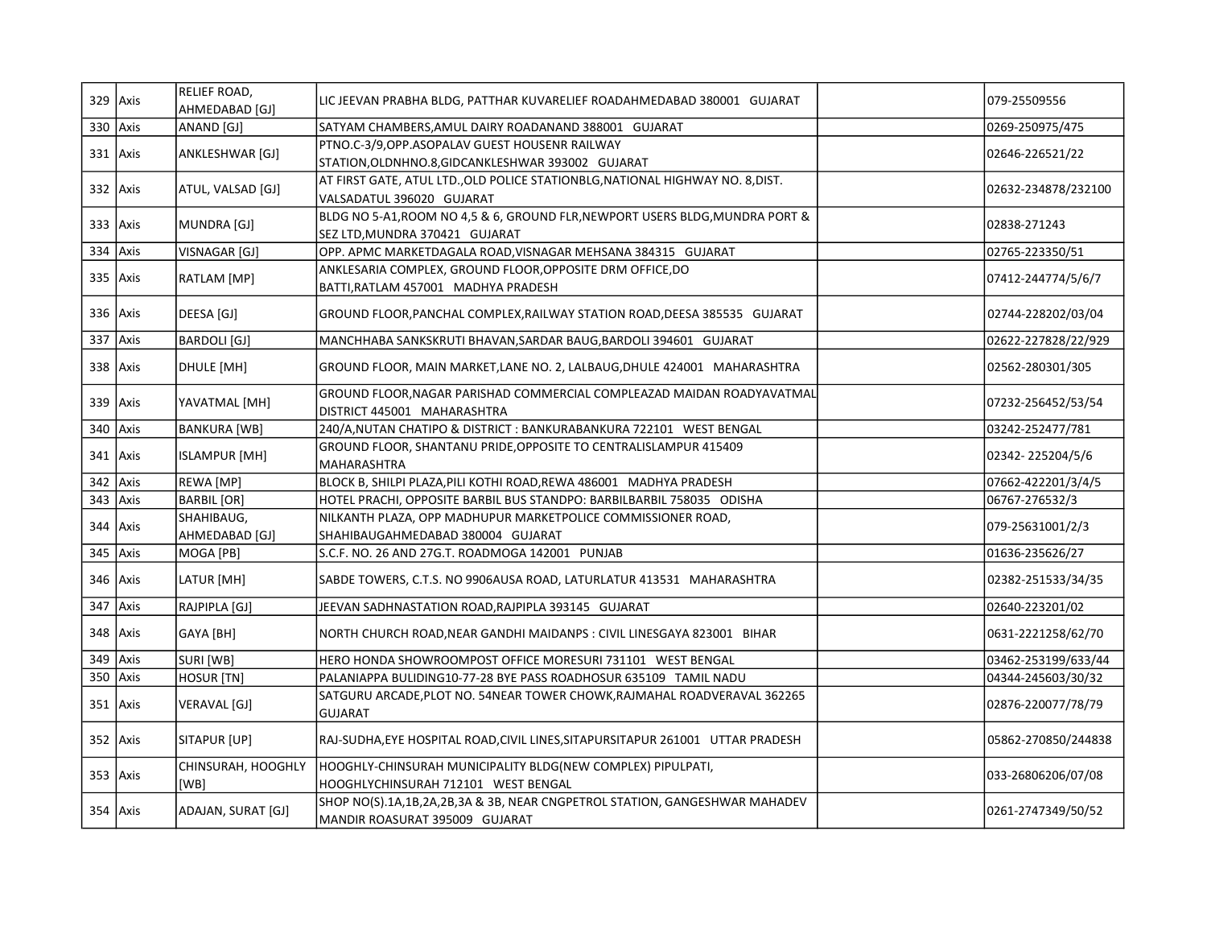| 329 | Axis | RELIEF ROAD, AHMEDABAD [GJ] | LIC JEEVAN PRABHA BLDG, PATTHAR KUVARELIEF ROADAHMEDABAD 380001 GUJARAT | | 079-25509556 |
|---|---|---|---|---|---|
| 330 | Axis | ANAND [GJ] | SATYAM CHAMBERS,AMUL DAIRY ROADANAND 388001 GUJARAT | | 0269-250975/475 |
| 331 | Axis | ANKLESHWAR [GJ] | PTNO.C-3/9,OPP.ASOPALAV GUEST HOUSENR RAILWAY STATION,OLDNHNO.8,GIDCANKLESHWAR 393002 GUJARAT | | 02646-226521/22 |
| 332 | Axis | ATUL, VALSAD [GJ] | AT FIRST GATE, ATUL LTD.,OLD POLICE STATIONBLG,NATIONAL HIGHWAY NO. 8,DIST. VALSADATUL 396020 GUJARAT | | 02632-234878/232100 |
| 333 | Axis | MUNDRA [GJ] | BLDG NO 5-A1,ROOM NO 4,5 & 6, GROUND FLR,NEWPORT USERS BLDG,MUNDRA PORT & SEZ LTD,MUNDRA 370421 GUJARAT | | 02838-271243 |
| 334 | Axis | VISNAGAR [GJ] | OPP. APMC MARKETDAGALA ROAD,VISNAGAR MEHSANA 384315 GUJARAT | | 02765-223350/51 |
| 335 | Axis | RATLAM [MP] | ANKLESARIA COMPLEX, GROUND FLOOR,OPPOSITE DRM OFFICE,DO BATTI,RATLAM 457001 MADHYA PRADESH | | 07412-244774/5/6/7 |
| 336 | Axis | DEESA [GJ] | GROUND FLOOR,PANCHAL COMPLEX,RAILWAY STATION ROAD,DEESA 385535 GUJARAT | | 02744-228202/03/04 |
| 337 | Axis | BARDOLI [GJ] | MANCHHABA SANKSKRUTI BHAVAN,SARDAR BAUG,BARDOLI 394601 GUJARAT | | 02622-227828/22/929 |
| 338 | Axis | DHULE [MH] | GROUND FLOOR, MAIN MARKET,LANE NO. 2, LALBAUG,DHULE 424001 MAHARASHTRA | | 02562-280301/305 |
| 339 | Axis | YAVATMAL [MH] | GROUND FLOOR,NAGAR PARISHAD COMMERCIAL COMPLEAZAD MAIDAN ROADYAVATMAL DISTRICT 445001 MAHARASHTRA | | 07232-256452/53/54 |
| 340 | Axis | BANKURA [WB] | 240/A,NUTAN CHATIPO & DISTRICT : BANKURABANKURA 722101 WEST BENGAL | | 03242-252477/781 |
| 341 | Axis | ISLAMPUR [MH] | GROUND FLOOR, SHANTANU PRIDE,OPPOSITE TO CENTRALISLAMPUR 415409 MAHARASHTRA | | 02342- 225204/5/6 |
| 342 | Axis | REWA [MP] | BLOCK B, SHILPI PLAZA,PILI KOTHI ROAD,REWA 486001 MADHYA PRADESH | | 07662-422201/3/4/5 |
| 343 | Axis | BARBIL [OR] | HOTEL PRACHI, OPPOSITE BARBIL BUS STANDPO: BARBILBARBIL 758035 ODISHA | | 06767-276532/3 |
| 344 | Axis | SHAHIBAUG, AHMEDABAD [GJ] | NILKANTH PLAZA, OPP MADHUPUR MARKETPOLICE COMMISSIONER ROAD, SHAHIBAUGAHMEDABAD 380004 GUJARAT | | 079-25631001/2/3 |
| 345 | Axis | MOGA [PB] | S.C.F. NO. 26 AND 27G.T. ROADMOGA 142001 PUNJAB | | 01636-235626/27 |
| 346 | Axis | LATUR [MH] | SABDE TOWERS, C.T.S. NO 9906AUSA ROAD, LATURLATUR 413531 MAHARASHTRA | | 02382-251533/34/35 |
| 347 | Axis | RAJPIPLA [GJ] | JEEVAN SADHNASTATION ROAD,RAJPIPLA 393145 GUJARAT | | 02640-223201/02 |
| 348 | Axis | GAYA [BH] | NORTH CHURCH ROAD,NEAR GANDHI MAIDANPS : CIVIL LINESGAYA 823001 BIHAR | | 0631-2221258/62/70 |
| 349 | Axis | SURI [WB] | HERO HONDA SHOWROOMPOST OFFICE MORESURI 731101 WEST BENGAL | | 03462-253199/633/44 |
| 350 | Axis | HOSUR [TN] | PALANIAPPA BULIDING10-77-28 BYE PASS ROADHOSUR 635109 TAMIL NADU | | 04344-245603/30/32 |
| 351 | Axis | VERAVAL [GJ] | SATGURU ARCADE,PLOT NO. 54NEAR TOWER CHOWK,RAJMAHAL ROADVERAVAL 362265 GUJARAT | | 02876-220077/78/79 |
| 352 | Axis | SITAPUR [UP] | RAJ-SUDHA,EYE HOSPITAL ROAD,CIVIL LINES,SITAPURSITAPUR 261001 UTTAR PRADESH | | 05862-270850/244838 |
| 353 | Axis | CHINSURAH, HOOGHLY [WB] | HOOGHLY-CHINSURAH MUNICIPALITY BLDG(NEW COMPLEX) PIPULPATI, HOOGHLYCHINSURAH 712101 WEST BENGAL | | 033-26806206/07/08 |
| 354 | Axis | ADAJAN, SURAT [GJ] | SHOP NO(S).1A,1B,2A,2B,3A & 3B, NEAR CNGPETROL STATION, GANGESHWAR MAHADEV MANDIR ROASURAT 395009 GUJARAT | | 0261-2747349/50/52 |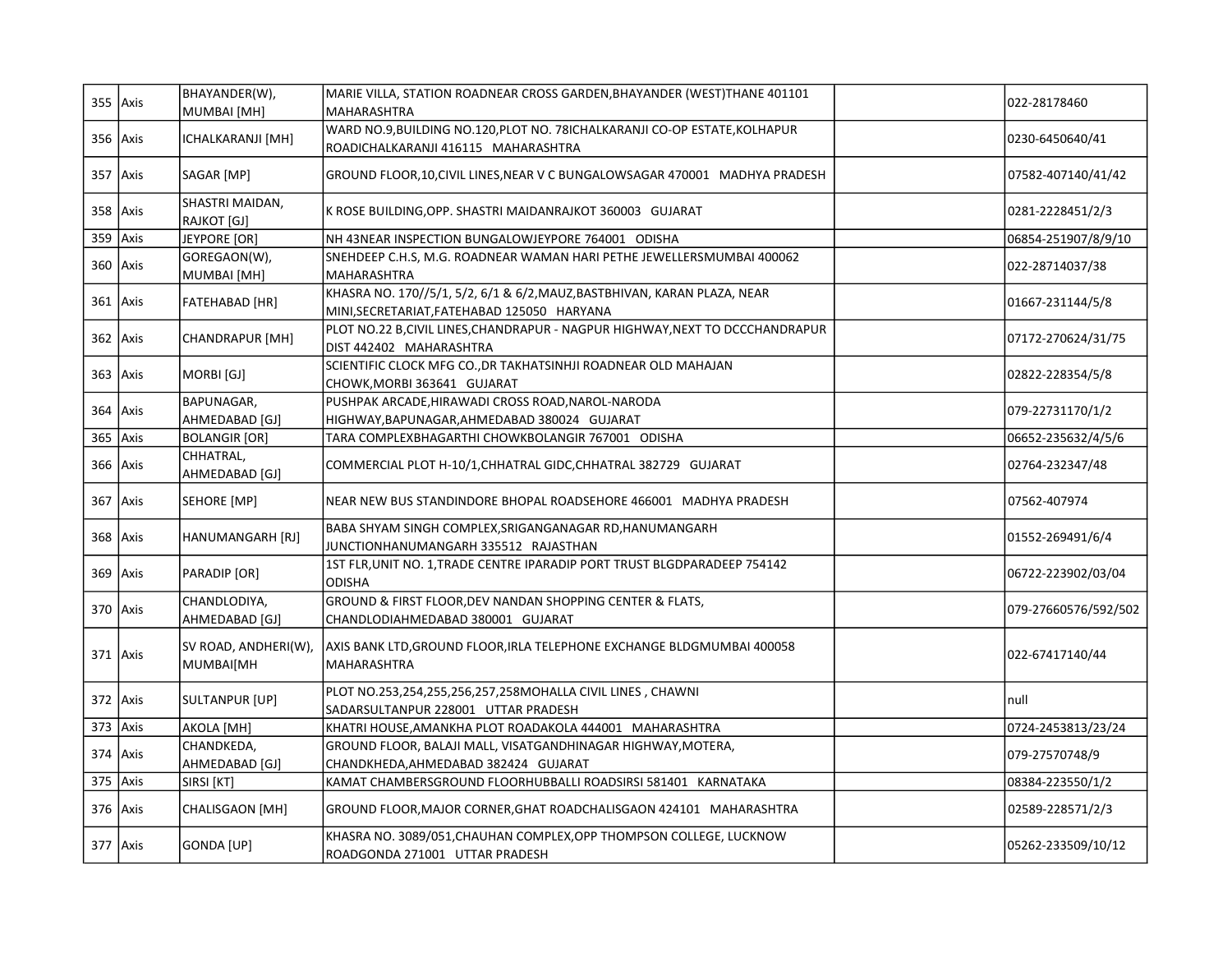| | | | | | |
|---|---|---|---|---|---|
| 355 | Axis | BHAYANDER(W), MUMBAI [MH] | MARIE VILLA, STATION ROADNEAR CROSS GARDEN,BHAYANDER (WEST)THANE 401101 MAHARASHTRA | | 022-28178460 |
| 356 | Axis | ICHALKARANJI [MH] | WARD NO.9,BUILDING NO.120,PLOT NO. 78ICHALKARANJI CO-OP ESTATE,KOLHAPUR ROADICHALKARANJI 416115 MAHARASHTRA | | 0230-6450640/41 |
| 357 | Axis | SAGAR [MP] | GROUND FLOOR,10,CIVIL LINES,NEAR V C BUNGALOWSAGAR 470001 MADHYA PRADESH | | 07582-407140/41/42 |
| 358 | Axis | SHASTRI MAIDAN, RAJKOT [GJ] | K ROSE BUILDING,OPP. SHASTRI MAIDANRAJKOT 360003 GUJARAT | | 0281-2228451/2/3 |
| 359 | Axis | JEYPORE [OR] | NH 43NEAR INSPECTION BUNGALOWJEYPORE 764001 ODISHA | | 06854-251907/8/9/10 |
| 360 | Axis | GOREGAON(W), MUMBAI [MH] | SNEHDEEP C.H.S, M.G. ROADNEAR WAMAN HARI PETHE JEWELLERSMUMBAI 400062 MAHARASHTRA | | 022-28714037/38 |
| 361 | Axis | FATEHABAD [HR] | KHASRA NO. 170//5/1, 5/2, 6/1 & 6/2,MAUZ,BASTBHIVAN, KARAN PLAZA, NEAR MINI,SECRETARIAT,FATEHABAD 125050 HARYANA | | 01667-231144/5/8 |
| 362 | Axis | CHANDRAPUR [MH] | PLOT NO.22 B,CIVIL LINES,CHANDRAPUR - NAGPUR HIGHWAY,NEXT TO DCCCHANDRAPUR DIST 442402 MAHARASHTRA | | 07172-270624/31/75 |
| 363 | Axis | MORBI [GJ] | SCIENTIFIC CLOCK MFG CO.,DR TAKHATSINHJI ROADNEAR OLD MAHAJAN CHOWK,MORBI 363641 GUJARAT | | 02822-228354/5/8 |
| 364 | Axis | BAPUNAGAR, AHMEDABAD [GJ] | PUSHPAK ARCADE,HIRAWADI CROSS ROAD,NAROL-NARODA HIGHWAY,BAPUNAGAR,AHMEDABAD 380024 GUJARAT | | 079-22731170/1/2 |
| 365 | Axis | BOLANGIR [OR] | TARA COMPLEXBHAGARTHI CHOWKBOLANGIR 767001 ODISHA | | 06652-235632/4/5/6 |
| 366 | Axis | CHHATRAL, AHMEDABAD [GJ] | COMMERCIAL PLOT H-10/1,CHHATRAL GIDC,CHHATRAL 382729 GUJARAT | | 02764-232347/48 |
| 367 | Axis | SEHORE [MP] | NEAR NEW BUS STANDINDORE BHOPAL ROADSEHORE 466001 MADHYA PRADESH | | 07562-407974 |
| 368 | Axis | HANUMANGARH [RJ] | BABA SHYAM SINGH COMPLEX,SRIGANGANAGAR RD,HANUMANGARH JUNCTIONHANUMANGARH 335512 RAJASTHAN | | 01552-269491/6/4 |
| 369 | Axis | PARADIP [OR] | 1ST FLR,UNIT NO. 1,TRADE CENTRE IPARADIP PORT TRUST BLGDPARADEEP 754142 ODISHA | | 06722-223902/03/04 |
| 370 | Axis | CHANDLODIYA, AHMEDABAD [GJ] | GROUND & FIRST FLOOR,DEV NANDAN SHOPPING CENTER & FLATS, CHANDLODIAHMEDABAD 380001 GUJARAT | | 079-27660576/592/502 |
| 371 | Axis | SV ROAD, ANDHERI(W), MUMBAI[MH | AXIS BANK LTD,GROUND FLOOR,IRLA TELEPHONE EXCHANGE BLDGMUMBAI 400058 MAHARASHTRA | | 022-67417140/44 |
| 372 | Axis | SULTANPUR [UP] | PLOT NO.253,254,255,256,257,258MOHALLA CIVIL LINES , CHAWNI SADARSULTANPUR 228001 UTTAR PRADESH | | null |
| 373 | Axis | AKOLA [MH] | KHATRI HOUSE,AMANKHA PLOT ROADAKOLA 444001 MAHARASHTRA | | 0724-2453813/23/24 |
| 374 | Axis | CHANDKEDA, AHMEDABAD [GJ] | GROUND FLOOR, BALAJI MALL, VISATGANDHINAGAR HIGHWAY,MOTERA, CHANDKHEDA,AHMEDABAD 382424 GUJARAT | | 079-27570748/9 |
| 375 | Axis | SIRSI [KT] | KAMAT CHAMBERSGROUND FLOORHUBBALLI ROADSIRSI 581401 KARNATAKA | | 08384-223550/1/2 |
| 376 | Axis | CHALISGAON [MH] | GROUND FLOOR,MAJOR CORNER,GHAT ROADCHALISGAON 424101 MAHARASHTRA | | 02589-228571/2/3 |
| 377 | Axis | GONDA [UP] | KHASRA NO. 3089/051,CHAUHAN COMPLEX,OPP THOMPSON COLLEGE, LUCKNOW ROADGONDA 271001 UTTAR PRADESH | | 05262-233509/10/12 |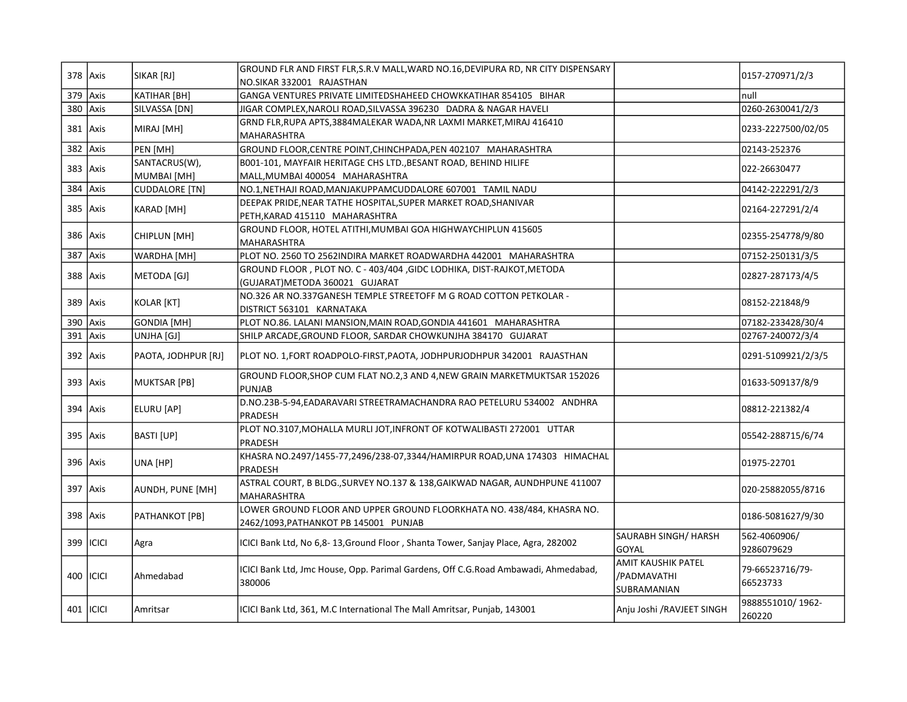| 378 | Axis | SIKAR [RJ] | GROUND FLR AND FIRST FLR,S.R.V MALL,WARD NO.16,DEVIPURA RD, NR CITY DISPENSARY NO.SIKAR 332001 RAJASTHAN | | 0157-270971/2/3 |
|---|---|---|---|---|---|
| 379 | Axis | KATIHAR [BH] | GANGA VENTURES PRIVATE LIMITEDSHAHEED CHOWKKATIHAR 854105 BIHAR | | null |
| 380 | Axis | SILVASSA [DN] | JIGAR COMPLEX,NAROLI ROAD,SILVASSA 396230 DADRA & NAGAR HAVELI | | 0260-2630041/2/3 |
| 381 | Axis | MIRAJ [MH] | GRND FLR,RUPA APTS,3884MALEKAR WADA,NR LAXMI MARKET,MIRAJ 416410 MAHARASHTRA | | 0233-2227500/02/05 |
| 382 | Axis | PEN [MH] | GROUND FLOOR,CENTRE POINT,CHINCHPADA,PEN 402107 MAHARASHTRA | | 02143-252376 |
| 383 | Axis | SANTACRUS(W), MUMBAI [MH] | B001-101, MAYFAIR HERITAGE CHS LTD.,BESANT ROAD, BEHIND HILIFE MALL,MUMBAI 400054 MAHARASHTRA | | 022-26630477 |
| 384 | Axis | CUDDALORE [TN] | NO.1,NETHAJI ROAD,MANJAKUPPAMCUDDALORE 607001 TAMIL NADU | | 04142-222291/2/3 |
| 385 | Axis | KARAD [MH] | DEEPAK PRIDE,NEAR TATHE HOSPITAL,SUPER MARKET ROAD,SHANIVAR PETH,KARAD 415110 MAHARASHTRA | | 02164-227291/2/4 |
| 386 | Axis | CHIPLUN [MH] | GROUND FLOOR, HOTEL ATITHI,MUMBAI GOA HIGHWAYCHIPLUN 415605 MAHARASHTRA | | 02355-254778/9/80 |
| 387 | Axis | WARDHA [MH] | PLOT NO. 2560 TO 2562INDIRA MARKET ROADWARDHA 442001 MAHARASHTRA | | 07152-250131/3/5 |
| 388 | Axis | METODA [GJ] | GROUND FLOOR , PLOT NO. C - 403/404 ,GIDC LODHIKA, DIST-RAJKOT,METODA (GUJARAT)METODA 360021 GUJARAT | | 02827-287173/4/5 |
| 389 | Axis | KOLAR [KT] | NO.326 AR NO.337GANESH TEMPLE STREETOFF M G ROAD COTTON PETKOLAR - DISTRICT 563101 KARNATAKA | | 08152-221848/9 |
| 390 | Axis | GONDIA [MH] | PLOT NO.86. LALANI MANSION,MAIN ROAD,GONDIA 441601 MAHARASHTRA | | 07182-233428/30/4 |
| 391 | Axis | UNJHA [GJ] | SHILP ARCADE,GROUND FLOOR, SARDAR CHOWKUNJHA 384170 GUJARAT | | 02767-240072/3/4 |
| 392 | Axis | PAOTA, JODHPUR [RJ] | PLOT NO. 1,FORT ROADPOLO-FIRST,PAOTA, JODHPURJODHPUR 342001 RAJASTHAN | | 0291-5109921/2/3/5 |
| 393 | Axis | MUKTSAR [PB] | GROUND FLOOR,SHOP CUM FLAT NO.2,3 AND 4,NEW GRAIN MARKETMUKTSAR 152026 PUNJAB | | 01633-509137/8/9 |
| 394 | Axis | ELURU [AP] | D.NO.23B-5-94,EADARAVARI STREETRAMACHANDRA RAO PETELURU 534002 ANDHRA PRADESH | | 08812-221382/4 |
| 395 | Axis | BASTI [UP] | PLOT NO.3107,MOHALLA MURLI JOT,INFRONT OF KOTWALIBASTI 272001 UTTAR PRADESH | | 05542-288715/6/74 |
| 396 | Axis | UNA [HP] | KHASRA NO.2497/1455-77,2496/238-07,3344/HAMIRPUR ROAD,UNA 174303 HIMACHAL PRADESH | | 01975-22701 |
| 397 | Axis | AUNDH, PUNE [MH] | ASTRAL COURT, B BLDG.,SURVEY NO.137 & 138,GAIKWAD NAGAR, AUNDHPUNE 411007 MAHARASHTRA | | 020-25882055/8716 |
| 398 | Axis | PATHANKOT [PB] | LOWER GROUND FLOOR AND UPPER GROUND FLOORKHATA NO. 438/484, KHASRA NO. 2462/1093,PATHANKOT PB 145001 PUNJAB | | 0186-5081627/9/30 |
| 399 | ICICI | Agra | ICICI Bank Ltd, No 6,8- 13,Ground Floor , Shanta Tower, Sanjay Place, Agra, 282002 | SAURABH SINGH/ HARSH GOYAL | 562-4060906/ 9286079629 |
| 400 | ICICI | Ahmedabad | ICICI Bank Ltd, Jmc House, Opp. Parimal Gardens, Off C.G.Road Ambawadi, Ahmedabad, 380006 | AMIT KAUSHIK PATEL /PADMAVATHI SUBRAMANIAN | 79-66523716/79-66523733 |
| 401 | ICICI | Amritsar | ICICI Bank Ltd, 361, M.C International The Mall Amritsar, Punjab, 143001 | Anju Joshi /RAVJEET SINGH | 9888551010/ 1962-260220 |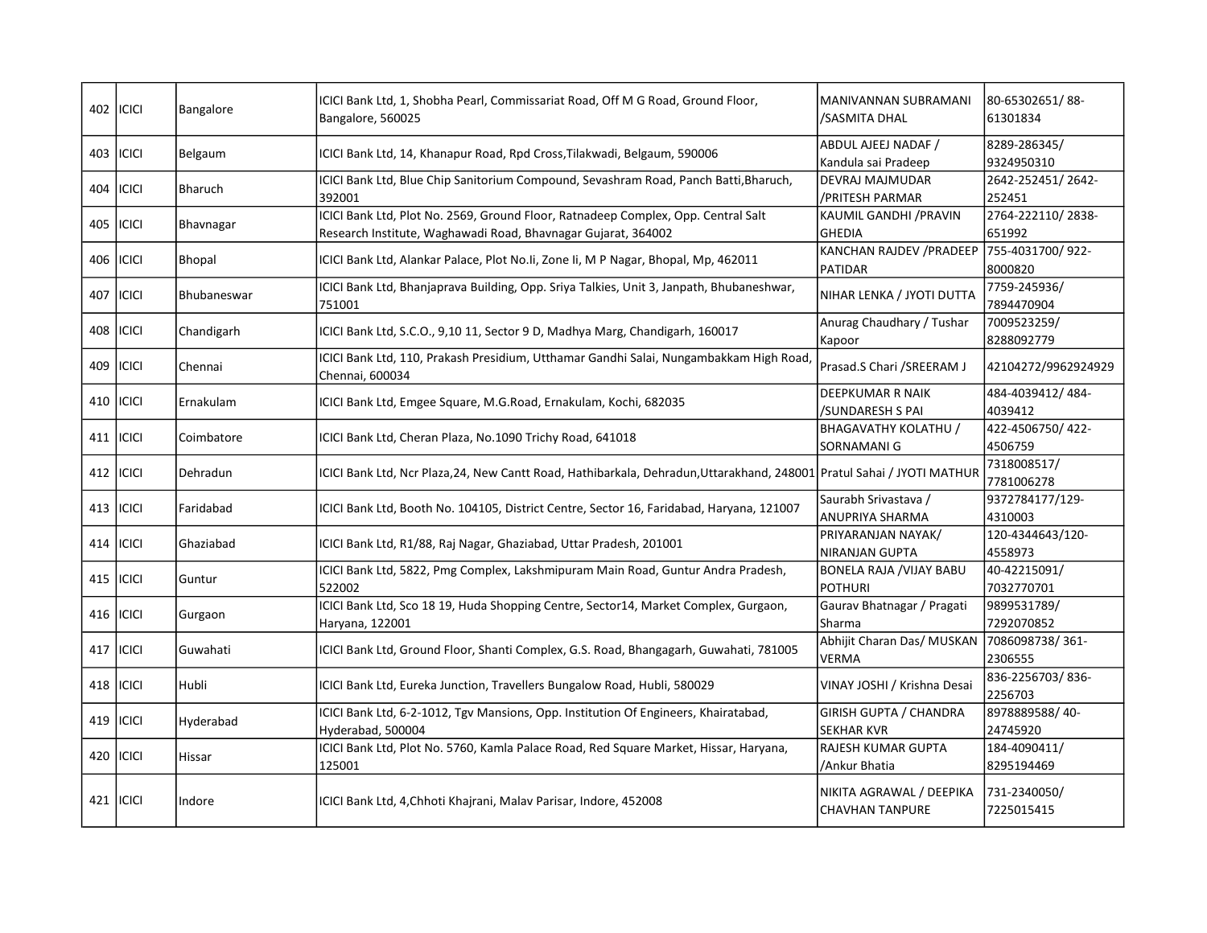| 402 | ICICI | Bangalore | ICICI Bank Ltd, 1, Shobha Pearl, Commissariat Road, Off M G Road, Ground Floor, Bangalore, 560025 | MANIVANNAN SUBRAMANI /SASMITA DHAL | 80-65302651/ 88-61301834 |
|---|---|---|---|---|---|
| 403 | ICICI | Belgaum | ICICI Bank Ltd, 14, Khanapur Road, Rpd Cross,Tilakwadi, Belgaum, 590006 | ABDUL AJEEJ NADAF / Kandula sai Pradeep | 8289-286345/ 9324950310 |
| 404 | ICICI | Bharuch | ICICI Bank Ltd, Blue Chip Sanitorium Compound, Sevashram Road, Panch Batti,Bharuch, 392001 | DEVRAJ MAJMUDAR /PRITESH PARMAR | 2642-252451/ 2642-252451 |
| 405 | ICICI | Bhavnagar | ICICI Bank Ltd, Plot No. 2569, Ground Floor, Ratnadeep Complex, Opp. Central Salt Research Institute, Waghawadi Road, Bhavnagar Gujarat, 364002 | KAUMIL GANDHI /PRAVIN GHEDIA | 2764-222110/ 2838-651992 |
| 406 | ICICI | Bhopal | ICICI Bank Ltd, Alankar Palace, Plot No.Ii, Zone Ii, M P Nagar, Bhopal, Mp, 462011 | KANCHAN RAJDEV /PRADEEP PATIDAR | 755-4031700/ 922-8000820 |
| 407 | ICICI | Bhubaneswar | ICICI Bank Ltd, Bhanjaprava Building, Opp. Sriya Talkies, Unit 3, Janpath, Bhubaneshwar, 751001 | NIHAR LENKA / JYOTI DUTTA | 7759-245936/ 7894470904 |
| 408 | ICICI | Chandigarh | ICICI Bank Ltd, S.C.O., 9,10 11, Sector 9 D, Madhya Marg, Chandigarh, 160017 | Anurag Chaudhary / Tushar Kapoor | 7009523259/ 8288092779 |
| 409 | ICICI | Chennai | ICICI Bank Ltd, 110, Prakash Presidium, Utthamar Gandhi Salai, Nungambakkam High Road, Chennai, 600034 | Prasad.S Chari /SREERAM J | 42104272/9962924929 |
| 410 | ICICI | Ernakulam | ICICI Bank Ltd, Emgee Square, M.G.Road, Ernakulam, Kochi, 682035 | DEEPKUMAR R NAIK /SUNDARESH S PAI | 484-4039412/ 484-4039412 |
| 411 | ICICI | Coimbatore | ICICI Bank Ltd, Cheran Plaza, No.1090 Trichy Road, 641018 | BHAGAVATHY KOLATHU / SORNAMANI G | 422-4506750/ 422-4506759 |
| 412 | ICICI | Dehradun | ICICI Bank Ltd, Ncr Plaza,24, New Cantt Road, Hathibarkala, Dehradun,Uttarakhand, 248001 | Pratul Sahai / JYOTI MATHUR | 7318008517/ 7781006278 |
| 413 | ICICI | Faridabad | ICICI Bank Ltd, Booth No. 104105, District Centre, Sector 16, Faridabad, Haryana, 121007 | Saurabh Srivastava / ANUPRIYA SHARMA | 9372784177/129-4310003 |
| 414 | ICICI | Ghaziabad | ICICI Bank Ltd, R1/88, Raj Nagar, Ghaziabad, Uttar Pradesh, 201001 | PRIYARANJAN NAYAK/ NIRANJAN GUPTA | 120-4344643/120-4558973 |
| 415 | ICICI | Guntur | ICICI Bank Ltd, 5822, Pmg Complex, Lakshmipuram Main Road, Guntur Andra Pradesh, 522002 | BONELA RAJA /VIJAY BABU POTHURI | 40-42215091/ 7032770701 |
| 416 | ICICI | Gurgaon | ICICI Bank Ltd, Sco 18 19, Huda Shopping Centre, Sector14, Market Complex, Gurgaon, Haryana, 122001 | Gaurav Bhatnagar / Pragati Sharma | 9899531789/ 7292070852 |
| 417 | ICICI | Guwahati | ICICI Bank Ltd, Ground Floor, Shanti Complex, G.S. Road, Bhangagarh, Guwahati, 781005 | Abhijit Charan Das/ MUSKAN VERMA | 7086098738/ 361-2306555 |
| 418 | ICICI | Hubli | ICICI Bank Ltd, Eureka Junction, Travellers Bungalow Road, Hubli, 580029 | VINAY JOSHI / Krishna Desai | 836-2256703/ 836-2256703 |
| 419 | ICICI | Hyderabad | ICICI Bank Ltd, 6-2-1012, Tgv Mansions, Opp. Institution Of Engineers, Khairatabad, Hyderabad, 500004 | GIRISH GUPTA / CHANDRA SEKHAR KVR | 8978889588/ 40-24745920 |
| 420 | ICICI | Hissar | ICICI Bank Ltd, Plot No. 5760, Kamla Palace Road, Red Square Market, Hissar, Haryana, 125001 | RAJESH KUMAR GUPTA /Ankur Bhatia | 184-4090411/ 8295194469 |
| 421 | ICICI | Indore | ICICI Bank Ltd, 4,Chhoti Khajrani, Malav Parisar, Indore, 452008 | NIKITA AGRAWAL / DEEPIKA CHAVHAN TANPURE | 731-2340050/ 7225015415 |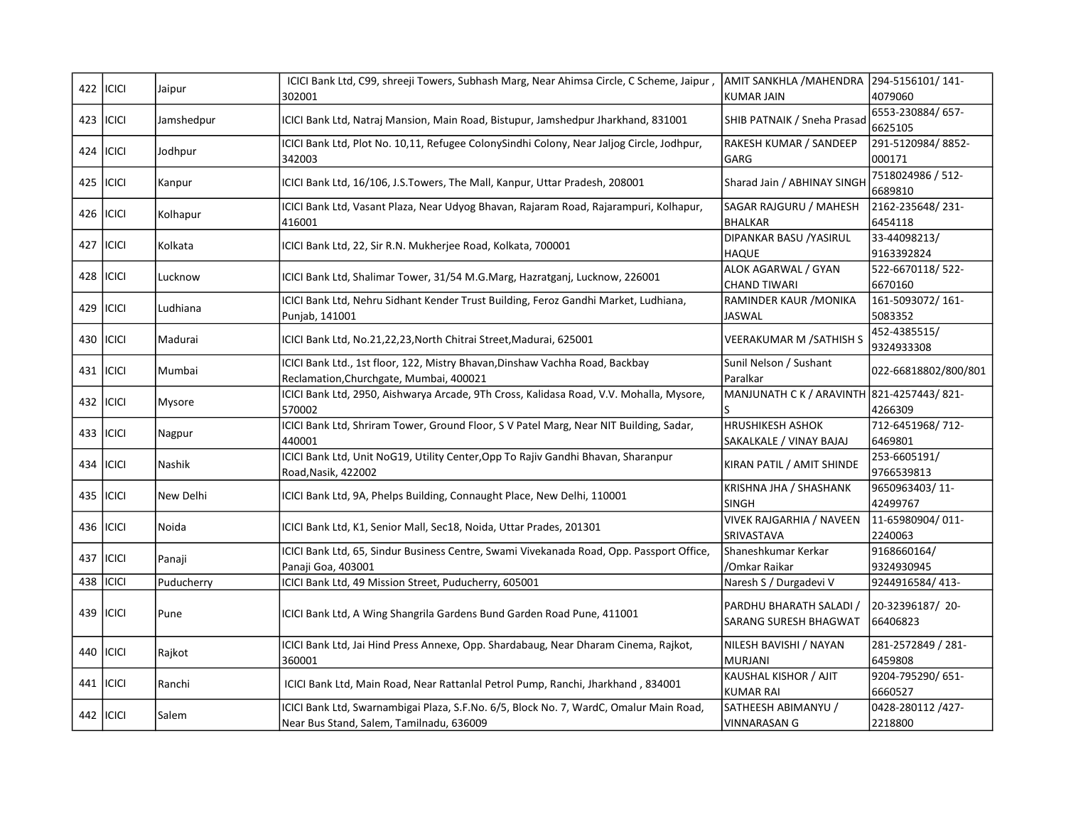| 422 | ICICI | Jaipur | ICICI Bank Ltd, C99, shreeji Towers, Subhash Marg, Near Ahimsa Circle, C Scheme, Jaipur , 302001 | AMIT SANKHLA /MAHENDRA KUMAR JAIN | 294-5156101/ 141-4079060 |
|---|---|---|---|---|---|
| 423 | ICICI | Jamshedpur | ICICI Bank Ltd, Natraj Mansion, Main Road, Bistupur, Jamshedpur Jharkhand, 831001 | SHIB PATNAIK / Sneha Prasad | 6553-230884/ 657-6625105 |
| 424 | ICICI | Jodhpur | ICICI Bank Ltd, Plot No. 10,11, Refugee ColonySindhi Colony, Near Jaljog Circle, Jodhpur, 342003 | RAKESH KUMAR / SANDEEP GARG | 291-5120984/ 8852-000171 |
| 425 | ICICI | Kanpur | ICICI Bank Ltd, 16/106, J.S.Towers, The Mall, Kanpur, Uttar Pradesh, 208001 | Sharad Jain / ABHINAY SINGH | 7518024986 / 512-6689810 |
| 426 | ICICI | Kolhapur | ICICI Bank Ltd, Vasant Plaza, Near Udyog Bhavan, Rajaram Road, Rajarampuri, Kolhapur, 416001 | SAGAR RAJGURU / MAHESH BHALKAR | 2162-235648/ 231-6454118 |
| 427 | ICICI | Kolkata | ICICI Bank Ltd, 22, Sir R.N. Mukherjee Road, Kolkata, 700001 | DIPANKAR BASU /YASIRUL HAQUE | 33-44098213/ 9163392824 |
| 428 | ICICI | Lucknow | ICICI Bank Ltd, Shalimar Tower, 31/54 M.G.Marg, Hazratganj, Lucknow, 226001 | ALOK AGARWAL / GYAN CHAND TIWARI | 522-6670118/ 522-6670160 |
| 429 | ICICI | Ludhiana | ICICI Bank Ltd, Nehru Sidhant Kender Trust Building, Feroz Gandhi Market, Ludhiana, Punjab, 141001 | RAMINDER KAUR /MONIKA JASWAL | 161-5093072/ 161-5083352 |
| 430 | ICICI | Madurai | ICICI Bank Ltd, No.21,22,23,North Chitrai Street,Madurai, 625001 | VEERAKUMAR M /SATHISH S | 452-4385515/ 9324933308 |
| 431 | ICICI | Mumbai | ICICI Bank Ltd., 1st floor, 122, Mistry Bhavan,Dinshaw Vachha Road, Backbay Reclamation,Churchgate, Mumbai, 400021 | Sunil Nelson / Sushant Paralkar | 022-66818802/800/801 |
| 432 | ICICI | Mysore | ICICI Bank Ltd, 2950, Aishwarya Arcade, 9Th Cross, Kalidasa Road, V.V. Mohalla, Mysore, 570002 | MANJUNATH C K / ARAVINTH S | 821-4257443/ 821-4266309 |
| 433 | ICICI | Nagpur | ICICI Bank Ltd, Shriram Tower, Ground Floor, S V Patel Marg, Near NIT Building, Sadar, 440001 | HRUSHIKESH ASHOK SAKALKALE / VINAY BAJAJ | 712-6451968/ 712-6469801 |
| 434 | ICICI | Nashik | ICICI Bank Ltd, Unit NoG19, Utility Center,Opp To Rajiv Gandhi Bhavan, Sharanpur Road,Nasik, 422002 | KIRAN PATIL / AMIT SHINDE | 253-6605191/ 9766539813 |
| 435 | ICICI | New Delhi | ICICI Bank Ltd, 9A, Phelps Building, Connaught Place, New Delhi, 110001 | KRISHNA JHA / SHASHANK SINGH | 9650963403/ 11-42499767 |
| 436 | ICICI | Noida | ICICI Bank Ltd, K1, Senior Mall, Sec18, Noida, Uttar Prades, 201301 | VIVEK RAJGARHIA / NAVEEN SRIVASTAVA | 11-65980904/ 011-2240063 |
| 437 | ICICI | Panaji | ICICI Bank Ltd, 65, Sindur Business Centre, Swami Vivekanada Road, Opp. Passport Office, Panaji Goa, 403001 | Shaneshkumar Kerkar /Omkar Raikar | 9168660164/ 9324930945 |
| 438 | ICICI | Puducherry | ICICI Bank Ltd, 49 Mission Street, Puducherry, 605001 | Naresh S / Durgadevi V | 9244916584/ 413- |
| 439 | ICICI | Pune | ICICI Bank Ltd, A Wing Shangrila Gardens Bund Garden Road Pune, 411001 | PARDHU BHARATH SALADI / SARANG SURESH BHAGWAT | 20-32396187/ 20-66406823 |
| 440 | ICICI | Rajkot | ICICI Bank Ltd, Jai Hind Press Annexe, Opp. Shardabaug, Near Dharam Cinema, Rajkot, 360001 | NILESH BAVISHI / NAYAN MURJANI | 281-2572849 / 281-6459808 |
| 441 | ICICI | Ranchi | ICICI Bank Ltd, Main Road, Near Rattanlal Petrol Pump, Ranchi, Jharkhand , 834001 | KAUSHAL KISHOR / AJIT KUMAR RAI | 9204-795290/ 651-6660527 |
| 442 | ICICI | Salem | ICICI Bank Ltd, Swarnambigai Plaza, S.F.No. 6/5, Block No. 7, WardC, Omalur Main Road, Near Bus Stand, Salem, Tamilnadu, 636009 | SATHEESH ABIMANYU / VINNARASAN G | 0428-280112 /427-2218800 |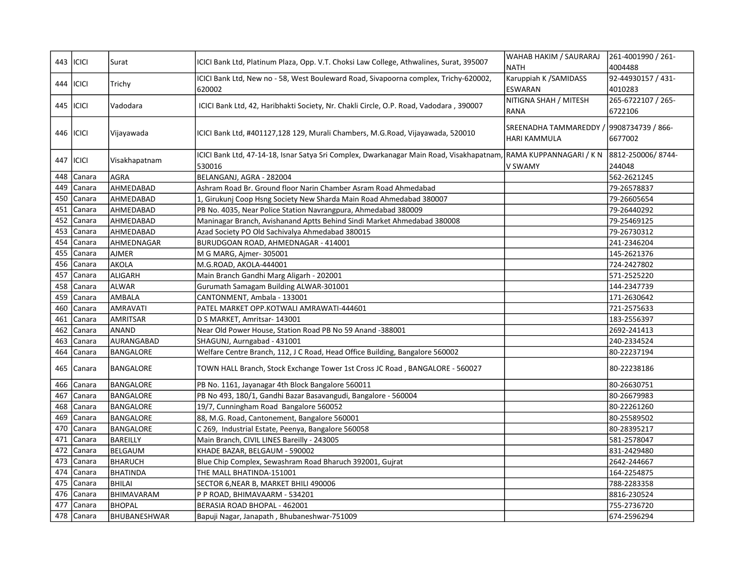| 443 | ICICI | Surat | ICICI Bank Ltd, Platinum Plaza, Opp. V.T. Choksi Law College, Athwalines, Surat, 395007 | WAHAB HAKIM / SAURARAJ NATH | 261-4001990 / 261-4004488 |
|---|---|---|---|---|---|
| 444 | ICICI | Trichy | ICICI Bank Ltd, New no - 58, West Bouleward Road, Sivapoorna complex, Trichy-620002, 620002 | Karuppiah K /SAMIDASS ESWARAN | 92-44930157 / 431-4010283 |
| 445 | ICICI | Vadodara | ICICI Bank Ltd, 42, Haribhakti Society, Nr. Chakli Circle, O.P. Road, Vadodara , 390007 | NITIGNA SHAH / MITESH RANA | 265-6722107 / 265-6722106 |
| 446 | ICICI | Vijayawada | ICICI Bank Ltd, #401127,128 129, Murali Chambers, M.G.Road, Vijayawada, 520010 | SREENADHA TAMMAREDDY / HARI KAMMULA | 9908734739 / 866-6677002 |
| 447 | ICICI | Visakhapatnam | ICICI Bank Ltd, 47-14-18, Isnar Satya Sri Complex, Dwarkanagar Main Road, Visakhapatnam, 530016 | RAMA KUPPANNAGARI / K N V SWAMY | 8812-250006/ 8744-244048 |
| 448 | Canara | AGRA | BELANGANJ, AGRA - 282004 | | 562-2621245 |
| 449 | Canara | AHMEDABAD | Ashram Road Br. Ground floor Narin Chamber Asram Road Ahmedabad | | 79-26578837 |
| 450 | Canara | AHMEDABAD | 1, Girukunj Coop Hsng Society New Sharda Main Road Ahmedabad 380007 | | 79-26605654 |
| 451 | Canara | AHMEDABAD | PB No. 4035, Near Police Station Navrangpura, Ahmedabad 380009 | | 79-26440292 |
| 452 | Canara | AHMEDABAD | Maninagar Branch, Avishanand Aptts Behind Sindi Market Ahmedabad 380008 | | 79-25469125 |
| 453 | Canara | AHMEDABAD | Azad Society PO Old Sachivalya Ahmedabad 380015 | | 79-26730312 |
| 454 | Canara | AHMEDNAGAR | BURUDGOAN ROAD, AHMEDNAGAR - 414001 | | 241-2346204 |
| 455 | Canara | AJMER | M G MARG, Ajmer- 305001 | | 145-2621376 |
| 456 | Canara | AKOLA | M.G.ROAD, AKOLA-444001 | | 724-2427802 |
| 457 | Canara | ALIGARH | Main Branch Gandhi Marg Aligarh - 202001 | | 571-2525220 |
| 458 | Canara | ALWAR | Gurumath Samagam Building ALWAR-301001 | | 144-2347739 |
| 459 | Canara | AMBALA | CANTONMENT, Ambala - 133001 | | 171-2630642 |
| 460 | Canara | AMRAVATI | PATEL MARKET OPP.KOTWALI AMRAWATI-444601 | | 721-2575633 |
| 461 | Canara | AMRITSAR | D S MARKET, Amritsar- 143001 | | 183-2556397 |
| 462 | Canara | ANAND | Near Old Power House, Station Road PB No 59 Anand -388001 | | 2692-241413 |
| 463 | Canara | AURANGABAD | SHAGUNJ, Aurngabad - 431001 | | 240-2334524 |
| 464 | Canara | BANGALORE | Welfare Centre Branch, 112, J C Road, Head Office Building, Bangalore 560002 | | 80-22237194 |
| 465 | Canara | BANGALORE | TOWN HALL Branch, Stock Exchange Tower 1st Cross JC Road , BANGALORE - 560027 | | 80-22238186 |
| 466 | Canara | BANGALORE | PB No. 1161, Jayanagar 4th Block Bangalore 560011 | | 80-26630751 |
| 467 | Canara | BANGALORE | PB No 493, 180/1, Gandhi Bazar Basavangudi, Bangalore - 560004 | | 80-26679983 |
| 468 | Canara | BANGALORE | 19/7, Cunningham Road Bangalore 560052 | | 80-22261260 |
| 469 | Canara | BANGALORE | 88, M.G. Road, Cantonement, Bangalore 560001 | | 80-25589502 |
| 470 | Canara | BANGALORE | C 269, Industrial Estate, Peenya, Bangalore 560058 | | 80-28395217 |
| 471 | Canara | BAREILLY | Main Branch, CIVIL LINES Bareilly - 243005 | | 581-2578047 |
| 472 | Canara | BELGAUM | KHADE BAZAR, BELGAUM - 590002 | | 831-2429480 |
| 473 | Canara | BHARUCH | Blue Chip Complex, Sewashram Road Bharuch 392001, Gujrat | | 2642-244667 |
| 474 | Canara | BHATINDA | THE MALL BHATINDA-151001 | | 164-2254875 |
| 475 | Canara | BHILAI | SECTOR 6,NEAR B, MARKET BHILI 490006 | | 788-2283358 |
| 476 | Canara | BHIMAVARAM | P P ROAD, BHIMAVAARM - 534201 | | 8816-230524 |
| 477 | Canara | BHOPAL | BERASIA ROAD BHOPAL - 462001 | | 755-2736720 |
| 478 | Canara | BHUBANESHWAR | Bapuji Nagar, Janapath , Bhubaneshwar-751009 | | 674-2596294 |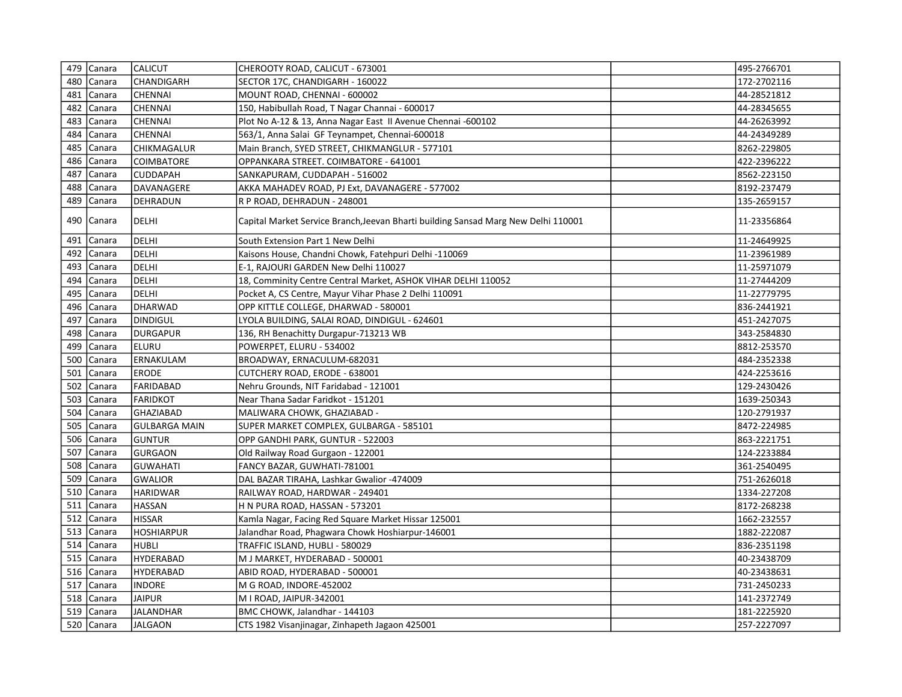| 479 | Canara | CALICUT | CHEROOTY ROAD, CALICUT - 673001 | | 495-2766701 |
|---|---|---|---|---|---|
| 480 | Canara | CHANDIGARH | SECTOR 17C, CHANDIGARH - 160022 | | 172-2702116 |
| 481 | Canara | CHENNAI | MOUNT ROAD, CHENNAI - 600002 | | 44-28521812 |
| 482 | Canara | CHENNAI | 150, Habibullah Road, T Nagar Channai - 600017 | | 44-28345655 |
| 483 | Canara | CHENNAI | Plot No A-12 & 13, Anna Nagar East II Avenue Chennai -600102 | | 44-26263992 |
| 484 | Canara | CHENNAI | 563/1, Anna Salai GF Teynampet, Chennai-600018 | | 44-24349289 |
| 485 | Canara | CHIKMAGALUR | Main Branch, SYED STREET, CHIKMANGLUR - 577101 | | 8262-229805 |
| 486 | Canara | COIMBATORE | OPPANKARA STREET. COIMBATORE - 641001 | | 422-2396222 |
| 487 | Canara | CUDDAPAH | SANKAPURAM, CUDDAPAH - 516002 | | 8562-223150 |
| 488 | Canara | DAVANAGERE | AKKA MAHADEV ROAD, PJ Ext, DAVANAGERE - 577002 | | 8192-237479 |
| 489 | Canara | DEHRADUN | R P ROAD, DEHRADUN - 248001 | | 135-2659157 |
| 490 | Canara | DELHI | Capital Market Service Branch,Jeevan Bharti building Sansad Marg New Delhi 110001 | | 11-23356864 |
| 491 | Canara | DELHI | South Extension Part 1 New Delhi | | 11-24649925 |
| 492 | Canara | DELHI | Kaisons House, Chandni Chowk, Fatehpuri Delhi -110069 | | 11-23961989 |
| 493 | Canara | DELHI | E-1, RAJOURI GARDEN New Delhi 110027 | | 11-25971079 |
| 494 | Canara | DELHI | 18, Comminity Centre Central Market, ASHOK VIHAR DELHI 110052 | | 11-27444209 |
| 495 | Canara | DELHI | Pocket A, CS Centre, Mayur Vihar Phase 2 Delhi 110091 | | 11-22779795 |
| 496 | Canara | DHARWAD | OPP KITTLE COLLEGE, DHARWAD - 580001 | | 836-2441921 |
| 497 | Canara | DINDIGUL | LYOLA BUILDING, SALAI ROAD, DINDIGUL - 624601 | | 451-2427075 |
| 498 | Canara | DURGAPUR | 136, RH Benachitty Durgapur-713213 WB | | 343-2584830 |
| 499 | Canara | ELURU | POWERPET, ELURU - 534002 | | 8812-253570 |
| 500 | Canara | ERNAKULAM | BROADWAY, ERNACULUM-682031 | | 484-2352338 |
| 501 | Canara | ERODE | CUTCHERY ROAD, ERODE - 638001 | | 424-2253616 |
| 502 | Canara | FARIDABAD | Nehru Grounds, NIT Faridabad - 121001 | | 129-2430426 |
| 503 | Canara | FARIDKOT | Near Thana Sadar Faridkot - 151201 | | 1639-250343 |
| 504 | Canara | GHAZIABAD | MALIWARA CHOWK, GHAZIABAD - | | 120-2791937 |
| 505 | Canara | GULBARGA MAIN | SUPER MARKET COMPLEX, GULBARGA - 585101 | | 8472-224985 |
| 506 | Canara | GUNTUR | OPP GANDHI PARK, GUNTUR - 522003 | | 863-2221751 |
| 507 | Canara | GURGAON | Old Railway Road Gurgaon - 122001 | | 124-2233884 |
| 508 | Canara | GUWAHATI | FANCY BAZAR, GUWHATI-781001 | | 361-2540495 |
| 509 | Canara | GWALIOR | DAL BAZAR TIRAHA, Lashkar Gwalior -474009 | | 751-2626018 |
| 510 | Canara | HARIDWAR | RAILWAY ROAD, HARDWAR - 249401 | | 1334-227208 |
| 511 | Canara | HASSAN | H N PURA ROAD, HASSAN - 573201 | | 8172-268238 |
| 512 | Canara | HISSAR | Kamla Nagar, Facing Red Square Market Hissar 125001 | | 1662-232557 |
| 513 | Canara | HOSHIARPUR | Jalandhar Road, Phagwara Chowk Hoshiarpur-146001 | | 1882-222087 |
| 514 | Canara | HUBLI | TRAFFIC ISLAND, HUBLI - 580029 | | 836-2351198 |
| 515 | Canara | HYDERABAD | M J MARKET, HYDERABAD - 500001 | | 40-23438709 |
| 516 | Canara | HYDERABAD | ABID ROAD, HYDERABAD - 500001 | | 40-23438631 |
| 517 | Canara | INDORE | M G ROAD, INDORE-452002 | | 731-2450233 |
| 518 | Canara | JAIPUR | M I ROAD, JAIPUR-342001 | | 141-2372749 |
| 519 | Canara | JALANDHAR | BMC CHOWK, Jalandhar - 144103 | | 181-2225920 |
| 520 | Canara | JALGAON | CTS 1982 Visanjinagar, Zinhapeth Jagaon 425001 | | 257-2227097 |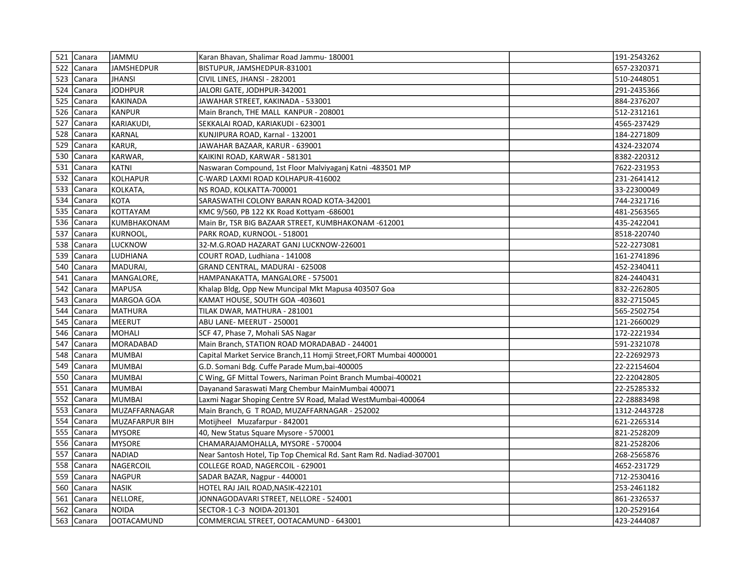| 521 | Canara | JAMMU | Karan Bhavan, Shalimar Road Jammu- 180001 | | 191-2543262 |
|---|---|---|---|---|---|
| 522 | Canara | JAMSHEDPUR | BISTUPUR, JAMSHEDPUR-831001 | | 657-2320371 |
| 523 | Canara | JHANSI | CIVIL LINES, JHANSI - 282001 | | 510-2448051 |
| 524 | Canara | JODHPUR | JALORI GATE, JODHPUR-342001 | | 291-2435366 |
| 525 | Canara | KAKINADA | JAWAHAR STREET, KAKINADA - 533001 | | 884-2376207 |
| 526 | Canara | KANPUR | Main Branch, THE MALL KANPUR - 208001 | | 512-2312161 |
| 527 | Canara | KARIAKUDI, | SEKKALAI ROAD, KARIAKUDI - 623001 | | 4565-237429 |
| 528 | Canara | KARNAL | KUNJIPURA ROAD, Karnal - 132001 | | 184-2271809 |
| 529 | Canara | KARUR, | JAWAHAR BAZAAR, KARUR - 639001 | | 4324-232074 |
| 530 | Canara | KARWAR, | KAIKINI ROAD, KARWAR - 581301 | | 8382-220312 |
| 531 | Canara | KATNI | Naswaran Compound, 1st Floor Malviyaganj Katni -483501 MP | | 7622-231953 |
| 532 | Canara | KOLHAPUR | C-WARD LAXMI ROAD KOLHAPUR-416002 | | 231-2641412 |
| 533 | Canara | KOLKATA, | NS ROAD, KOLKATTA-700001 | | 33-22300049 |
| 534 | Canara | KOTA | SARASWATHI COLONY BARAN ROAD KOTA-342001 | | 744-2321716 |
| 535 | Canara | KOTTAYAM | KMC 9/560, PB 122 KK Road Kottyam -686001 | | 481-2563565 |
| 536 | Canara | KUMBHAKONAM | Main Br, TSR BIG BAZAAR STREET, KUMBHAKONAM -612001 | | 435-2422041 |
| 537 | Canara | KURNOOL, | PARK ROAD, KURNOOL - 518001 | | 8518-220740 |
| 538 | Canara | LUCKNOW | 32-M.G.ROAD HAZARAT GANJ LUCKNOW-226001 | | 522-2273081 |
| 539 | Canara | LUDHIANA | COURT ROAD, Ludhiana - 141008 | | 161-2741896 |
| 540 | Canara | MADURAI, | GRAND CENTRAL, MADURAI - 625008 | | 452-2340411 |
| 541 | Canara | MANGALORE, | HAMPANAKATTA, MANGALORE - 575001 | | 824-2440431 |
| 542 | Canara | MAPUSA | Khalap Bldg, Opp New Muncipal Mkt Mapusa 403507 Goa | | 832-2262805 |
| 543 | Canara | MARGOA GOA | KAMAT HOUSE, SOUTH GOA -403601 | | 832-2715045 |
| 544 | Canara | MATHURA | TILAK DWAR, MATHURA - 281001 | | 565-2502754 |
| 545 | Canara | MEERUT | ABU LANE- MEERUT - 250001 | | 121-2660029 |
| 546 | Canara | MOHALI | SCF 47, Phase 7, Mohali SAS Nagar | | 172-2221934 |
| 547 | Canara | MORADABAD | Main Branch, STATION ROAD MORADABAD - 244001 | | 591-2321078 |
| 548 | Canara | MUMBAI | Capital Market Service Branch,11 Homji Street,FORT Mumbai 4000001 | | 22-22692973 |
| 549 | Canara | MUMBAI | G.D. Somani Bdg. Cuffe Parade Mum,bai-400005 | | 22-22154604 |
| 550 | Canara | MUMBAI | C Wing, GF Mittal Towers, Nariman Point Branch Mumbai-400021 | | 22-22042805 |
| 551 | Canara | MUMBAI | Dayanand Saraswati Marg Chembur MainMumbai 400071 | | 22-25285332 |
| 552 | Canara | MUMBAI | Laxmi Nagar Shoping Centre SV Road, Malad WestMumbai-400064 | | 22-28883498 |
| 553 | Canara | MUZAFFARNAGAR | Main Branch, G T ROAD, MUZAFFARNAGAR - 252002 | | 1312-2443728 |
| 554 | Canara | MUZAFARPUR BIH | Motijheel Muzafarpur - 842001 | | 621-2265314 |
| 555 | Canara | MYSORE | 40, New Status Square Mysore - 570001 | | 821-2528209 |
| 556 | Canara | MYSORE | CHAMARAJAMOHALLA, MYSORE - 570004 | | 821-2528206 |
| 557 | Canara | NADIAD | Near Santosh Hotel, Tip Top Chemical Rd. Sant Ram Rd. Nadiad-307001 | | 268-2565876 |
| 558 | Canara | NAGERCOIL | COLLEGE ROAD, NAGERCOIL - 629001 | | 4652-231729 |
| 559 | Canara | NAGPUR | SADAR BAZAR, Nagpur - 440001 | | 712-2530416 |
| 560 | Canara | NASIK | HOTEL RAJ JAIL ROAD,NASIK-422101 | | 253-2461182 |
| 561 | Canara | NELLORE, | JONNAGODAVARI STREET, NELLORE - 524001 | | 861-2326537 |
| 562 | Canara | NOIDA | SECTOR-1 C-3 NOIDA-201301 | | 120-2529164 |
| 563 | Canara | OOTACAMUND | COMMERCIAL STREET, OOTACAMUND - 643001 | | 423-2444087 |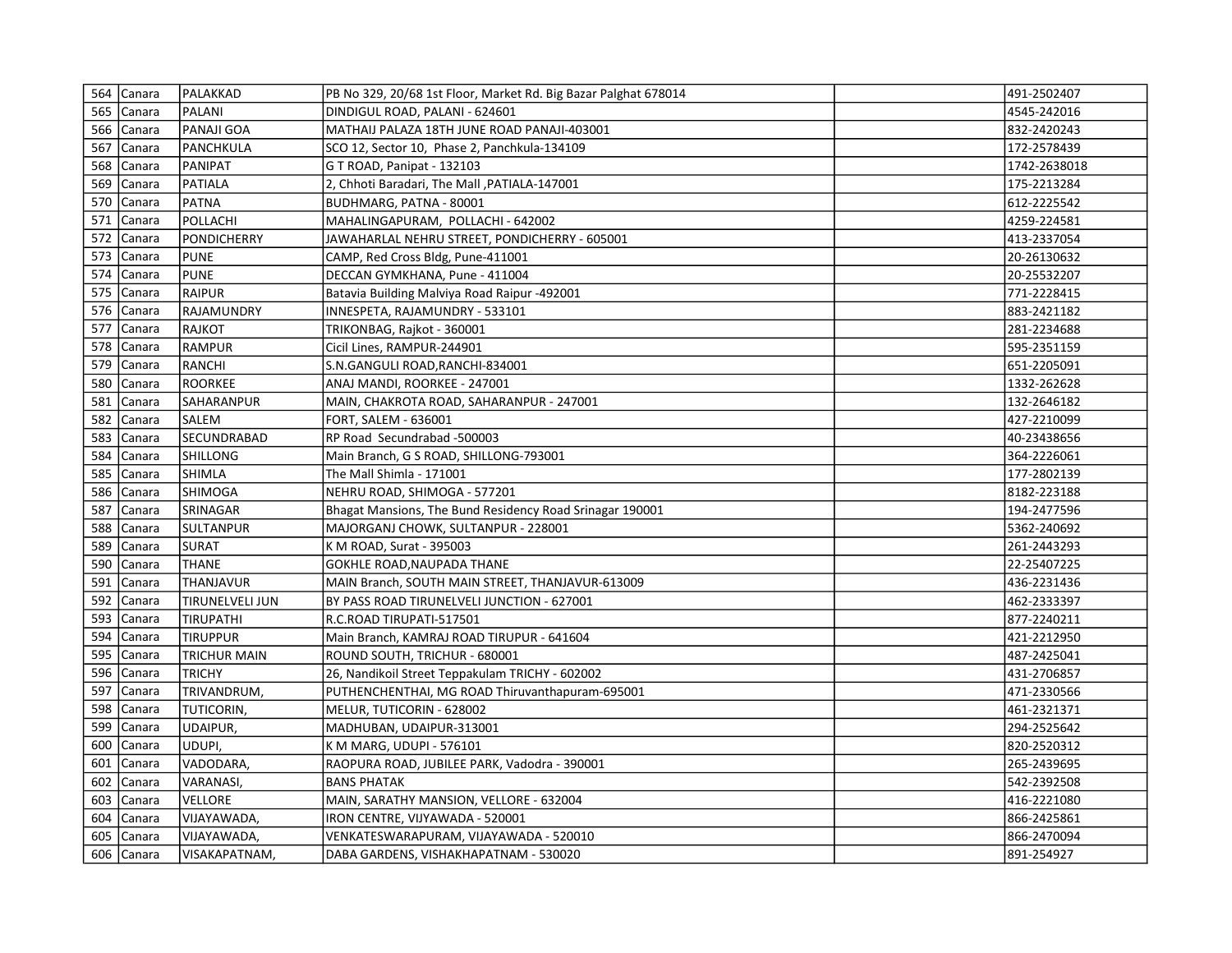| | | | | | |
|---|---|---|---|---|---|
| 564 | Canara | PALAKKAD | PB No 329, 20/68 1st Floor, Market Rd. Big Bazar Palghat 678014 | | 491-2502407 |
| 565 | Canara | PALANI | DINDIGUL ROAD, PALANI - 624601 | | 4545-242016 |
| 566 | Canara | PANAJI GOA | MATHAIJ PALAZA 18TH JUNE ROAD PANAJI-403001 | | 832-2420243 |
| 567 | Canara | PANCHKULA | SCO 12, Sector 10, Phase 2, Panchkula-134109 | | 172-2578439 |
| 568 | Canara | PANIPAT | G T ROAD, Panipat - 132103 | | 1742-2638018 |
| 569 | Canara | PATIALA | 2, Chhoti Baradari, The Mall ,PATIALA-147001 | | 175-2213284 |
| 570 | Canara | PATNA | BUDHMARG, PATNA - 80001 | | 612-2225542 |
| 571 | Canara | POLLACHI | MAHALINGAPURAM, POLLACHI - 642002 | | 4259-224581 |
| 572 | Canara | PONDICHERRY | JAWAHARLAL NEHRU STREET, PONDICHERRY - 605001 | | 413-2337054 |
| 573 | Canara | PUNE | CAMP, Red Cross Bldg, Pune-411001 | | 20-26130632 |
| 574 | Canara | PUNE | DECCAN GYMKHANA, Pune - 411004 | | 20-25532207 |
| 575 | Canara | RAIPUR | Batavia Building Malviya Road Raipur -492001 | | 771-2228415 |
| 576 | Canara | RAJAMUNDRY | INNESPETA, RAJAMUNDRY - 533101 | | 883-2421182 |
| 577 | Canara | RAJKOT | TRIKONBAG, Rajkot - 360001 | | 281-2234688 |
| 578 | Canara | RAMPUR | Cicil Lines, RAMPUR-244901 | | 595-2351159 |
| 579 | Canara | RANCHI | S.N.GANGULI ROAD,RANCHI-834001 | | 651-2205091 |
| 580 | Canara | ROORKEE | ANAJ MANDI, ROORKEE - 247001 | | 1332-262628 |
| 581 | Canara | SAHARANPUR | MAIN, CHAKROTA ROAD, SAHARANPUR - 247001 | | 132-2646182 |
| 582 | Canara | SALEM | FORT, SALEM - 636001 | | 427-2210099 |
| 583 | Canara | SECUNDRABAD | RP Road Secundrabad -500003 | | 40-23438656 |
| 584 | Canara | SHILLONG | Main Branch, G S ROAD, SHILLONG-793001 | | 364-2226061 |
| 585 | Canara | SHIMLA | The Mall Shimla - 171001 | | 177-2802139 |
| 586 | Canara | SHIMOGA | NEHRU ROAD, SHIMOGA - 577201 | | 8182-223188 |
| 587 | Canara | SRINAGAR | Bhagat Mansions, The Bund Residency Road Srinagar 190001 | | 194-2477596 |
| 588 | Canara | SULTANPUR | MAJORGANJ CHOWK, SULTANPUR - 228001 | | 5362-240692 |
| 589 | Canara | SURAT | K M ROAD, Surat - 395003 | | 261-2443293 |
| 590 | Canara | THANE | GOKHLE ROAD,NAUPADA THANE | | 22-25407225 |
| 591 | Canara | THANJAVUR | MAIN Branch, SOUTH MAIN STREET, THANJAVUR-613009 | | 436-2231436 |
| 592 | Canara | TIRUNELVELI JUN | BY PASS ROAD TIRUNELVELI JUNCTION - 627001 | | 462-2333397 |
| 593 | Canara | TIRUPATHI | R.C.ROAD TIRUPATI-517501 | | 877-2240211 |
| 594 | Canara | TIRUPPUR | Main Branch, KAMRAJ ROAD TIRUPUR - 641604 | | 421-2212950 |
| 595 | Canara | TRICHUR MAIN | ROUND SOUTH, TRICHUR - 680001 | | 487-2425041 |
| 596 | Canara | TRICHY | 26, Nandikoil Street Teppakulam TRICHY - 602002 | | 431-2706857 |
| 597 | Canara | TRIVANDRUM, | PUTHENCHENTHAI, MG ROAD Thiruvanthapuram-695001 | | 471-2330566 |
| 598 | Canara | TUTICORIN, | MELUR, TUTICORIN - 628002 | | 461-2321371 |
| 599 | Canara | UDAIPUR, | MADHUBAN, UDAIPUR-313001 | | 294-2525642 |
| 600 | Canara | UDUPI, | K M MARG, UDUPI - 576101 | | 820-2520312 |
| 601 | Canara | VADODARA, | RAOPURA ROAD, JUBILEE PARK, Vadodra - 390001 | | 265-2439695 |
| 602 | Canara | VARANASI, | BANS PHATAK | | 542-2392508 |
| 603 | Canara | VELLORE | MAIN, SARATHY MANSION, VELLORE - 632004 | | 416-2221080 |
| 604 | Canara | VIJAYAWADA, | IRON CENTRE, VIJYAWADA - 520001 | | 866-2425861 |
| 605 | Canara | VIJAYAWADA, | VENKATESWARAPURAM, VIJAYAWADA - 520010 | | 866-2470094 |
| 606 | Canara | VISAKAPATNAM, | DABA GARDENS, VISHAKHAPATNAM - 530020 | | 891-254927 |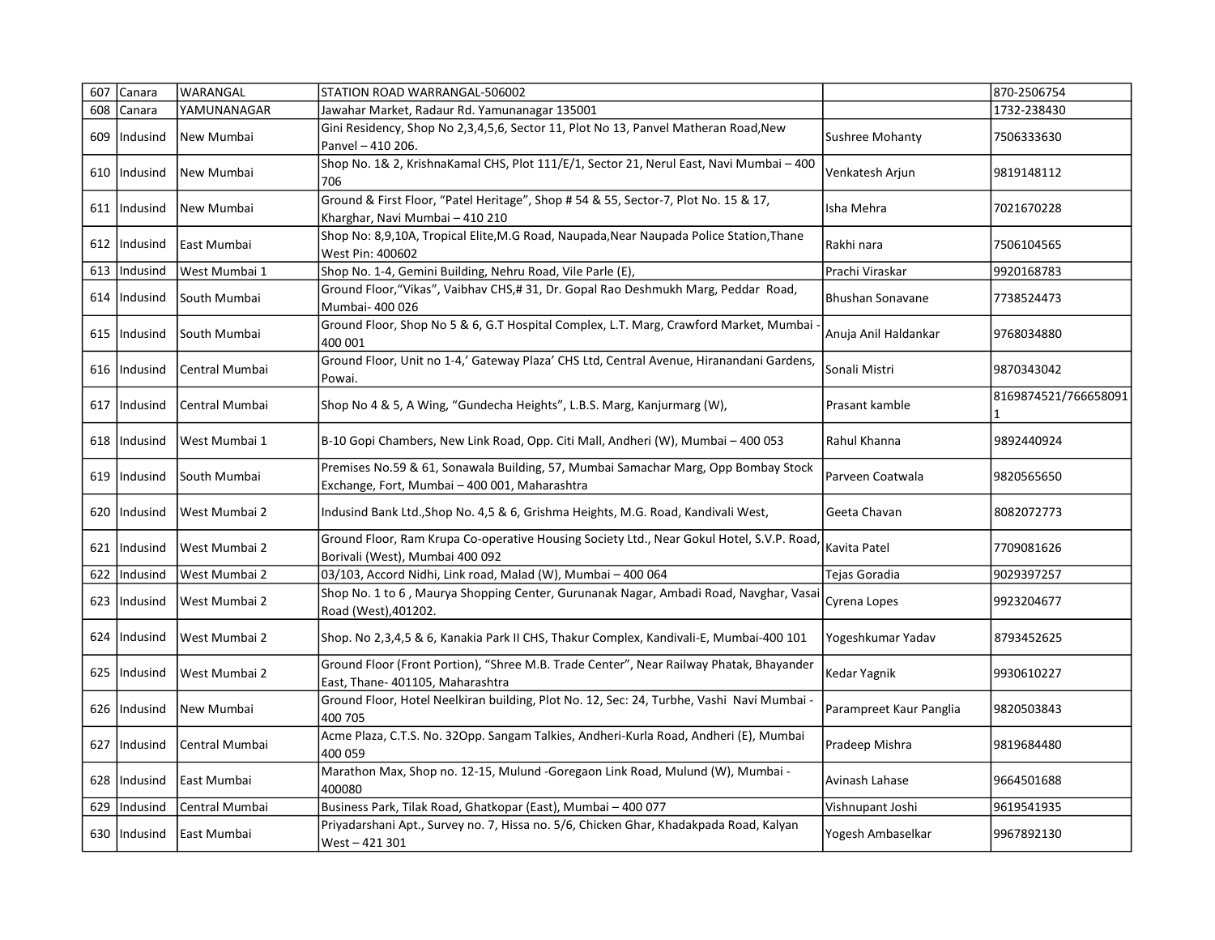| 607 | Canara | WARANGAL | STATION ROAD WARRANGAL-506002 | | 870-2506754 |
|---|---|---|---|---|---|
| 608 | Canara | YAMUNANAGAR | Jawahar Market, Radaur Rd. Yamunanagar 135001 | | 1732-238430 |
| 609 | Indusind | New Mumbai | Gini Residency, Shop No 2,3,4,5,6, Sector 11, Plot No 13, Panvel Matheran Road,New Panvel – 410 206. | Sushree Mohanty | 7506333630 |
| 610 | Indusind | New Mumbai | Shop No. 1& 2, KrishnaKamal CHS, Plot 111/E/1, Sector 21, Nerul East, Navi Mumbai – 400 706 | Venkatesh Arjun | 9819148112 |
| 611 | Indusind | New Mumbai | Ground & First Floor, “Patel Heritage”, Shop # 54 & 55, Sector-7, Plot No. 15 & 17, Kharghar, Navi Mumbai – 410 210 | Isha Mehra | 7021670228 |
| 612 | Indusind | East Mumbai | Shop No: 8,9,10A, Tropical Elite,M.G Road, Naupada,Near Naupada Police Station,Thane West Pin: 400602 | Rakhi nara | 7506104565 |
| 613 | Indusind | West Mumbai 1 | Shop No. 1-4, Gemini Building, Nehru Road, Vile Parle (E), | Prachi Viraskar | 9920168783 |
| 614 | Indusind | South Mumbai | Ground Floor,“Vikas”, Vaibhav CHS,# 31, Dr. Gopal Rao Deshmukh Marg, Peddar Road, Mumbai- 400 026 | Bhushan Sonavane | 7738524473 |
| 615 | Indusind | South Mumbai | Ground Floor, Shop No 5 & 6, G.T Hospital Complex, L.T. Marg, Crawford Market, Mumbai - 400 001 | Anuja Anil Haldankar | 9768034880 |
| 616 | Indusind | Central Mumbai | Ground Floor, Unit no 1-4,’ Gateway Plaza’ CHS Ltd, Central Avenue, Hiranandani Gardens, Powai. | Sonali Mistri | 9870343042 |
| 617 | Indusind | Central Mumbai | Shop No 4 & 5, A Wing, “Gundecha Heights”, L.B.S. Marg, Kanjurmarg (W), | Prasant kamble | 8169874521/7666580911 |
| 618 | Indusind | West Mumbai 1 | B-10 Gopi Chambers, New Link Road, Opp. Citi Mall, Andheri (W), Mumbai – 400 053 | Rahul Khanna | 9892440924 |
| 619 | Indusind | South Mumbai | Premises No.59 & 61, Sonawala Building, 57, Mumbai Samachar Marg, Opp Bombay Stock Exchange, Fort, Mumbai – 400 001, Maharashtra | Parveen Coatwala | 9820565650 |
| 620 | Indusind | West Mumbai 2 | Indusind Bank Ltd.,Shop No. 4,5 & 6, Grishma Heights, M.G. Road, Kandivali West, | Geeta Chavan | 8082072773 |
| 621 | Indusind | West Mumbai 2 | Ground Floor, Ram Krupa Co-operative Housing Society Ltd., Near Gokul Hotel, S.V.P. Road, Borivali (West), Mumbai 400 092 | Kavita Patel | 7709081626 |
| 622 | Indusind | West Mumbai 2 | 03/103, Accord Nidhi, Link road, Malad (W), Mumbai – 400 064 | Tejas Goradia | 9029397257 |
| 623 | Indusind | West Mumbai 2 | Shop No. 1 to 6 , Maurya Shopping Center, Gurunanak Nagar, Ambadi Road, Navghar, Vasai Road (West),401202. | Cyrena Lopes | 9923204677 |
| 624 | Indusind | West Mumbai 2 | Shop. No 2,3,4,5 & 6, Kanakia Park II CHS, Thakur Complex, Kandivali-E, Mumbai-400 101 | Yogeshkumar Yadav | 8793452625 |
| 625 | Indusind | West Mumbai 2 | Ground Floor (Front Portion), “Shree M.B. Trade Center”, Near Railway Phatak, Bhayander East, Thane- 401105, Maharashtra | Kedar Yagnik | 9930610227 |
| 626 | Indusind | New Mumbai | Ground Floor, Hotel Neelkiran building, Plot No. 12, Sec: 24, Turbhe, Vashi Navi Mumbai - 400 705 | Parampreet Kaur Panglia | 9820503843 |
| 627 | Indusind | Central Mumbai | Acme Plaza, C.T.S. No. 32Opp. Sangam Talkies, Andheri-Kurla Road, Andheri (E), Mumbai 400 059 | Pradeep Mishra | 9819684480 |
| 628 | Indusind | East Mumbai | Marathon Max, Shop no. 12-15, Mulund -Goregaon Link Road, Mulund (W), Mumbai - 400080 | Avinash Lahase | 9664501688 |
| 629 | Indusind | Central Mumbai | Business Park, Tilak Road, Ghatkopar (East), Mumbai – 400 077 | Vishnupant Joshi | 9619541935 |
| 630 | Indusind | East Mumbai | Priyadarshani Apt., Survey no. 7, Hissa no. 5/6, Chicken Ghar, Khadakpada Road, Kalyan West – 421 301 | Yogesh Ambaselkar | 9967892130 |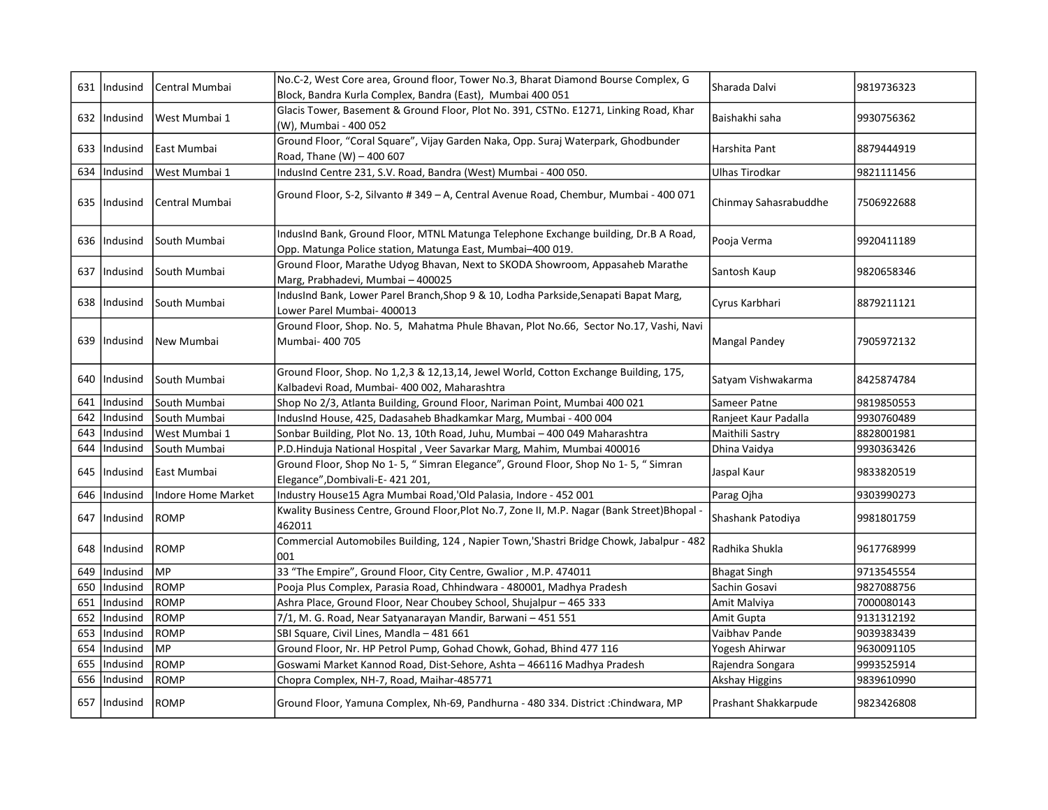| 631 | Indusind | Central Mumbai | No.C-2, West Core area, Ground floor, Tower No.3, Bharat Diamond Bourse Complex, G Block, Bandra Kurla Complex, Bandra (East), Mumbai 400 051 | Sharada Dalvi | 9819736323 |
|---|---|---|---|---|---|
| 632 | Indusind | West Mumbai 1 | Glacis Tower, Basement & Ground Floor, Plot No. 391, CSTNo. E1271, Linking Road, Khar (W), Mumbai - 400 052 | Baishakhi saha | 9930756362 |
| 633 | Indusind | East Mumbai | Ground Floor, "Coral Square", Vijay Garden Naka, Opp. Suraj Waterpark, Ghodbunder Road, Thane (W) – 400 607 | Harshita Pant | 8879444919 |
| 634 | Indusind | West Mumbai 1 | IndusInd Centre 231, S.V. Road, Bandra (West) Mumbai - 400 050. | Ulhas Tirodkar | 9821111456 |
| 635 | Indusind | Central Mumbai | Ground Floor, S-2, Silvanto # 349 – A, Central Avenue Road, Chembur, Mumbai - 400 071 | Chinmay Sahasrabuddhe | 7506922688 |
| 636 | Indusind | South Mumbai | IndusInd Bank, Ground Floor, MTNL Matunga Telephone Exchange building, Dr.B A Road, Opp. Matunga Police station, Matunga East, Mumbai–400 019. | Pooja Verma | 9920411189 |
| 637 | Indusind | South Mumbai | Ground Floor, Marathe Udyog Bhavan, Next to SKODA Showroom, Appasaheb Marathe Marg, Prabhadevi, Mumbai – 400025 | Santosh Kaup | 9820658346 |
| 638 | Indusind | South Mumbai | IndusInd Bank, Lower Parel Branch,Shop 9 & 10, Lodha Parkside,Senapati Bapat Marg, Lower Parel Mumbai- 400013 | Cyrus Karbhari | 8879211121 |
| 639 | Indusind | New Mumbai | Ground Floor, Shop. No. 5, Mahatma Phule Bhavan, Plot No.66, Sector No.17, Vashi, Navi Mumbai- 400 705 | Mangal Pandey | 7905972132 |
| 640 | Indusind | South Mumbai | Ground Floor, Shop. No 1,2,3 & 12,13,14, Jewel World, Cotton Exchange Building, 175, Kalbadevi Road, Mumbai- 400 002, Maharashtra | Satyam Vishwakarma | 8425874784 |
| 641 | Indusind | South Mumbai | Shop No 2/3, Atlanta Building, Ground Floor, Nariman Point, Mumbai 400 021 | Sameer Patne | 9819850553 |
| 642 | Indusind | South Mumbai | IndusInd House, 425, Dadasaheb Bhadkamkar Marg, Mumbai - 400 004 | Ranjeet Kaur Padalla | 9930760489 |
| 643 | Indusind | West Mumbai 1 | Sonbar Building, Plot No. 13, 10th Road, Juhu, Mumbai – 400 049 Maharashtra | Maithili Sastry | 8828001981 |
| 644 | Indusind | South Mumbai | P.D.Hinduja National Hospital , Veer Savarkar Marg, Mahim, Mumbai 400016 | Dhina Vaidya | 9930363426 |
| 645 | Indusind | East Mumbai | Ground Floor, Shop No 1- 5, " Simran Elegance", Ground Floor, Shop No 1- 5, " Simran Elegance",Dombivali-E- 421 201, | Jaspal Kaur | 9833820519 |
| 646 | Indusind | Indore Home Market | Industry House15 Agra Mumbai Road,'Old Palasia, Indore - 452 001 | Parag Ojha | 9303990273 |
| 647 | Indusind | ROMP | Kwality Business Centre, Ground Floor,Plot No.7, Zone II, M.P. Nagar (Bank Street)Bhopal - 462011 | Shashank Patodiya | 9981801759 |
| 648 | Indusind | ROMP | Commercial Automobiles Building, 124 , Napier Town,'Shastri Bridge Chowk, Jabalpur - 482 001 | Radhika Shukla | 9617768999 |
| 649 | Indusind | MP | 33 "The Empire", Ground Floor, City Centre, Gwalior , M.P. 474011 | Bhagat Singh | 9713545554 |
| 650 | Indusind | ROMP | Pooja Plus Complex, Parasia Road, Chhindwara - 480001, Madhya Pradesh | Sachin Gosavi | 9827088756 |
| 651 | Indusind | ROMP | Ashra Place, Ground Floor, Near Choubey School, Shujalpur – 465 333 | Amit Malviya | 7000080143 |
| 652 | Indusind | ROMP | 7/1, M. G. Road, Near Satyanarayan Mandir, Barwani – 451 551 | Amit Gupta | 9131312192 |
| 653 | Indusind | ROMP | SBI Square, Civil Lines, Mandla – 481 661 | Vaibhav Pande | 9039383439 |
| 654 | Indusind | MP | Ground Floor, Nr. HP Petrol Pump, Gohad Chowk, Gohad, Bhind 477 116 | Yogesh Ahirwar | 9630091105 |
| 655 | Indusind | ROMP | Goswami Market Kannod Road, Dist-Sehore, Ashta – 466116 Madhya Pradesh | Rajendra Songara | 9993525914 |
| 656 | Indusind | ROMP | Chopra Complex, NH-7, Road, Maihar-485771 | Akshay Higgins | 9839610990 |
| 657 | Indusind | ROMP | Ground Floor, Yamuna Complex, Nh-69, Pandhurna - 480 334. District :Chindwara, MP | Prashant Shakkarpude | 9823426808 |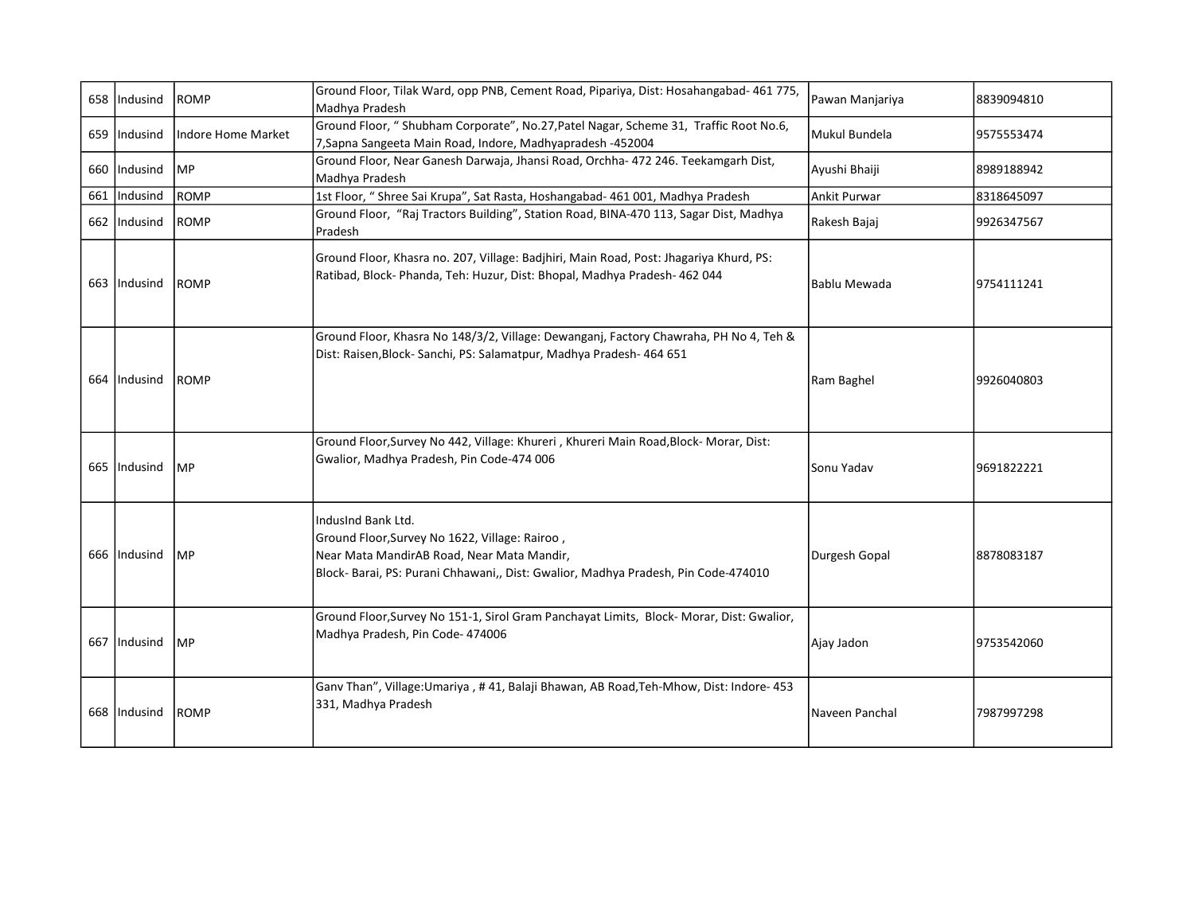| 658 | Indusind | ROMP | Ground Floor, Tilak Ward, opp PNB, Cement Road, Pipariya, Dist: Hosahangabad- 461 775, Madhya Pradesh | Pawan Manjariya | 8839094810 |
|---|---|---|---|---|---|
| 659 | Indusind | Indore Home Market | Ground Floor, " Shubham Corporate", No.27,Patel Nagar, Scheme 31, Traffic Root No.6, 7,Sapna Sangeeta Main Road, Indore, Madhyapradesh -452004 | Mukul Bundela | 9575553474 |
| 660 | Indusind | MP | Ground Floor, Near Ganesh Darwaja, Jhansi Road, Orchha- 472 246. Teekamgarh Dist, Madhya Pradesh | Ayushi Bhaiji | 8989188942 |
| 661 | Indusind | ROMP | 1st Floor, " Shree Sai Krupa", Sat Rasta, Hoshangabad- 461 001, Madhya Pradesh | Ankit Purwar | 8318645097 |
| 662 | Indusind | ROMP | Ground Floor, "Raj Tractors Building", Station Road, BINA-470 113, Sagar Dist, Madhya Pradesh | Rakesh Bajaj | 9926347567 |
| 663 | Indusind | ROMP | Ground Floor, Khasra no. 207, Village: Badjhiri, Main Road, Post: Jhagariya Khurd, PS: Ratibad, Block- Phanda, Teh: Huzur, Dist: Bhopal, Madhya Pradesh- 462 044 | Bablu Mewada | 9754111241 |
| 664 | Indusind | ROMP | Ground Floor, Khasra No 148/3/2, Village: Dewanganj, Factory Chawraha, PH No 4, Teh & Dist: Raisen,Block- Sanchi, PS: Salamatpur, Madhya Pradesh- 464 651 | Ram Baghel | 9926040803 |
| 665 | Indusind | MP | Ground Floor,Survey No 442, Village: Khureri , Khureri Main Road,Block- Morar, Dist: Gwalior, Madhya Pradesh, Pin Code-474 006 | Sonu Yadav | 9691822221 |
| 666 | Indusind | MP | IndusInd Bank Ltd.<br>Ground Floor,Survey No 1622, Village: Rairoo ,<br>Near Mata MandirAB Road, Near Mata Mandir,<br>Block- Barai, PS: Purani Chhawani,, Dist: Gwalior, Madhya Pradesh, Pin Code-474010 | Durgesh Gopal | 8878083187 |
| 667 | Indusind | MP | Ground Floor,Survey No 151-1, Sirol Gram Panchayat Limits, Block- Morar, Dist: Gwalior, Madhya Pradesh, Pin Code- 474006 | Ajay Jadon | 9753542060 |
| 668 | Indusind | ROMP | Ganv Than", Village:Umariya , # 41, Balaji Bhawan, AB Road,Teh-Mhow, Dist: Indore- 453 331, Madhya Pradesh | Naveen Panchal | 7987997298 |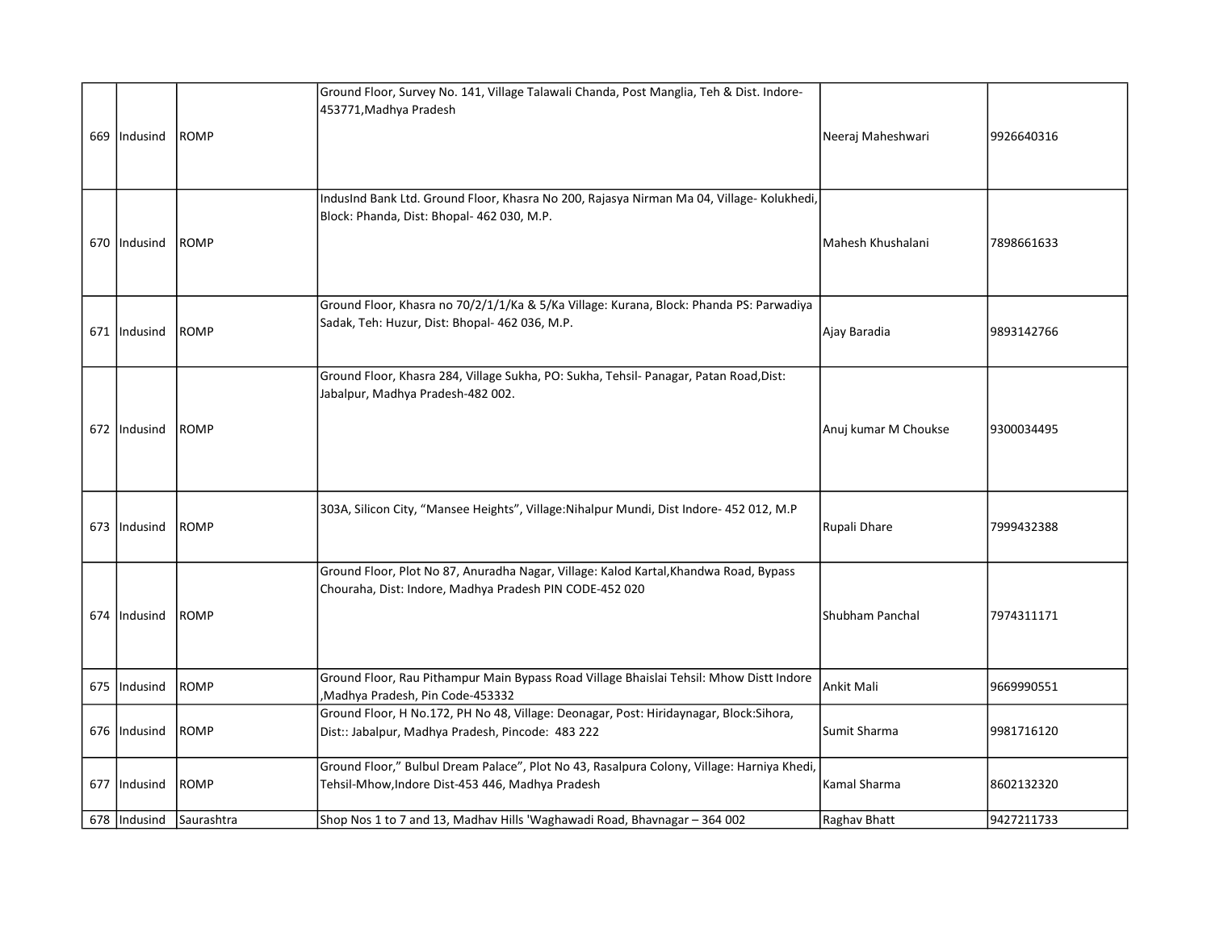| | | | | | |
|---|---|---|---|---|---|
| 669 | Indusind | ROMP | Ground Floor, Survey No. 141, Village Talawali Chanda, Post Manglia, Teh & Dist. Indore-453771,Madhya Pradesh | Neeraj Maheshwari | 9926640316 |
| 670 | Indusind | ROMP | IndusInd Bank Ltd. Ground Floor, Khasra No 200, Rajasya Nirman Ma 04, Village- Kolukhedi, Block: Phanda, Dist: Bhopal- 462 030, M.P. | Mahesh Khushalani | 7898661633 |
| 671 | Indusind | ROMP | Ground Floor, Khasra no 70/2/1/1/Ka & 5/Ka Village: Kurana, Block: Phanda PS: Parwadiya Sadak, Teh: Huzur, Dist: Bhopal- 462 036, M.P. | Ajay Baradia | 9893142766 |
| 672 | Indusind | ROMP | Ground Floor, Khasra 284, Village Sukha, PO: Sukha, Tehsil- Panagar, Patan Road,Dist: Jabalpur, Madhya Pradesh-482 002. | Anuj kumar M Choukse | 9300034495 |
| 673 | Indusind | ROMP | 303A, Silicon City, "Mansee Heights", Village:Nihalpur Mundi, Dist Indore- 452 012, M.P | Rupali Dhare | 7999432388 |
| 674 | Indusind | ROMP | Ground Floor, Plot No 87, Anuradha Nagar, Village: Kalod Kartal,Khandwa Road, Bypass Chouraha, Dist: Indore, Madhya Pradesh PIN CODE-452 020 | Shubham Panchal | 7974311171 |
| 675 | Indusind | ROMP | Ground Floor, Rau Pithampur Main Bypass Road Village Bhaislai Tehsil: Mhow Distt Indore ,Madhya Pradesh, Pin Code-453332 | Ankit Mali | 9669990551 |
| 676 | Indusind | ROMP | Ground Floor, H No.172, PH No 48, Village: Deonagar, Post: Hiridaynagar, Block:Sihora, Dist:: Jabalpur, Madhya Pradesh, Pincode: 483 222 | Sumit Sharma | 9981716120 |
| 677 | Indusind | ROMP | Ground Floor," Bulbul Dream Palace", Plot No 43, Rasalpura Colony, Village: Harniya Khedi, Tehsil-Mhow,Indore Dist-453 446, Madhya Pradesh | Kamal Sharma | 8602132320 |
| 678 | Indusind | Saurashtra | Shop Nos 1 to 7 and 13, Madhav Hills 'Waghawadi Road, Bhavnagar – 364 002 | Raghav Bhatt | 9427211733 |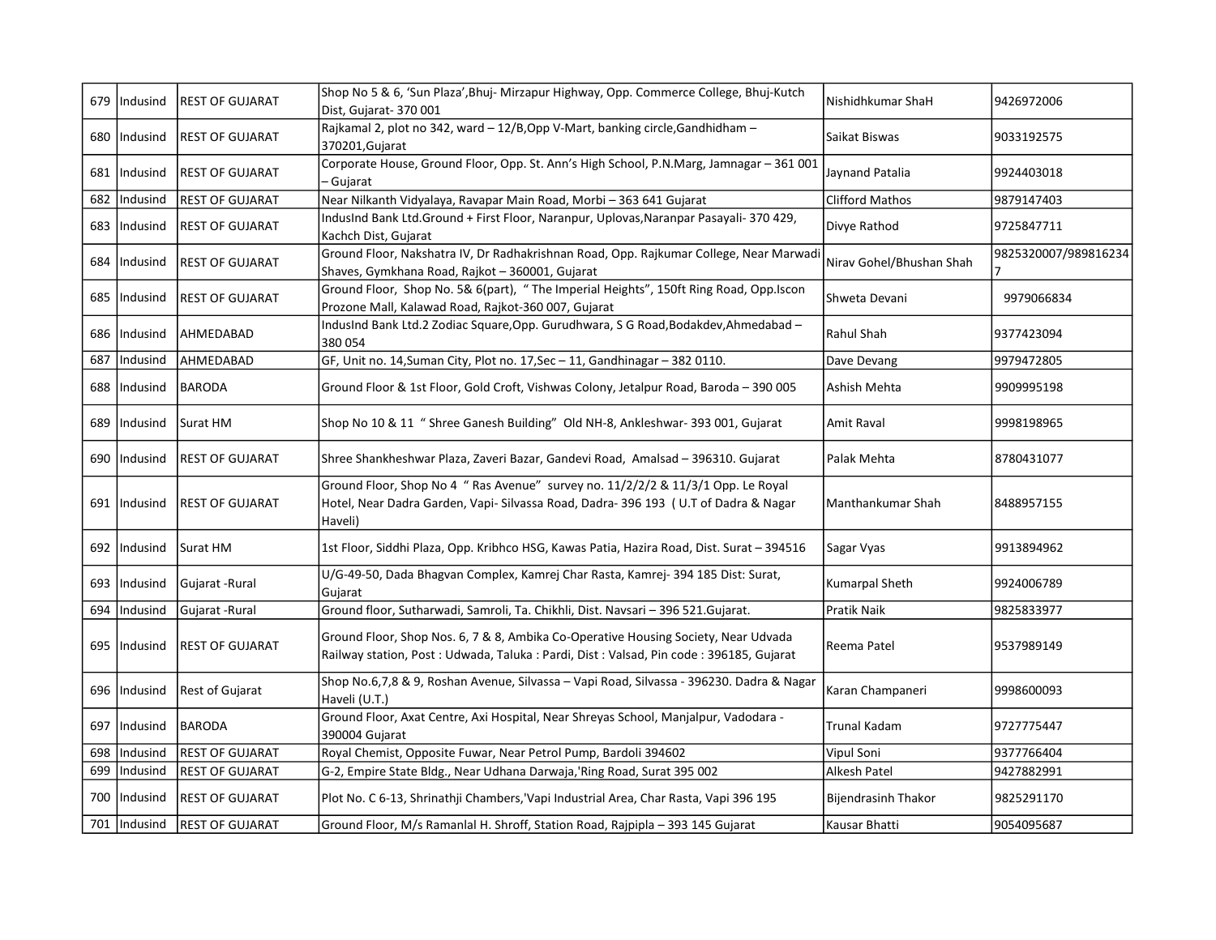| 679 | Indusind | REST OF GUJARAT | Shop No 5 & 6, 'Sun Plaza',Bhuj- Mirzapur Highway, Opp. Commerce College, Bhuj-Kutch Dist, Gujarat- 370 001 | Nishidhkumar ShaH | 9426972006 |
|---|---|---|---|---|---|
| 680 | Indusind | REST OF GUJARAT | Rajkamal 2, plot no 342, ward – 12/B,Opp V-Mart, banking circle,Gandhidham – 370201,Gujarat | Saikat Biswas | 9033192575 |
| 681 | Indusind | REST OF GUJARAT | Corporate House, Ground Floor, Opp. St. Ann's High School, P.N.Marg, Jamnagar – 361 001 – Gujarat | Jaynand Patalia | 9924403018 |
| 682 | Indusind | REST OF GUJARAT | Near Nilkanth Vidyalaya, Ravapar Main Road, Morbi – 363 641 Gujarat | Clifford Mathos | 9879147403 |
| 683 | Indusind | REST OF GUJARAT | IndusInd Bank Ltd.Ground + First Floor, Naranpur, Uplovas,Naranpar Pasayali- 370 429, Kachch Dist, Gujarat | Divye Rathod | 9725847711 |
| 684 | Indusind | REST OF GUJARAT | Ground Floor, Nakshatra IV, Dr Radhakrishnan Road, Opp. Rajkumar College, Near Marwadi Shaves, Gymkhana Road, Rajkot – 360001, Gujarat | Nirav Gohel/Bhushan Shah | 9825320007/9898162347 |
| 685 | Indusind | REST OF GUJARAT | Ground Floor, Shop No. 5& 6(part), " The Imperial Heights", 150ft Ring Road, Opp.Iscon Prozone Mall, Kalawad Road, Rajkot-360 007, Gujarat | Shweta Devani | 9979066834 |
| 686 | Indusind | AHMEDABAD | IndusInd Bank Ltd.2 Zodiac Square,Opp. Gurudhwara, S G Road,Bodakdev,Ahmedabad – 380 054 | Rahul Shah | 9377423094 |
| 687 | Indusind | AHMEDABAD | GF, Unit no. 14,Suman City, Plot no. 17,Sec – 11, Gandhinagar – 382 0110. | Dave Devang | 9979472805 |
| 688 | Indusind | BARODA | Ground Floor & 1st Floor, Gold Croft, Vishwas Colony, Jetalpur Road, Baroda – 390 005 | Ashish Mehta | 9909995198 |
| 689 | Indusind | Surat HM | Shop No 10 & 11 " Shree Ganesh Building" Old NH-8, Ankleshwar- 393 001, Gujarat | Amit Raval | 9998198965 |
| 690 | Indusind | REST OF GUJARAT | Shree Shankheshwar Plaza, Zaveri Bazar, Gandevi Road, Amalsad – 396310. Gujarat | Palak Mehta | 8780431077 |
| 691 | Indusind | REST OF GUJARAT | Ground Floor, Shop No 4 " Ras Avenue" survey no. 11/2/2/2 & 11/3/1 Opp. Le Royal Hotel, Near Dadra Garden, Vapi- Silvassa Road, Dadra- 396 193 ( U.T of Dadra & Nagar Haveli) | Manthankumar Shah | 8488957155 |
| 692 | Indusind | Surat HM | 1st Floor, Siddhi Plaza, Opp. Kribhco HSG, Kawas Patia, Hazira Road, Dist. Surat – 394516 | Sagar Vyas | 9913894962 |
| 693 | Indusind | Gujarat -Rural | U/G-49-50, Dada Bhagvan Complex, Kamrej Char Rasta, Kamrej- 394 185 Dist: Surat, Gujarat | Kumarpal Sheth | 9924006789 |
| 694 | Indusind | Gujarat -Rural | Ground floor, Sutharwadi, Samroli, Ta. Chikhli, Dist. Navsari – 396 521.Gujarat. | Pratik Naik | 9825833977 |
| 695 | Indusind | REST OF GUJARAT | Ground Floor, Shop Nos. 6, 7 & 8, Ambika Co-Operative Housing Society, Near Udvada Railway station, Post : Udwada, Taluka : Pardi, Dist : Valsad, Pin code : 396185, Gujarat | Reema Patel | 9537989149 |
| 696 | Indusind | Rest of Gujarat | Shop No.6,7,8 & 9, Roshan Avenue, Silvassa – Vapi Road, Silvassa - 396230. Dadra & Nagar Haveli (U.T.) | Karan Champaneri | 9998600093 |
| 697 | Indusind | BARODA | Ground Floor, Axat Centre, Axi Hospital, Near Shreyas School, Manjalpur, Vadodara - 390004 Gujarat | Trunal Kadam | 9727775447 |
| 698 | Indusind | REST OF GUJARAT | Royal Chemist, Opposite Fuwar, Near Petrol Pump, Bardoli 394602 | Vipul Soni | 9377766404 |
| 699 | Indusind | REST OF GUJARAT | G-2, Empire State Bldg., Near Udhana Darwaja,'Ring Road, Surat 395 002 | Alkesh Patel | 9427882991 |
| 700 | Indusind | REST OF GUJARAT | Plot No. C 6-13, Shrinathji Chambers,'Vapi Industrial Area, Char Rasta, Vapi 396 195 | Bijendrasinh Thakor | 9825291170 |
| 701 | Indusind | REST OF GUJARAT | Ground Floor, M/s Ramanlal H. Shroff, Station Road, Rajpipla – 393 145 Gujarat | Kausar Bhatti | 9054095687 |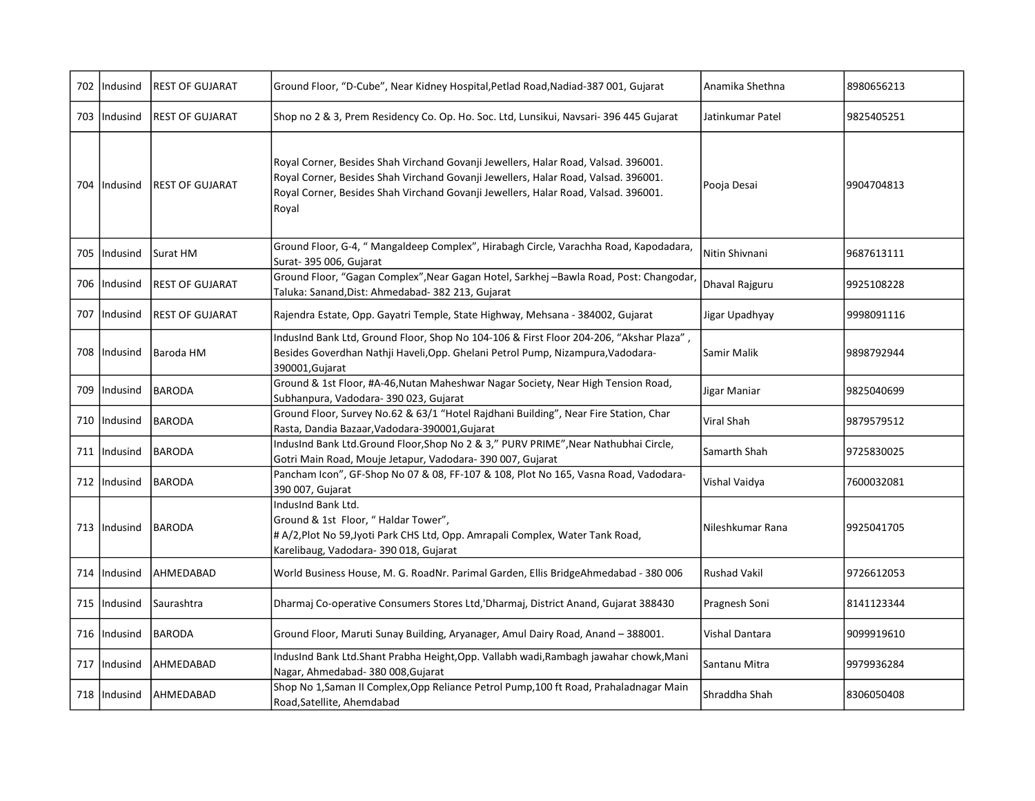| 702 | Indusind | REST OF GUJARAT | Ground Floor, "D-Cube", Near Kidney Hospital,Petlad Road,Nadiad-387 001, Gujarat | Anamika Shethna | 8980656213 |
|---|---|---|---|---|---|
| 703 | Indusind | REST OF GUJARAT | Shop no 2 & 3, Prem Residency Co. Op. Ho. Soc. Ltd, Lunsikui, Navsari- 396 445 Gujarat | Jatinkumar Patel | 9825405251 |
| 704 | Indusind | REST OF GUJARAT | Royal Corner, Besides Shah Virchand Govanji Jewellers, Halar Road, Valsad. 396001. Royal Corner, Besides Shah Virchand Govanji Jewellers, Halar Road, Valsad. 396001. Royal Corner, Besides Shah Virchand Govanji Jewellers, Halar Road, Valsad. 396001. Royal | Pooja Desai | 9904704813 |
| 705 | Indusind | Surat HM | Ground Floor, G-4, " Mangaldeep Complex", Hirabagh Circle, Varachha Road, Kapodadara, Surat- 395 006, Gujarat | Nitin Shivnani | 9687613111 |
| 706 | Indusind | REST OF GUJARAT | Ground Floor, "Gagan Complex",Near Gagan Hotel, Sarkhej –Bawla Road, Post: Changodar, Taluka: Sanand,Dist: Ahmedabad- 382 213, Gujarat | Dhaval Rajguru | 9925108228 |
| 707 | Indusind | REST OF GUJARAT | Rajendra Estate, Opp. Gayatri Temple, State Highway, Mehsana - 384002, Gujarat | Jigar Upadhyay | 9998091116 |
| 708 | Indusind | Baroda HM | IndusInd Bank Ltd, Ground Floor, Shop No 104-106 & First Floor 204-206, "Akshar Plaza" , Besides Goverdhan Nathji Haveli,Opp. Ghelani Petrol Pump, Nizampura,Vadodara-390001,Gujarat | Samir Malik | 9898792944 |
| 709 | Indusind | BARODA | Ground & 1st Floor, #A-46,Nutan Maheshwar Nagar Society, Near High Tension Road, Subhanpura, Vadodara- 390 023, Gujarat | Jigar Maniar | 9825040699 |
| 710 | Indusind | BARODA | Ground Floor, Survey No.62 & 63/1 "Hotel Rajdhani Building", Near Fire Station, Char Rasta, Dandia Bazaar,Vadodara-390001,Gujarat | Viral Shah | 9879579512 |
| 711 | Indusind | BARODA | IndusInd Bank Ltd.Ground Floor,Shop No 2 & 3," PURV PRIME",Near Nathubhai Circle, Gotri Main Road, Mouje Jetapur, Vadodara- 390 007, Gujarat | Samarth Shah | 9725830025 |
| 712 | Indusind | BARODA | Pancham Icon", GF-Shop No 07 & 08, FF-107 & 108, Plot No 165, Vasna Road, Vadodara-390 007, Gujarat | Vishal Vaidya | 7600032081 |
| 713 | Indusind | BARODA | IndusInd Bank Ltd. Ground & 1st Floor, " Haldar Tower", # A/2,Plot No 59,Jyoti Park CHS Ltd, Opp. Amrapali Complex, Water Tank Road, Karelibaug, Vadodara- 390 018, Gujarat | Nileshkumar Rana | 9925041705 |
| 714 | Indusind | AHMEDABAD | World Business House, M. G. RoadNr. Parimal Garden, Ellis BridgeAhmedabad - 380 006 | Rushad Vakil | 9726612053 |
| 715 | Indusind | Saurashtra | Dharmaj Co-operative Consumers Stores Ltd,'Dharmaj, District Anand, Gujarat 388430 | Pragnesh Soni | 8141123344 |
| 716 | Indusind | BARODA | Ground Floor, Maruti Sunay Building, Aryanager, Amul Dairy Road, Anand – 388001. | Vishal Dantara | 9099919610 |
| 717 | Indusind | AHMEDABAD | IndusInd Bank Ltd.Shant Prabha Height,Opp. Vallabh wadi,Rambagh jawahar chowk,Mani Nagar, Ahmedabad- 380 008,Gujarat | Santanu Mitra | 9979936284 |
| 718 | Indusind | AHMEDABAD | Shop No 1,Saman II Complex,Opp Reliance Petrol Pump,100 ft Road, Prahaladnagar Main Road,Satellite, Ahemdabad | Shraddha Shah | 8306050408 |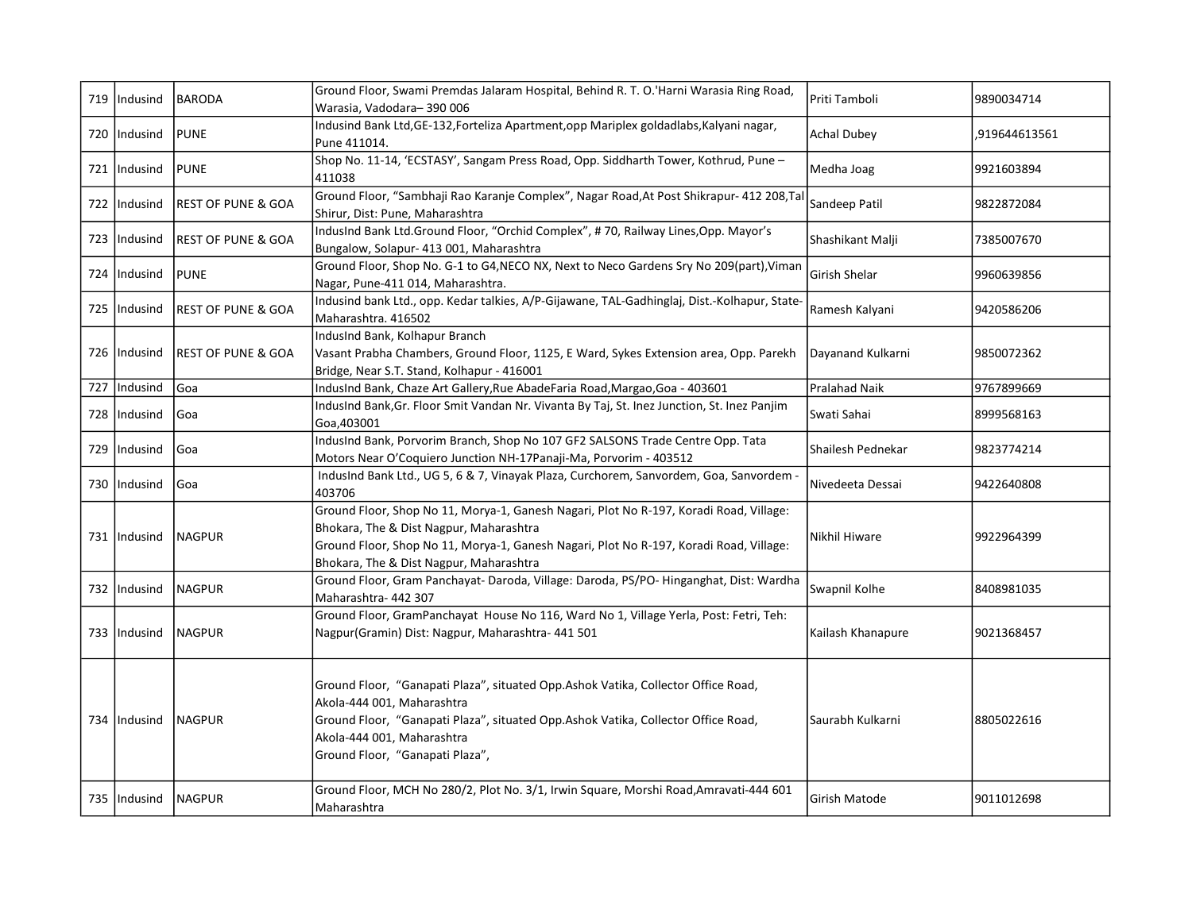| 719 | Indusind | BARODA | Ground Floor, Swami Premdas Jalaram Hospital, Behind R. T. O.'Harni Warasia Ring Road, Warasia, Vodadara– 390 006 | Priti Tamboli | 9890034714 |
|---|---|---|---|---|---|
| 720 | Indusind | PUNE | Indusind Bank Ltd,GE-132,Forteliza Apartment,opp Mariplex goldadlabs,Kalyani nagar, Pune 411014. | Achal Dubey | ,919644613561 |
| 721 | Indusind | PUNE | Shop No. 11-14, 'ECSTASY', Sangam Press Road, Opp. Siddharth Tower, Kothrud, Pune – 411038 | Medha Joag | 9921603894 |
| 722 | Indusind | REST OF PUNE & GOA | Ground Floor, "Sambhaji Rao Karanje Complex", Nagar Road,At Post Shikrapur- 412 208,Tal Shirur, Dist: Pune, Maharashtra | Sandeep Patil | 9822872084 |
| 723 | Indusind | REST OF PUNE & GOA | IndusInd Bank Ltd.Ground Floor, "Orchid Complex", # 70, Railway Lines,Opp. Mayor's Bungalow, Solapur- 413 001, Maharashtra | Shashikant Malji | 7385007670 |
| 724 | Indusind | PUNE | Ground Floor, Shop No. G-1 to G4,NECO NX, Next to Neco Gardens Sry No 209(part),Viman Nagar, Pune-411 014, Maharashtra. | Girish Shelar | 9960639856 |
| 725 | Indusind | REST OF PUNE & GOA | Indusind bank Ltd., opp. Kedar talkies, A/P-Gijawane, TAL-Gadhinglaj, Dist.-Kolhapur, State-Maharashtra. 416502 | Ramesh Kalyani | 9420586206 |
| 726 | Indusind | REST OF PUNE & GOA | IndusInd Bank, Kolhapur Branch<br>Vasant Prabha Chambers, Ground Floor, 1125, E Ward, Sykes Extension area, Opp. Parekh Bridge, Near S.T. Stand, Kolhapur - 416001 | Dayanand Kulkarni | 9850072362 |
| 727 | Indusind | Goa | IndusInd Bank, Chaze Art Gallery,Rue AbadeFaria Road,Margao,Goa - 403601 | Pralahad Naik | 9767899669 |
| 728 | Indusind | Goa | IndusInd Bank,Gr. Floor Smit Vandan Nr. Vivanta By Taj, St. Inez Junction, St. Inez Panjim Goa,403001 | Swati Sahai | 8999568163 |
| 729 | Indusind | Goa | IndusInd Bank, Porvorim Branch, Shop No 107 GF2 SALSONS Trade Centre Opp. Tata Motors Near O'Coquiero Junction NH-17Panaji-Ma, Porvorim - 403512 | Shailesh Pednekar | 9823774214 |
| 730 | Indusind | Goa | IndusInd Bank Ltd., UG 5, 6 & 7, Vinayak Plaza, Curchorem, Sanvordem, Goa, Sanvordem - 403706 | Nivedeeta Dessai | 9422640808 |
| 731 | Indusind | NAGPUR | Ground Floor, Shop No 11, Morya-1, Ganesh Nagari, Plot No R-197, Koradi Road, Village: Bhokara, The & Dist Nagpur, Maharashtra<br>Ground Floor, Shop No 11, Morya-1, Ganesh Nagari, Plot No R-197, Koradi Road, Village: Bhokara, The & Dist Nagpur, Maharashtra | Nikhil Hiware | 9922964399 |
| 732 | Indusind | NAGPUR | Ground Floor, Gram Panchayat- Daroda, Village: Daroda, PS/PO- Hinganghat, Dist: Wardha Maharashtra- 442 307 | Swapnil Kolhe | 8408981035 |
| 733 | Indusind | NAGPUR | Ground Floor, GramPanchayat House No 116, Ward No 1, Village Yerla, Post: Fetri, Teh: Nagpur(Gramin) Dist: Nagpur, Maharashtra- 441 501 | Kailash Khanapure | 9021368457 |
| 734 | Indusind | NAGPUR | Ground Floor, "Ganapati Plaza", situated Opp.Ashok Vatika, Collector Office Road, Akola-444 001, Maharashtra<br>Ground Floor, "Ganapati Plaza", situated Opp.Ashok Vatika, Collector Office Road, Akola-444 001, Maharashtra<br>Ground Floor, "Ganapati Plaza", | Saurabh Kulkarni | 8805022616 |
| 735 | Indusind | NAGPUR | Ground Floor, MCH No 280/2, Plot No. 3/1, Irwin Square, Morshi Road,Amravati-444 601 Maharashtra | Girish Matode | 9011012698 |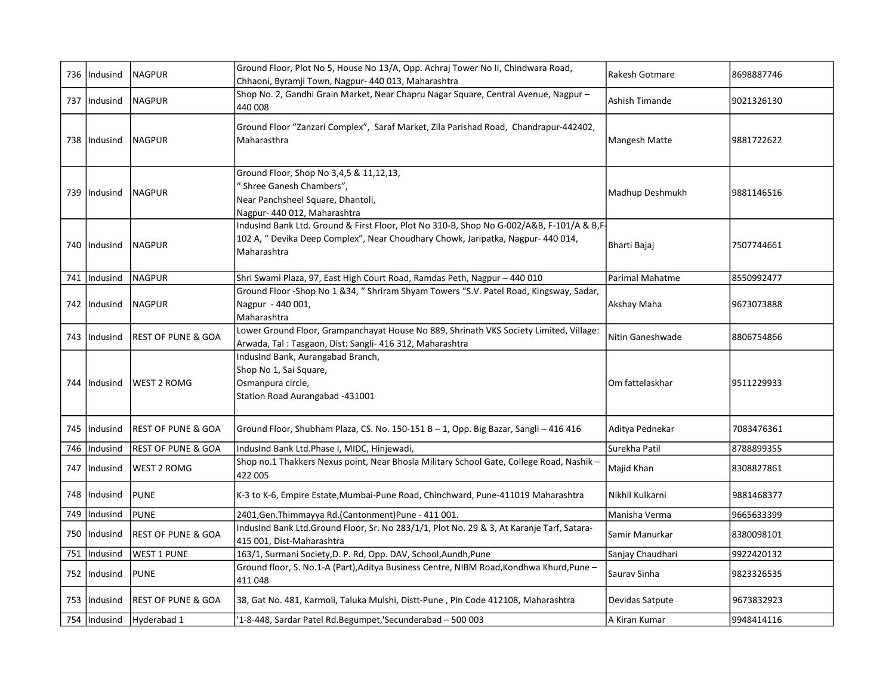| 736 | Indusind | NAGPUR | Ground Floor, Plot No 5, House No 13/A, Opp. Achraj Tower No II, Chindwara Road, Chhaoni, Byramji Town, Nagpur- 440 013, Maharashtra | Rakesh Gotmare | 8698887746 |
|---|---|---|---|---|---|
| 737 | Indusind | NAGPUR | Shop No. 2, Gandhi Grain Market, Near Chapru Nagar Square, Central Avenue, Nagpur – 440 008 | Ashish Timande | 9021326130 |
| 738 | Indusind | NAGPUR | Ground Floor "Zanzari Complex", Saraf Market, Zila Parishad Road, Chandrapur-442402, Maharasthra | Mangesh Matte | 9881722622 |
| 739 | Indusind | NAGPUR | Ground Floor, Shop No 3,4,5 & 11,12,13, " Shree Ganesh Chambers", Near Panchsheel Square, Dhantoli, Nagpur- 440 012, Maharashtra | Madhup Deshmukh | 9881146516 |
| 740 | Indusind | NAGPUR | IndusInd Bank Ltd. Ground & First Floor, Plot No 310-B, Shop No G-002/A&B, F-101/A & B,F-102 A, " Devika Deep Complex", Near Choudhary Chowk, Jaripatka, Nagpur- 440 014, Maharashtra | Bharti Bajaj | 7507744661 |
| 741 | Indusind | NAGPUR | Shri Swami Plaza, 97, East High Court Road, Ramdas Peth, Nagpur – 440 010 | Parimal Mahatme | 8550992477 |
| 742 | Indusind | NAGPUR | Ground Floor -Shop No 1 &34, " Shriram Shyam Towers "S.V. Patel Road, Kingsway, Sadar, Nagpur - 440 001, Maharashtra | Akshay Maha | 9673073888 |
| 743 | Indusind | REST OF PUNE & GOA | Lower Ground Floor, Grampanchayat House No 889, Shrinath VKS Society Limited, Village: Arwada, Tal : Tasgaon, Dist: Sangli- 416 312, Maharashtra | Nitin Ganeshwade | 8806754866 |
| 744 | Indusind | WEST 2 ROMG | IndusInd Bank, Aurangabad Branch, Shop No 1, Sai Square, Osmanpura circle, Station Road Aurangabad -431001 | Om fattelaskhar | 9511229933 |
| 745 | Indusind | REST OF PUNE & GOA | Ground Floor, Shubham Plaza, CS. No. 150-151 B – 1, Opp. Big Bazar, Sangli – 416 416 | Aditya Pednekar | 7083476361 |
| 746 | Indusind | REST OF PUNE & GOA | IndusInd Bank Ltd.Phase I, MIDC, Hinjewadi, | Surekha Patil | 8788899355 |
| 747 | Indusind | WEST 2 ROMG | Shop no.1 Thakkers Nexus point, Near Bhosla Military School Gate, College Road, Nashik – 422 005 | Majid Khan | 8308827861 |
| 748 | Indusind | PUNE | K-3 to K-6, Empire Estate,Mumbai-Pune Road, Chinchward, Pune-411019 Maharashtra | Nikhil Kulkarni | 9881468377 |
| 749 | Indusind | PUNE | 2401,Gen.Thimmayya Rd.(Cantonment)Pune - 411 001. | Manisha Verma | 9665633399 |
| 750 | Indusind | REST OF PUNE & GOA | IndusInd Bank Ltd.Ground Floor, Sr. No 283/1/1, Plot No. 29 & 3, At Karanje Tarf, Satara-415 001, Dist-Maharashtra | Samir Manurkar | 8380098101 |
| 751 | Indusind | WEST 1 PUNE | 163/1, Surmani Society,D. P. Rd, Opp. DAV, School,Aundh,Pune | Sanjay Chaudhari | 9922420132 |
| 752 | Indusind | PUNE | Ground floor, S. No.1-A (Part),Aditya Business Centre, NIBM Road,Kondhwa Khurd,Pune – 411 048 | Saurav Sinha | 9823326535 |
| 753 | Indusind | REST OF PUNE & GOA | 38, Gat No. 481, Karmoli, Taluka Mulshi, Distt-Pune , Pin Code 412108, Maharashtra | Devidas Satpute | 9673832923 |
| 754 | Indusind | Hyderabad 1 | '1-8-448, Sardar Patel Rd.Begumpet,'Secunderabad – 500 003 | A Kiran Kumar | 9948414116 |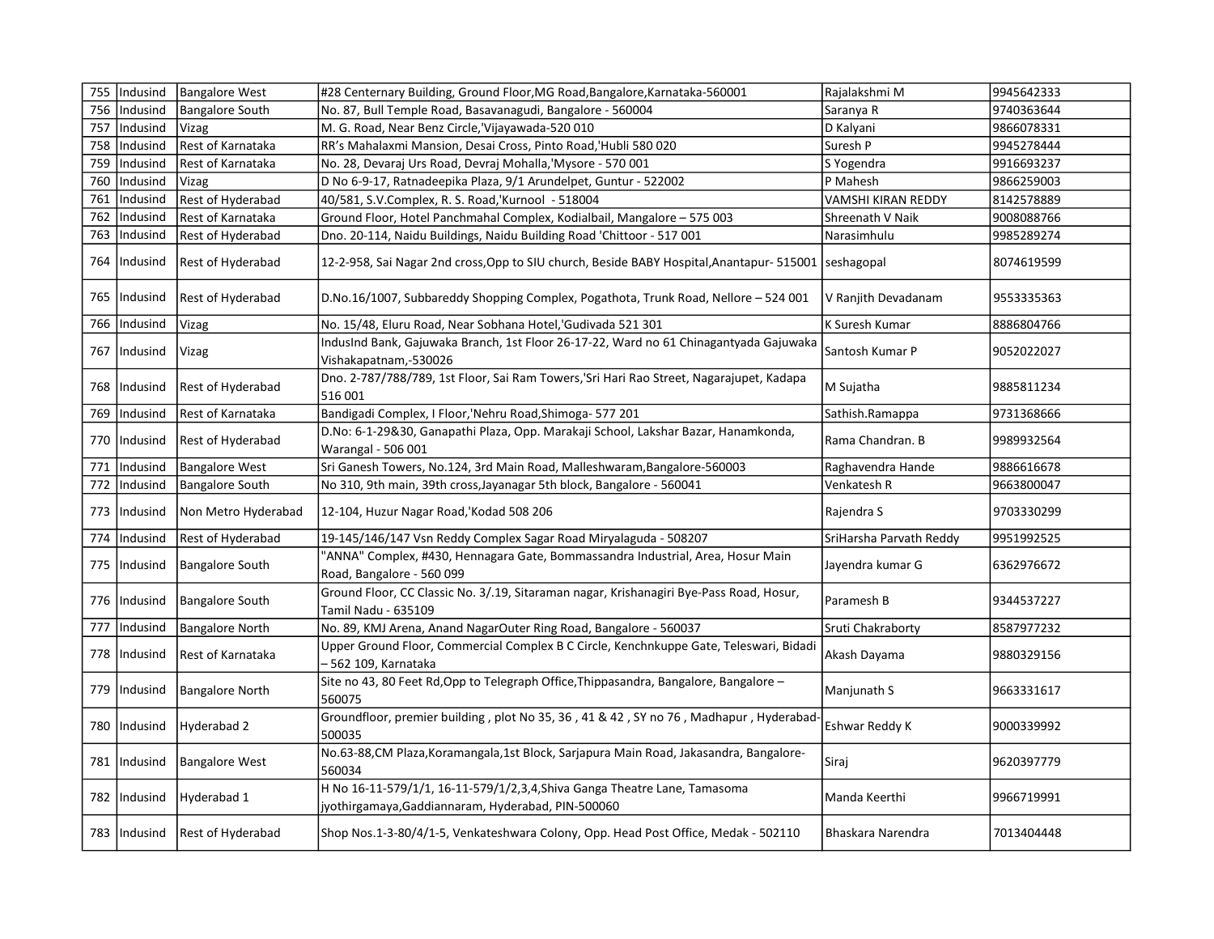| 755 | Indusind | Bangalore West | #28 Centernary Building, Ground Floor,MG Road,Bangalore,Karnataka-560001 | Rajalakshmi M | 9945642333 |
|---|---|---|---|---|---|
| 756 | Indusind | Bangalore South | No. 87, Bull Temple Road, Basavanagudi, Bangalore - 560004 | Saranya R | 9740363644 |
| 757 | Indusind | Vizag | M. G. Road, Near Benz Circle,'Vijayawada-520 010 | D Kalyani | 9866078331 |
| 758 | Indusind | Rest of Karnataka | RR's Mahalaxmi Mansion, Desai Cross, Pinto Road,'Hubli 580 020 | Suresh P | 9945278444 |
| 759 | Indusind | Rest of Karnataka | No. 28, Devaraj Urs Road, Devraj Mohalla,'Mysore - 570 001 | S Yogendra | 9916693237 |
| 760 | Indusind | Vizag | D No 6-9-17, Ratnadeepika Plaza, 9/1 Arundelpet, Guntur - 522002 | P Mahesh | 9866259003 |
| 761 | Indusind | Rest of Hyderabad | 40/581, S.V.Complex, R. S. Road,'Kurnool - 518004 | VAMSHI KIRAN REDDY | 8142578889 |
| 762 | Indusind | Rest of Karnataka | Ground Floor, Hotel Panchmahal Complex, Kodialbail, Mangalore – 575 003 | Shreenath V Naik | 9008088766 |
| 763 | Indusind | Rest of Hyderabad | Dno. 20-114, Naidu Buildings, Naidu Building Road 'Chittoor - 517 001 | Narasimhulu | 9985289274 |
| 764 | Indusind | Rest of Hyderabad | 12-2-958, Sai Nagar 2nd cross,Opp to SIU church, Beside BABY Hospital,Anantapur- 515001 | seshagopal | 8074619599 |
| 765 | Indusind | Rest of Hyderabad | D.No.16/1007, Subbareddy Shopping Complex, Pogathota, Trunk Road, Nellore – 524 001 | V Ranjith Devadanam | 9553335363 |
| 766 | Indusind | Vizag | No. 15/48, Eluru Road, Near Sobhana Hotel,'Gudivada 521 301 | K Suresh Kumar | 8886804766 |
| 767 | Indusind | Vizag | IndusInd Bank, Gajuwaka Branch, 1st Floor 26-17-22, Ward no 61 Chinagantyada Gajuwaka Vishakapatnam,-530026 | Santosh Kumar P | 9052022027 |
| 768 | Indusind | Rest of Hyderabad | Dno. 2-787/788/789, 1st Floor, Sai Ram Towers,'Sri Hari Rao Street, Nagarajupet, Kadapa 516 001 | M Sujatha | 9885811234 |
| 769 | Indusind | Rest of Karnataka | Bandigadi Complex, I Floor,'Nehru Road,Shimoga- 577 201 | Sathish.Ramappa | 9731368666 |
| 770 | Indusind | Rest of Hyderabad | D.No: 6-1-29&30, Ganapathi Plaza, Opp. Marakaji School, Lakshar Bazar, Hanamkonda, Warangal - 506 001 | Rama Chandran. B | 9989932564 |
| 771 | Indusind | Bangalore West | Sri Ganesh Towers, No.124, 3rd Main Road, Malleshwaram,Bangalore-560003 | Raghavendra Hande | 9886616678 |
| 772 | Indusind | Bangalore South | No 310, 9th main, 39th cross,Jayanagar 5th block, Bangalore - 560041 | Venkatesh R | 9663800047 |
| 773 | Indusind | Non Metro Hyderabad | 12-104, Huzur Nagar Road,'Kodad 508 206 | Rajendra S | 9703330299 |
| 774 | Indusind | Rest of Hyderabad | 19-145/146/147 Vsn Reddy Complex Sagar Road Miryalaguda - 508207 | SriHarsha Parvath Reddy | 9951992525 |
| 775 | Indusind | Bangalore South | "ANNA" Complex, #430, Hennagara Gate, Bommassandra Industrial, Area, Hosur Main Road, Bangalore - 560 099 | Jayendra kumar G | 6362976672 |
| 776 | Indusind | Bangalore South | Ground Floor, CC Classic No. 3/.19, Sitaraman nagar, Krishanagiri Bye-Pass Road, Hosur, Tamil Nadu - 635109 | Paramesh B | 9344537227 |
| 777 | Indusind | Bangalore North | No. 89, KMJ Arena, Anand NagarOuter Ring Road, Bangalore - 560037 | Sruti Chakraborty | 8587977232 |
| 778 | Indusind | Rest of Karnataka | Upper Ground Floor, Commercial Complex B C Circle, Kenchnkuppe Gate, Teleswari, Bidadi – 562 109, Karnataka | Akash Dayama | 9880329156 |
| 779 | Indusind | Bangalore North | Site no 43, 80 Feet Rd,Opp to Telegraph Office,Thippasandra, Bangalore, Bangalore – 560075 | Manjunath S | 9663331617 |
| 780 | Indusind | Hyderabad 2 | Groundfloor, premier building , plot No 35, 36 , 41 & 42 , SY no 76 , Madhapur , Hyderabad-500035 | Eshwar Reddy K | 9000339992 |
| 781 | Indusind | Bangalore West | No.63-88,CM Plaza,Koramangala,1st Block, Sarjapura Main Road, Jakasandra, Bangalore-560034 | Siraj | 9620397779 |
| 782 | Indusind | Hyderabad 1 | H No 16-11-579/1/1, 16-11-579/1/2,3,4,Shiva Ganga Theatre Lane, Tamasoma jyothirgamaya,Gaddiannaram, Hyderabad, PIN-500060 | Manda Keerthi | 9966719991 |
| 783 | Indusind | Rest of Hyderabad | Shop Nos.1-3-80/4/1-5, Venkateshwara Colony, Opp. Head Post Office, Medak - 502110 | Bhaskara Narendra | 7013404448 |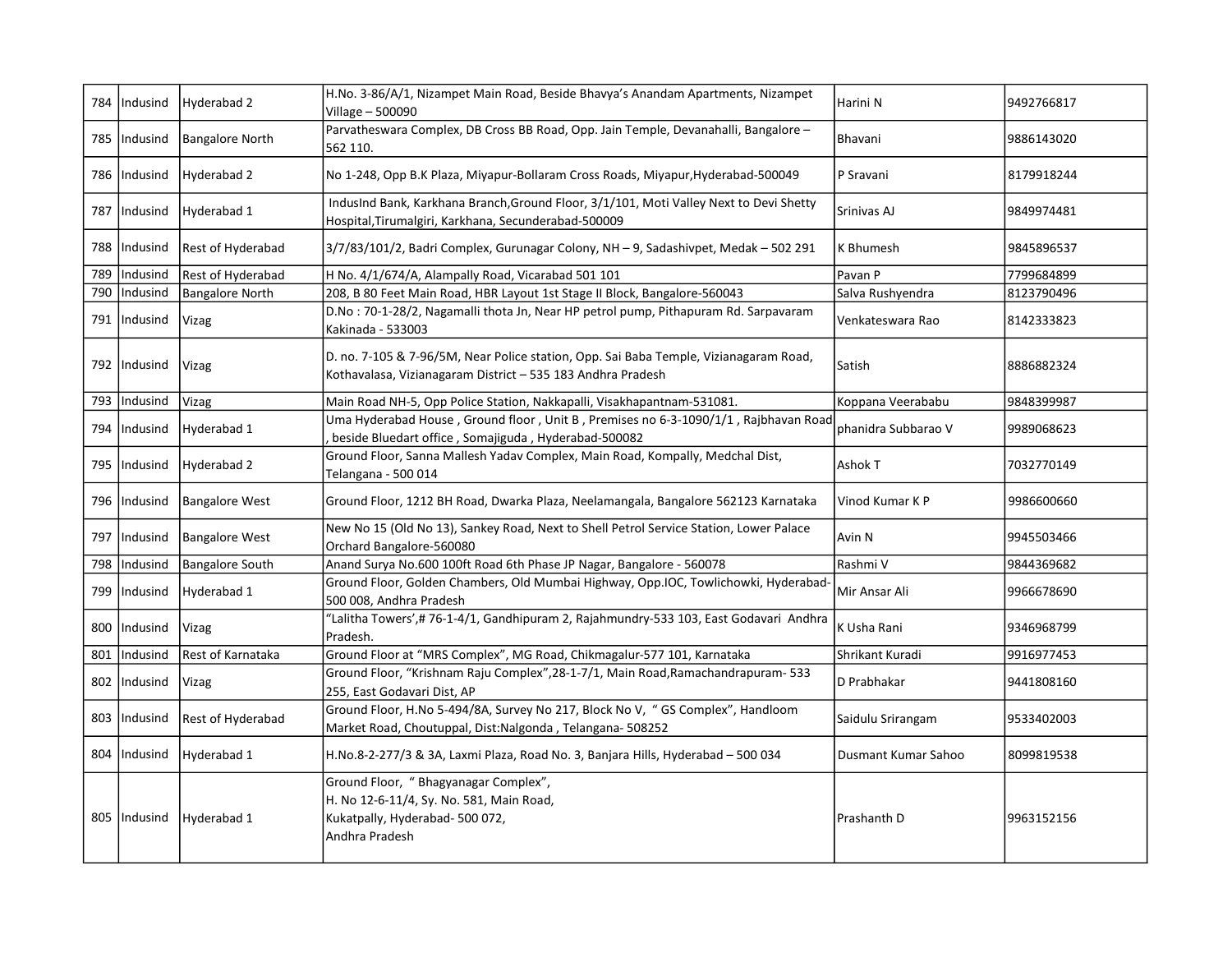| | | | | | |
|---|---|---|---|---|---|
| 784 | Indusind | Hyderabad 2 | H.No. 3-86/A/1, Nizampet Main Road, Beside Bhavya's Anandam Apartments, Nizampet Village – 500090 | Harini N | 9492766817 |
| 785 | Indusind | Bangalore North | Parvatheswara Complex, DB Cross BB Road, Opp. Jain Temple, Devanahalli, Bangalore – 562 110. | Bhavani | 9886143020 |
| 786 | Indusind | Hyderabad 2 | No 1-248, Opp B.K Plaza, Miyapur-Bollaram Cross Roads, Miyapur,Hyderabad-500049 | P Sravani | 8179918244 |
| 787 | Indusind | Hyderabad 1 | IndusInd Bank, Karkhana Branch,Ground Floor, 3/1/101, Moti Valley Next to Devi Shetty Hospital,Tirumalgiri, Karkhana, Secunderabad-500009 | Srinivas AJ | 9849974481 |
| 788 | Indusind | Rest of Hyderabad | 3/7/83/101/2, Badri Complex, Gurunagar Colony, NH – 9, Sadashivpet, Medak – 502 291 | K Bhumesh | 9845896537 |
| 789 | Indusind | Rest of Hyderabad | H No. 4/1/674/A, Alampally Road, Vicarabad 501 101 | Pavan P | 7799684899 |
| 790 | Indusind | Bangalore North | 208, B 80 Feet Main Road, HBR Layout 1st Stage II Block, Bangalore-560043 | Salva Rushyendra | 8123790496 |
| 791 | Indusind | Vizag | D.No : 70-1-28/2, Nagamalli thota Jn, Near HP petrol pump, Pithapuram Rd. Sarpavaram Kakinada - 533003 | Venkateswara Rao | 8142333823 |
| 792 | Indusind | Vizag | D. no. 7-105 & 7-96/5M, Near Police station, Opp. Sai Baba Temple, Vizianagaram Road, Kothavalasa, Vizianagaram District – 535 183 Andhra Pradesh | Satish | 8886882324 |
| 793 | Indusind | Vizag | Main Road NH-5, Opp Police Station, Nakkapalli, Visakhapantnam-531081. | Koppana Veerababu | 9848399987 |
| 794 | Indusind | Hyderabad 1 | Uma Hyderabad House , Ground floor , Unit B , Premises no 6-3-1090/1/1 , Rajbhavan Road , beside Bluedart office , Somajiguda , Hyderabad-500082 | phanidra Subbarao V | 9989068623 |
| 795 | Indusind | Hyderabad 2 | Ground Floor, Sanna Mallesh Yadav Complex, Main Road, Kompally, Medchal Dist, Telangana - 500 014 | Ashok T | 7032770149 |
| 796 | Indusind | Bangalore West | Ground Floor, 1212 BH Road, Dwarka Plaza, Neelamangala, Bangalore 562123 Karnataka | Vinod Kumar K P | 9986600660 |
| 797 | Indusind | Bangalore West | New No 15 (Old No 13), Sankey Road, Next to Shell Petrol Service Station, Lower Palace Orchard Bangalore-560080 | Avin N | 9945503466 |
| 798 | Indusind | Bangalore South | Anand Surya No.600 100ft Road 6th Phase JP Nagar, Bangalore - 560078 | Rashmi V | 9844369682 |
| 799 | Indusind | Hyderabad 1 | Ground Floor, Golden Chambers, Old Mumbai Highway, Opp.IOC, Towlichowki, Hyderabad-500 008, Andhra Pradesh | Mir Ansar Ali | 9966678690 |
| 800 | Indusind | Vizag | "Lalitha Towers",# 76-1-4/1, Gandhipuram 2, Rajahmundry-533 103, East Godavari Andhra Pradesh. | K Usha Rani | 9346968799 |
| 801 | Indusind | Rest of Karnataka | Ground Floor at "MRS Complex", MG Road, Chikmagalur-577 101, Karnataka | Shrikant Kuradi | 9916977453 |
| 802 | Indusind | Vizag | Ground Floor, "Krishnam Raju Complex",28-1-7/1, Main Road,Ramachandrapuram- 533 255, East Godavari Dist, AP | D Prabhakar | 9441808160 |
| 803 | Indusind | Rest of Hyderabad | Ground Floor, H.No 5-494/8A, Survey No 217, Block No V, " GS Complex", Handloom Market Road, Choutuppal, Dist:Nalgonda , Telangana- 508252 | Saidulu Srirangam | 9533402003 |
| 804 | Indusind | Hyderabad 1 | H.No.8-2-277/3 & 3A, Laxmi Plaza, Road No. 3, Banjara Hills, Hyderabad – 500 034 | Dusmant Kumar Sahoo | 8099819538 |
| 805 | Indusind | Hyderabad 1 | Ground Floor, " Bhagyanagar Complex", H. No 12-6-11/4, Sy. No. 581, Main Road, Kukatpally, Hyderabad- 500 072, Andhra Pradesh | Prashanth D | 9963152156 |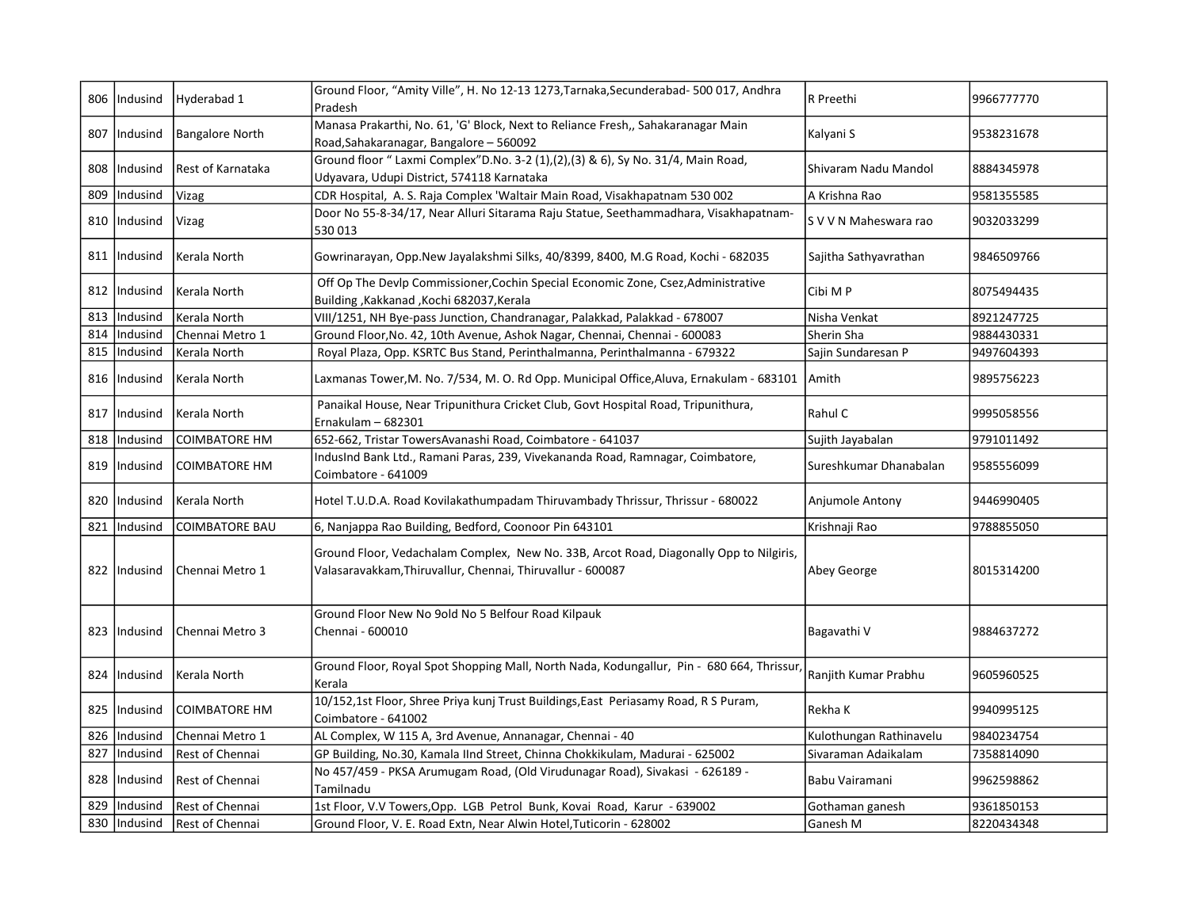| 806 | Indusind | Hyderabad 1 | Ground Floor, “Amity Ville”, H. No 12-13 1273,Tarnaka,Secunderabad- 500 017, Andhra Pradesh | R Preethi | 9966777770 |
|---|---|---|---|---|---|
| 807 | Indusind | Bangalore North | Manasa Prakarthi, No. 61, 'G' Block, Next to Reliance Fresh,, Sahakaranagar Main Road,Sahakaranagar, Bangalore – 560092 | Kalyani S | 9538231678 |
| 808 | Indusind | Rest of Karnataka | Ground floor “ Laxmi Complex”D.No. 3-2 (1),(2),(3) & 6), Sy No. 31/4, Main Road, Udyavara, Udupi District, 574118 Karnataka | Shivaram Nadu Mandol | 8884345978 |
| 809 | Indusind | Vizag | CDR Hospital, A. S. Raja Complex 'Waltair Main Road, Visakhapatnam 530 002 | A Krishna Rao | 9581355585 |
| 810 | Indusind | Vizag | Door No 55-8-34/17, Near Alluri Sitarama Raju Statue, Seethammadhara, Visakhapatnam-530 013 | S V V N Maheswara rao | 9032033299 |
| 811 | Indusind | Kerala North | Gowrinarayan, Opp.New Jayalakshmi Silks, 40/8399, 8400, M.G Road, Kochi - 682035 | Sajitha Sathyavrathan | 9846509766 |
| 812 | Indusind | Kerala North | Off Op The Devlp Commissioner,Cochin Special Economic Zone, Csez,Administrative Building ,Kakkanad ,Kochi 682037,Kerala | Cibi M P | 8075494435 |
| 813 | Indusind | Kerala North | VIII/1251, NH Bye-pass Junction, Chandranagar, Palakkad, Palakkad - 678007 | Nisha Venkat | 8921247725 |
| 814 | Indusind | Chennai Metro 1 | Ground Floor,No. 42, 10th Avenue, Ashok Nagar, Chennai, Chennai - 600083 | Sherin Sha | 9884430331 |
| 815 | Indusind | Kerala North | Royal Plaza, Opp. KSRTC Bus Stand, Perinthalmanna, Perinthalmanna - 679322 | Sajin Sundaresan P | 9497604393 |
| 816 | Indusind | Kerala North | Laxmanas Tower,M. No. 7/534, M. O. Rd Opp. Municipal Office,Aluva, Ernakulam - 683101 | Amith | 9895756223 |
| 817 | Indusind | Kerala North | Panaikal House, Near Tripunithura Cricket Club, Govt Hospital Road, Tripunithura, Ernakulam – 682301 | Rahul C | 9995058556 |
| 818 | Indusind | COIMBATORE HM | 652-662, Tristar TowersAvanashi Road, Coimbatore - 641037 | Sujith Jayabalan | 9791011492 |
| 819 | Indusind | COIMBATORE HM | IndusInd Bank Ltd., Ramani Paras, 239, Vivekananda Road, Ramnagar, Coimbatore, Coimbatore - 641009 | Sureshkumar Dhanabalan | 9585556099 |
| 820 | Indusind | Kerala North | Hotel T.U.D.A. Road Kovilakathumpadam Thiruvambady Thrissur, Thrissur - 680022 | Anjumole Antony | 9446990405 |
| 821 | Indusind | COIMBATORE BAU | 6, Nanjappa Rao Building, Bedford, Coonoor Pin 643101 | Krishnaji Rao | 9788855050 |
| 822 | Indusind | Chennai Metro 1 | Ground Floor, Vedachalam Complex, New No. 33B, Arcot Road, Diagonally Opp to Nilgiris, Valasaravakkam,Thiruvallur, Chennai, Thiruvallur - 600087 | Abey George | 8015314200 |
| 823 | Indusind | Chennai Metro 3 | Ground Floor New No 9old No 5 Belfour Road Kilpauk Chennai - 600010 | Bagavathi V | 9884637272 |
| 824 | Indusind | Kerala North | Ground Floor, Royal Spot Shopping Mall, North Nada, Kodungallur, Pin - 680 664, Thrissur, Kerala | Ranjith Kumar Prabhu | 9605960525 |
| 825 | Indusind | COIMBATORE HM | 10/152,1st Floor, Shree Priya kunj Trust Buildings,East Periasamy Road, R S Puram, Coimbatore - 641002 | Rekha K | 9940995125 |
| 826 | Indusind | Chennai Metro 1 | AL Complex, W 115 A, 3rd Avenue, Annanagar, Chennai - 40 | Kulothungan Rathinavelu | 9840234754 |
| 827 | Indusind | Rest of Chennai | GP Building, No.30, Kamala IInd Street, Chinna Chokkikulam, Madurai - 625002 | Sivaraman Adaikalam | 7358814090 |
| 828 | Indusind | Rest of Chennai | No 457/459 - PKSA Arumugam Road, (Old Virudunagar Road), Sivakasi - 626189 - Tamilnadu | Babu Vairamani | 9962598862 |
| 829 | Indusind | Rest of Chennai | 1st Floor, V.V Towers,Opp. LGB Petrol Bunk, Kovai Road, Karur - 639002 | Gothaman ganesh | 9361850153 |
| 830 | Indusind | Rest of Chennai | Ground Floor, V. E. Road Extn, Near Alwin Hotel,Tuticorin - 628002 | Ganesh M | 8220434348 |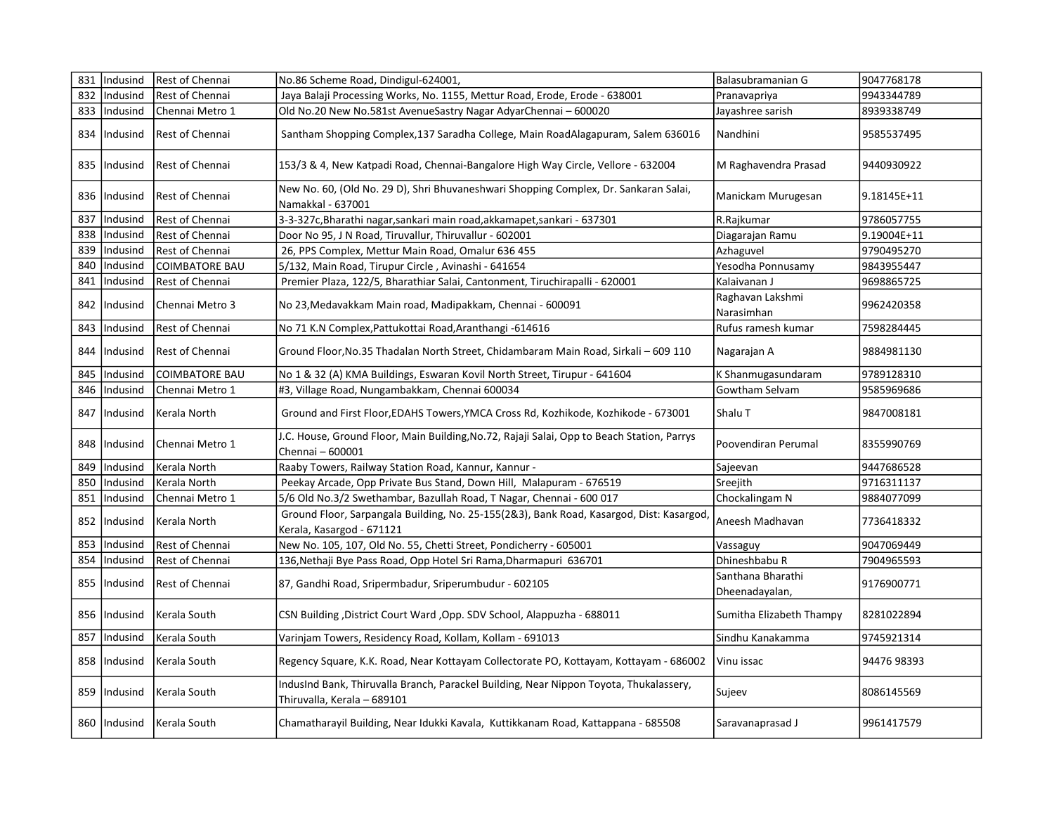| 831 | Indusind | Rest of Chennai | No.86 Scheme Road, Dindigul-624001, | Balasubramanian G | 9047768178 |
|---|---|---|---|---|---|
| 832 | Indusind | Rest of Chennai | Jaya Balaji Processing Works, No. 1155, Mettur Road, Erode, Erode - 638001 | Pranavapriya | 9943344789 |
| 833 | Indusind | Chennai Metro 1 | Old No.20 New No.581st AvenueSastry Nagar AdyarChennai – 600020 | Jayashree sarish | 8939338749 |
| 834 | Indusind | Rest of Chennai | Santham Shopping Complex,137 Saradha College, Main RoadAlagapuram, Salem 636016 | Nandhini | 9585537495 |
| 835 | Indusind | Rest of Chennai | 153/3 & 4, New Katpadi Road, Chennai-Bangalore High Way Circle, Vellore - 632004 | M Raghavendra Prasad | 9440930922 |
| 836 | Indusind | Rest of Chennai | New No. 60, (Old No. 29 D), Shri Bhuvaneshwari Shopping Complex, Dr. Sankaran Salai, Namakkal - 637001 | Manickam Murugesan | 9.18145E+11 |
| 837 | Indusind | Rest of Chennai | 3-3-327c,Bharathi nagar,sankari main road,akkamapet,sankari - 637301 | R.Rajkumar | 9786057755 |
| 838 | Indusind | Rest of Chennai | Door No 95, J N Road, Tiruvallur, Thiruvallur - 602001 | Diagarajan Ramu | 9.19004E+11 |
| 839 | Indusind | Rest of Chennai | 26, PPS Complex, Mettur Main Road, Omalur 636 455 | Azhaguvel | 9790495270 |
| 840 | Indusind | COIMBATORE BAU | 5/132, Main Road, Tirupur Circle , Avinashi - 641654 | Yesodha Ponnusamy | 9843955447 |
| 841 | Indusind | Rest of Chennai | Premier Plaza, 122/5, Bharathiar Salai, Cantonment, Tiruchirapalli - 620001 | Kalaivanan J | 9698865725 |
| 842 | Indusind | Chennai Metro 3 | No 23,Medavakkam Main road, Madipakkam, Chennai - 600091 | Raghavan Lakshmi Narasimhan | 9962420358 |
| 843 | Indusind | Rest of Chennai | No 71 K.N Complex,Pattukottai Road,Aranthangi -614616 | Rufus ramesh kumar | 7598284445 |
| 844 | Indusind | Rest of Chennai | Ground Floor,No.35 Thadalan North Street, Chidambaram Main Road, Sirkali – 609 110 | Nagarajan A | 9884981130 |
| 845 | Indusind | COIMBATORE BAU | No 1 & 32 (A) KMA Buildings, Eswaran Kovil North Street, Tirupur - 641604 | K Shanmugasundaram | 9789128310 |
| 846 | Indusind | Chennai Metro 1 | #3, Village Road, Nungambakkam, Chennai 600034 | Gowtham Selvam | 9585969686 |
| 847 | Indusind | Kerala North | Ground and First Floor,EDAHS Towers,YMCA Cross Rd, Kozhikode, Kozhikode - 673001 | Shalu T | 9847008181 |
| 848 | Indusind | Chennai Metro 1 | J.C. House, Ground Floor, Main Building,No.72, Rajaji Salai, Opp to Beach Station, Parrys Chennai – 600001 | Poovendiran Perumal | 8355990769 |
| 849 | Indusind | Kerala North | Raaby Towers, Railway Station Road, Kannur, Kannur - | Sajeevan | 9447686528 |
| 850 | Indusind | Kerala North | Peekay Arcade, Opp Private Bus Stand, Down Hill, Malapuram - 676519 | Sreejith | 9716311137 |
| 851 | Indusind | Chennai Metro 1 | 5/6 Old No.3/2 Swethambar, Bazullah Road, T Nagar, Chennai - 600 017 | Chockalingam N | 9884077099 |
| 852 | Indusind | Kerala North | Ground Floor, Sarpangala Building, No. 25-155(2&3), Bank Road, Kasargod, Dist: Kasargod, Kerala, Kasargod - 671121 | Aneesh Madhavan | 7736418332 |
| 853 | Indusind | Rest of Chennai | New No. 105, 107, Old No. 55, Chetti Street, Pondicherry - 605001 | Vassaguy | 9047069449 |
| 854 | Indusind | Rest of Chennai | 136,Nethaji Bye Pass Road, Opp Hotel Sri Rama,Dharmapuri 636701 | Dhineshbabu R | 7904965593 |
| 855 | Indusind | Rest of Chennai | 87, Gandhi Road, Sripermbadur, Sriperumbudur - 602105 | Santhana Bharathi Dheenadayalan, | 9176900771 |
| 856 | Indusind | Kerala South | CSN Building ,District Court Ward ,Opp. SDV School, Alappuzha - 688011 | Sumitha Elizabeth Thampy | 8281022894 |
| 857 | Indusind | Kerala South | Varinjam Towers, Residency Road, Kollam, Kollam - 691013 | Sindhu Kanakamma | 9745921314 |
| 858 | Indusind | Kerala South | Regency Square, K.K. Road, Near Kottayam Collectorate PO, Kottayam, Kottayam - 686002 | Vinu issac | 94476 98393 |
| 859 | Indusind | Kerala South | IndusInd Bank, Thiruvalla Branch, Parackel Building, Near Nippon Toyota, Thukalassery, Thiruvalla, Kerala – 689101 | Sujeev | 8086145569 |
| 860 | Indusind | Kerala South | Chamatharayil Building, Near Idukki Kavala, Kuttikkanam Road, Kattappana - 685508 | Saravanaprasad J | 9961417579 |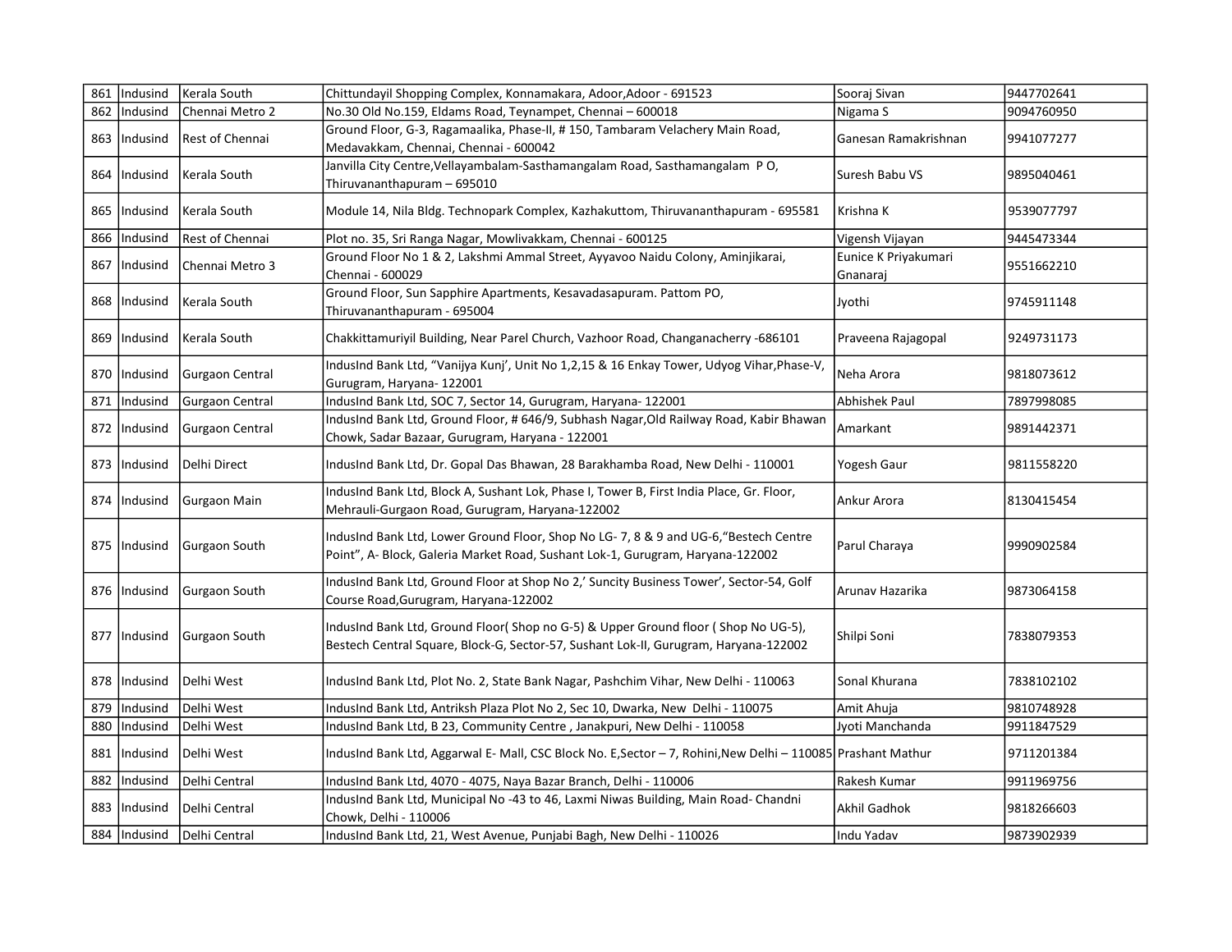| 861 | Indusind | Kerala South | Chittundayil Shopping Complex, Konnamakara, Adoor,Adoor - 691523 | Sooraj Sivan | 9447702641 |
|---|---|---|---|---|---|
| 862 | Indusind | Chennai Metro 2 | No.30 Old No.159, Eldams Road, Teynampet, Chennai – 600018 | Nigama S | 9094760950 |
| 863 | Indusind | Rest of Chennai | Ground Floor, G-3, Ragamaalika, Phase-II, # 150, Tambaram Velachery Main Road, Medavakkam, Chennai, Chennai - 600042 | Ganesan Ramakrishnan | 9941077277 |
| 864 | Indusind | Kerala South | Janvilla City Centre,Vellayambalam-Sasthamangalam Road, Sasthamangalam P O, Thiruvananthapuram – 695010 | Suresh Babu VS | 9895040461 |
| 865 | Indusind | Kerala South | Module 14, Nila Bldg. Technopark Complex, Kazhakuttom, Thiruvananthapuram - 695581 | Krishna K | 9539077797 |
| 866 | Indusind | Rest of Chennai | Plot no. 35, Sri Ranga Nagar, Mowlivakkam, Chennai - 600125 | Vigensh Vijayan | 9445473344 |
| 867 | Indusind | Chennai Metro 3 | Ground Floor No 1 & 2, Lakshmi Ammal Street, Ayyavoo Naidu Colony, Aminjikarai, Chennai - 600029 | Eunice K Priyakumari Gnanaraj | 9551662210 |
| 868 | Indusind | Kerala South | Ground Floor, Sun Sapphire Apartments, Kesavadasapuram. Pattom PO, Thiruvananthapuram - 695004 | Jyothi | 9745911148 |
| 869 | Indusind | Kerala South | Chakkittamuriyil Building, Near Parel Church, Vazhoor Road, Changanacherry -686101 | Praveena Rajagopal | 9249731173 |
| 870 | Indusind | Gurgaon Central | IndusInd Bank Ltd, "Vanijya Kunj', Unit No 1,2,15 & 16 Enkay Tower, Udyog Vihar,Phase-V, Gurugram, Haryana- 122001 | Neha Arora | 9818073612 |
| 871 | Indusind | Gurgaon Central | IndusInd Bank Ltd, SOC 7, Sector 14, Gurugram, Haryana- 122001 | Abhishek Paul | 7897998085 |
| 872 | Indusind | Gurgaon Central | IndusInd Bank Ltd, Ground Floor, # 646/9, Subhash Nagar,Old Railway Road, Kabir Bhawan Chowk, Sadar Bazaar, Gurugram, Haryana - 122001 | Amarkant | 9891442371 |
| 873 | Indusind | Delhi Direct | IndusInd Bank Ltd, Dr. Gopal Das Bhawan, 28 Barakhamba Road, New Delhi - 110001 | Yogesh Gaur | 9811558220 |
| 874 | Indusind | Gurgaon Main | IndusInd Bank Ltd, Block A, Sushant Lok, Phase I, Tower B, First India Place, Gr. Floor, Mehrauli-Gurgaon Road, Gurugram, Haryana-122002 | Ankur Arora | 8130415454 |
| 875 | Indusind | Gurgaon South | IndusInd Bank Ltd, Lower Ground Floor, Shop No LG- 7, 8 & 9 and UG-6,"Bestech Centre Point", A- Block, Galeria Market Road, Sushant Lok-1, Gurugram, Haryana-122002 | Parul Charaya | 9990902584 |
| 876 | Indusind | Gurgaon South | IndusInd Bank Ltd, Ground Floor at Shop No 2,' Suncity Business Tower', Sector-54, Golf Course Road,Gurugram, Haryana-122002 | Arunav Hazarika | 9873064158 |
| 877 | Indusind | Gurgaon South | IndusInd Bank Ltd, Ground Floor( Shop no G-5) & Upper Ground floor ( Shop No UG-5), Bestech Central Square, Block-G, Sector-57, Sushant Lok-II, Gurugram, Haryana-122002 | Shilpi Soni | 7838079353 |
| 878 | Indusind | Delhi West | IndusInd Bank Ltd, Plot No. 2, State Bank Nagar, Pashchim Vihar, New Delhi - 110063 | Sonal Khurana | 7838102102 |
| 879 | Indusind | Delhi West | IndusInd Bank Ltd, Antriksh Plaza Plot No 2, Sec 10, Dwarka, New Delhi - 110075 | Amit Ahuja | 9810748928 |
| 880 | Indusind | Delhi West | IndusInd Bank Ltd, B 23, Community Centre , Janakpuri, New Delhi - 110058 | Jyoti Manchanda | 9911847529 |
| 881 | Indusind | Delhi West | IndusInd Bank Ltd, Aggarwal E- Mall, CSC Block No. E,Sector – 7, Rohini,New Delhi – 110085 | Prashant Mathur | 9711201384 |
| 882 | Indusind | Delhi Central | IndusInd Bank Ltd, 4070 - 4075, Naya Bazar Branch, Delhi - 110006 | Rakesh Kumar | 9911969756 |
| 883 | Indusind | Delhi Central | IndusInd Bank Ltd, Municipal No -43 to 46, Laxmi Niwas Building, Main Road- Chandni Chowk, Delhi - 110006 | Akhil Gadhok | 9818266603 |
| 884 | Indusind | Delhi Central | IndusInd Bank Ltd, 21, West Avenue, Punjabi Bagh, New Delhi - 110026 | Indu Yadav | 9873902939 |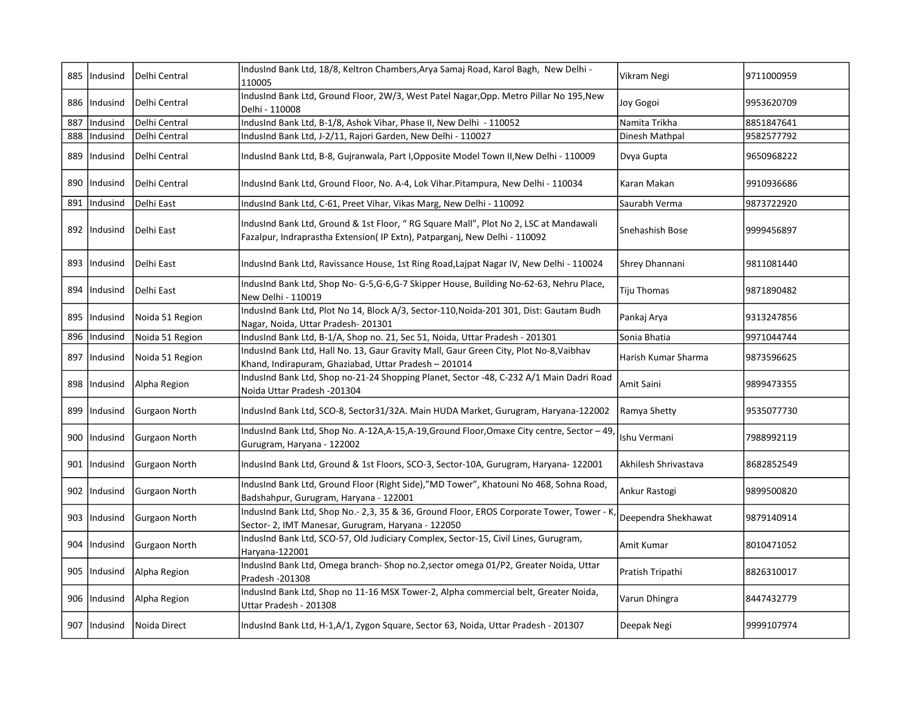| 885 | Indusind | Delhi Central | IndusInd Bank Ltd, 18/8, Keltron Chambers,Arya Samaj Road, Karol Bagh, New Delhi - 110005 | Vikram Negi | 9711000959 |
|---|---|---|---|---|---|
| 886 | Indusind | Delhi Central | IndusInd Bank Ltd, Ground Floor, 2W/3, West Patel Nagar,Opp. Metro Pillar No 195,New Delhi - 110008 | Joy Gogoi | 9953620709 |
| 887 | Indusind | Delhi Central | IndusInd Bank Ltd, B-1/8, Ashok Vihar, Phase II, New Delhi - 110052 | Namita Trikha | 8851847641 |
| 888 | Indusind | Delhi Central | IndusInd Bank Ltd, J-2/11, Rajori Garden, New Delhi - 110027 | Dinesh Mathpal | 9582577792 |
| 889 | Indusind | Delhi Central | IndusInd Bank Ltd, B-8, Gujranwala, Part I,Opposite Model Town II,New Delhi - 110009 | Dvya Gupta | 9650968222 |
| 890 | Indusind | Delhi Central | IndusInd Bank Ltd, Ground Floor, No. A-4, Lok Vihar.Pitampura, New Delhi - 110034 | Karan Makan | 9910936686 |
| 891 | Indusind | Delhi East | IndusInd Bank Ltd, C-61, Preet Vihar, Vikas Marg, New Delhi - 110092 | Saurabh Verma | 9873722920 |
| 892 | Indusind | Delhi East | IndusInd Bank Ltd, Ground & 1st Floor, " RG Square Mall", Plot No 2, LSC at Mandawali Fazalpur, Indraprastha Extension( IP Extn), Patparganj, New Delhi - 110092 | Snehashish Bose | 9999456897 |
| 893 | Indusind | Delhi East | IndusInd Bank Ltd, Ravissance House, 1st Ring Road,Lajpat Nagar IV, New Delhi - 110024 | Shrey Dhannani | 9811081440 |
| 894 | Indusind | Delhi East | IndusInd Bank Ltd, Shop No- G-5,G-6,G-7 Skipper House, Building No-62-63, Nehru Place, New Delhi - 110019 | Tiju Thomas | 9871890482 |
| 895 | Indusind | Noida 51 Region | IndusInd Bank Ltd, Plot No 14, Block A/3, Sector-110,Noida-201 301, Dist: Gautam Budh Nagar, Noida, Uttar Pradesh- 201301 | Pankaj Arya | 9313247856 |
| 896 | Indusind | Noida 51 Region | IndusInd Bank Ltd, B-1/A, Shop no. 21, Sec 51, Noida, Uttar Pradesh - 201301 | Sonia Bhatia | 9971044744 |
| 897 | Indusind | Noida 51 Region | IndusInd Bank Ltd, Hall No. 13, Gaur Gravity Mall, Gaur Green City, Plot No-8,Vaibhav Khand, Indirapuram, Ghaziabad, Uttar Pradesh – 201014 | Harish Kumar Sharma | 9873596625 |
| 898 | Indusind | Alpha Region | IndusInd Bank Ltd, Shop no-21-24 Shopping Planet, Sector -48, C-232 A/1 Main Dadri Road Noida Uttar Pradesh -201304 | Amit Saini | 9899473355 |
| 899 | Indusind | Gurgaon North | IndusInd Bank Ltd, SCO-8, Sector31/32A. Main HUDA Market, Gurugram, Haryana-122002 | Ramya Shetty | 9535077730 |
| 900 | Indusind | Gurgaon North | IndusInd Bank Ltd, Shop No. A-12A,A-15,A-19,Ground Floor,Omaxe City centre, Sector – 49, Gurugram, Haryana - 122002 | Ishu Vermani | 7988992119 |
| 901 | Indusind | Gurgaon North | IndusInd Bank Ltd, Ground & 1st Floors, SCO-3, Sector-10A, Gurugram, Haryana- 122001 | Akhilesh Shrivastava | 8682852549 |
| 902 | Indusind | Gurgaon North | IndusInd Bank Ltd, Ground Floor (Right Side),"MD Tower", Khatouni No 468, Sohna Road, Badshahpur, Gurugram, Haryana - 122001 | Ankur Rastogi | 9899500820 |
| 903 | Indusind | Gurgaon North | IndusInd Bank Ltd, Shop No.- 2,3, 35 & 36, Ground Floor, EROS Corporate Tower, Tower - K, Sector- 2, IMT Manesar, Gurugram, Haryana - 122050 | Deependra Shekhawat | 9879140914 |
| 904 | Indusind | Gurgaon North | IndusInd Bank Ltd, SCO-57, Old Judiciary Complex, Sector-15, Civil Lines, Gurugram, Haryana-122001 | Amit Kumar | 8010471052 |
| 905 | Indusind | Alpha Region | IndusInd Bank Ltd, Omega branch- Shop no.2,sector omega 01/P2, Greater Noida, Uttar Pradesh -201308 | Pratish Tripathi | 8826310017 |
| 906 | Indusind | Alpha Region | IndusInd Bank Ltd, Shop no 11-16 MSX Tower-2, Alpha commercial belt, Greater Noida, Uttar Pradesh - 201308 | Varun Dhingra | 8447432779 |
| 907 | Indusind | Noida Direct | IndusInd Bank Ltd, H-1,A/1, Zygon Square, Sector 63, Noida, Uttar Pradesh - 201307 | Deepak Negi | 9999107974 |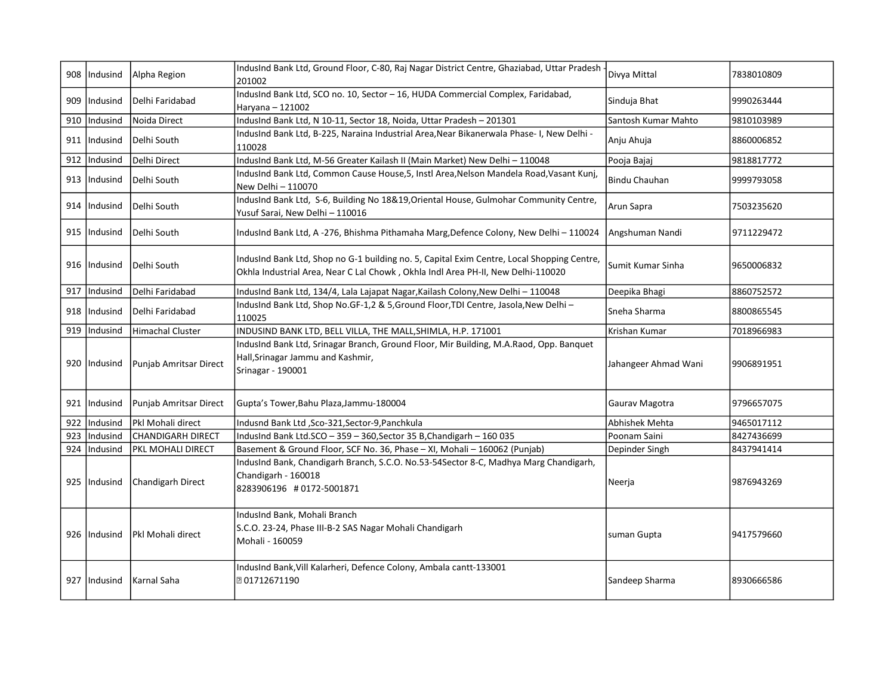| 908 | Indusind | Alpha Region | IndusInd Bank Ltd, Ground Floor, C-80, Raj Nagar District Centre, Ghaziabad, Uttar Pradesh - 201002 | Divya Mittal | 7838010809 |
|---|---|---|---|---|---|
| 909 | Indusind | Delhi Faridabad | IndusInd Bank Ltd, SCO no. 10, Sector – 16, HUDA Commercial Complex, Faridabad, Haryana – 121002 | Sinduja Bhat | 9990263444 |
| 910 | Indusind | Noida Direct | IndusInd Bank Ltd, N 10-11, Sector 18, Noida, Uttar Pradesh – 201301 | Santosh Kumar Mahto | 9810103989 |
| 911 | Indusind | Delhi South | IndusInd Bank Ltd, B-225, Naraina Industrial Area,Near Bikanerwala Phase- I, New Delhi - 110028 | Anju Ahuja | 8860006852 |
| 912 | Indusind | Delhi Direct | IndusInd Bank Ltd, M-56 Greater Kailash II (Main Market) New Delhi – 110048 | Pooja Bajaj | 9818817772 |
| 913 | Indusind | Delhi South | IndusInd Bank Ltd, Common Cause House,5, Instl Area,Nelson Mandela Road,Vasant Kunj, New Delhi – 110070 | Bindu Chauhan | 9999793058 |
| 914 | Indusind | Delhi South | IndusInd Bank Ltd, S-6, Building No 18&19,Oriental House, Gulmohar Community Centre, Yusuf Sarai, New Delhi – 110016 | Arun Sapra | 7503235620 |
| 915 | Indusind | Delhi South | IndusInd Bank Ltd, A -276, Bhishma Pithamaha Marg,Defence Colony, New Delhi – 110024 | Angshuman Nandi | 9711229472 |
| 916 | Indusind | Delhi South | IndusInd Bank Ltd, Shop no G-1 building no. 5, Capital Exim Centre, Local Shopping Centre, Okhla Industrial Area, Near C Lal Chowk , Okhla Indl Area PH-II, New Delhi-110020 | Sumit Kumar Sinha | 9650006832 |
| 917 | Indusind | Delhi Faridabad | IndusInd Bank Ltd, 134/4, Lala Lajapat Nagar,Kailash Colony,New Delhi – 110048 | Deepika Bhagi | 8860752572 |
| 918 | Indusind | Delhi Faridabad | IndusInd Bank Ltd, Shop No.GF-1,2 & 5,Ground Floor,TDI Centre, Jasola,New Delhi – 110025 | Sneha Sharma | 8800865545 |
| 919 | Indusind | Himachal Cluster | INDUSIND BANK LTD, BELL VILLA, THE MALL,SHIMLA, H.P. 171001 | Krishan Kumar | 7018966983 |
| 920 | Indusind | Punjab Amritsar Direct | IndusInd Bank Ltd, Srinagar Branch, Ground Floor, Mir Building, M.A.Raod, Opp. Banquet Hall,Srinagar Jammu and Kashmir,<br>Srinagar - 190001 | Jahangeer Ahmad Wani | 9906891951 |
| 921 | Indusind | Punjab Amritsar Direct | Gupta's Tower,Bahu Plaza,Jammu-180004 | Gaurav Magotra | 9796657075 |
| 922 | Indusind | Pkl Mohali direct | Indusnd Bank Ltd ,Sco-321,Sector-9,Panchkula | Abhishek Mehta | 9465017112 |
| 923 | Indusind | CHANDIGARH DIRECT | IndusInd Bank Ltd.SCO – 359 – 360,Sector 35 B,Chandigarh – 160 035 | Poonam Saini | 8427436699 |
| 924 | Indusind | PKL MOHALI DIRECT | Basement & Ground Floor, SCF No. 36, Phase – XI, Mohali – 160062 (Punjab) | Depinder Singh | 8437941414 |
| 925 | Indusind | Chandigarh Direct | IndusInd Bank, Chandigarh Branch, S.C.O. No.53-54Sector 8-C, Madhya Marg Chandigarh, Chandigarh - 160018<br>8283906196 # 0172-5001871 | Neerja | 9876943269 |
| 926 | Indusind | Pkl Mohali direct | IndusInd Bank, Mohali Branch<br>S.C.O. 23-24, Phase III-B-2 SAS Nagar Mohali Chandigarh<br>Mohali - 160059 | suman Gupta | 9417579660 |
| 927 | Indusind | Karnal Saha | IndusInd Bank,Vill Kalarheri, Defence Colony, Ambala cantt-133001<br>� 01712671190 | Sandeep Sharma | 8930666586 |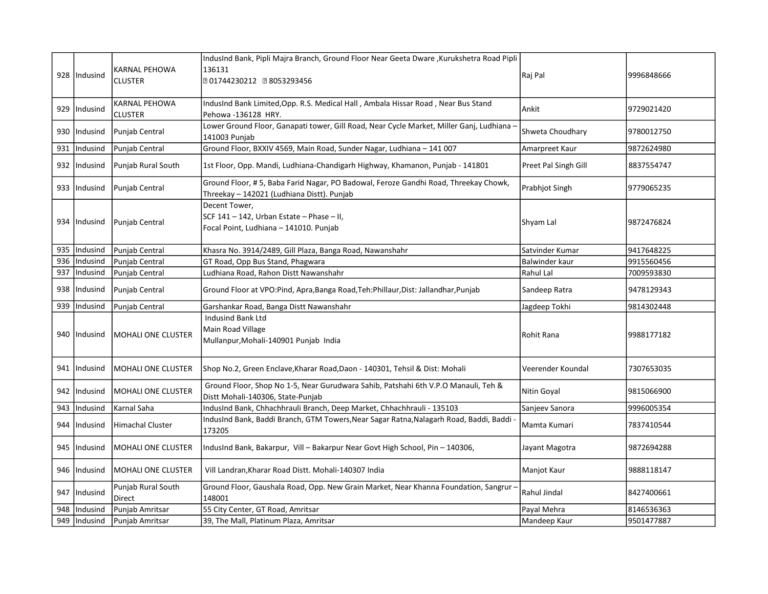| | | | | | |
|---|---|---|---|---|---|
| 928 | Indusind | KARNAL PEHOWA CLUSTER | IndusInd Bank, Pipli Majra Branch, Ground Floor Near Geeta Dware ,Kurukshetra Road Pipli - 136131<br>☎ 01744230212 ☎ 8053293456 | Raj Pal | 9996848666 |
| 929 | Indusind | KARNAL PEHOWA CLUSTER | IndusInd Bank Limited,Opp. R.S. Medical Hall , Ambala Hissar Road , Near Bus Stand Pehowa -136128 HRY. | Ankit | 9729021420 |
| 930 | Indusind | Punjab Central | Lower Ground Floor, Ganapati tower, Gill Road, Near Cycle Market, Miller Ganj, Ludhiana – 141003 Punjab | Shweta Choudhary | 9780012750 |
| 931 | Indusind | Punjab Central | Ground Floor, BXXIV 4569, Main Road, Sunder Nagar, Ludhiana – 141 007 | Amarpreet Kaur | 9872624980 |
| 932 | Indusind | Punjab Rural South | 1st Floor, Opp. Mandi, Ludhiana-Chandigarh Highway, Khamanon, Punjab - 141801 | Preet Pal Singh Gill | 8837554747 |
| 933 | Indusind | Punjab Central | Ground Floor, # 5, Baba Farid Nagar, PO Badowal, Feroze Gandhi Road, Threekay Chowk, Threekay – 142021 (Ludhiana Distt). Punjab | Prabhjot Singh | 9779065235 |
| 934 | Indusind | Punjab Central | Decent Tower,<br>SCF 141 – 142, Urban Estate – Phase – II,<br>Focal Point, Ludhiana – 141010. Punjab | Shyam Lal | 9872476824 |
| 935 | Indusind | Punjab Central | Khasra No. 3914/2489, Gill Plaza, Banga Road, Nawanshahr | Satvinder Kumar | 9417648225 |
| 936 | Indusind | Punjab Central | GT Road, Opp Bus Stand, Phagwara | Balwinder kaur | 9915560456 |
| 937 | Indusind | Punjab Central | Ludhiana Road, Rahon Distt Nawanshahr | Rahul Lal | 7009593830 |
| 938 | Indusind | Punjab Central | Ground Floor at VPO:Pind, Apra,Banga Road,Teh:Phillaur,Dist: Jallandhar,Punjab | Sandeep Ratra | 9478129343 |
| 939 | Indusind | Punjab Central | Garshankar Road, Banga Distt Nawanshahr | Jagdeep Tokhi | 9814302448 |
| 940 | Indusind | MOHALI ONE CLUSTER | Indusind Bank Ltd<br>Main Road Village<br>Mullanpur,Mohali-140901 Punjab India | Rohit Rana | 9988177182 |
| 941 | Indusind | MOHALI ONE CLUSTER | Shop No.2, Green Enclave,Kharar Road,Daon - 140301, Tehsil & Dist: Mohali | Veerender Koundal | 7307653035 |
| 942 | Indusind | MOHALI ONE CLUSTER | Ground Floor, Shop No 1-5, Near Gurudwara Sahib, Patshahi 6th V.P.O Manauli, Teh & Distt Mohali-140306, State-Punjab | Nitin Goyal | 9815066900 |
| 943 | Indusind | Karnal Saha | IndusInd Bank, Chhachhrauli Branch, Deep Market, Chhachhrauli - 135103 | Sanjeev Sanora | 9996005354 |
| 944 | Indusind | Himachal Cluster | IndusInd Bank, Baddi Branch, GTM Towers,Near Sagar Ratna,Nalagarh Road, Baddi, Baddi - 173205 | Mamta Kumari | 7837410544 |
| 945 | Indusind | MOHALI ONE CLUSTER | IndusInd Bank, Bakarpur, Vill – Bakarpur Near Govt High School, Pin – 140306, | Jayant Magotra | 9872694288 |
| 946 | Indusind | MOHALI ONE CLUSTER | Vill Landran,Kharar Road Distt. Mohali-140307 India | Manjot Kaur | 9888118147 |
| 947 | Indusind | Punjab Rural South Direct | Ground Floor, Gaushala Road, Opp. New Grain Market, Near Khanna Foundation, Sangrur – 148001 | Rahul Jindal | 8427400661 |
| 948 | Indusind | Punjab Amritsar | 55 City Center, GT Road, Amritsar | Payal Mehra | 8146536363 |
| 949 | Indusind | Punjab Amritsar | 39, The Mall, Platinum Plaza, Amritsar | Mandeep Kaur | 9501477887 |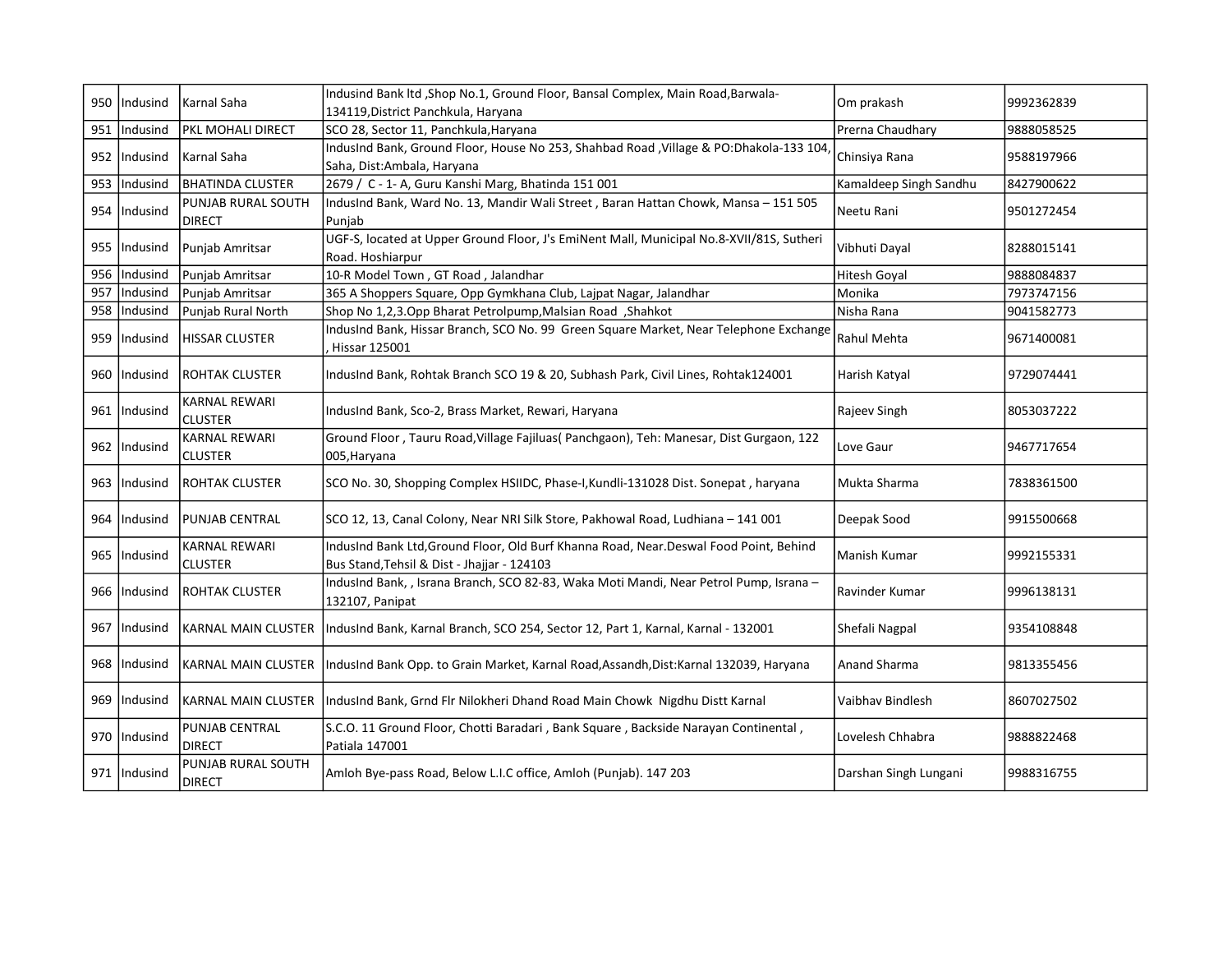| 950 | Indusind | Karnal Saha | Indusind Bank ltd ,Shop No.1, Ground Floor, Bansal Complex, Main Road,Barwala-134119,District Panchkula, Haryana | Om prakash | 9992362839 |
|---|---|---|---|---|---|
| 951 | Indusind | PKL MOHALI DIRECT | SCO 28, Sector 11, Panchkula,Haryana | Prerna Chaudhary | 9888058525 |
| 952 | Indusind | Karnal Saha | IndusInd Bank, Ground Floor, House No 253, Shahbad Road ,Village & PO:Dhakola-133 104, Saha, Dist:Ambala, Haryana | Chinsiya Rana | 9588197966 |
| 953 | Indusind | BHATINDA CLUSTER | 2679 / C - 1- A, Guru Kanshi Marg, Bhatinda 151 001 | Kamaldeep Singh Sandhu | 8427900622 |
| 954 | Indusind | PUNJAB RURAL SOUTH DIRECT | IndusInd Bank, Ward No. 13, Mandir Wali Street , Baran Hattan Chowk, Mansa – 151 505 Punjab | Neetu Rani | 9501272454 |
| 955 | Indusind | Punjab Amritsar | UGF-S, located at Upper Ground Floor, J's EmiNent Mall, Municipal No.8-XVII/81S, Sutheri Road. Hoshiarpur | Vibhuti Dayal | 8288015141 |
| 956 | Indusind | Punjab Amritsar | 10-R Model Town , GT Road , Jalandhar | Hitesh Goyal | 9888084837 |
| 957 | Indusind | Punjab Amritsar | 365 A Shoppers Square, Opp Gymkhana Club, Lajpat Nagar, Jalandhar | Monika | 7973747156 |
| 958 | Indusind | Punjab Rural North | Shop No 1,2,3.Opp Bharat Petrolpump,Malsian Road ,Shahkot | Nisha Rana | 9041582773 |
| 959 | Indusind | HISSAR CLUSTER | IndusInd Bank, Hissar Branch, SCO No. 99 Green Square Market, Near Telephone Exchange , Hissar 125001 | Rahul Mehta | 9671400081 |
| 960 | Indusind | ROHTAK CLUSTER | IndusInd Bank, Rohtak Branch SCO 19 & 20, Subhash Park, Civil Lines, Rohtak124001 | Harish Katyal | 9729074441 |
| 961 | Indusind | KARNAL REWARI CLUSTER | IndusInd Bank, Sco-2, Brass Market, Rewari, Haryana | Rajeev Singh | 8053037222 |
| 962 | Indusind | KARNAL REWARI CLUSTER | Ground Floor , Tauru Road,Village Fajiluas( Panchgaon), Teh: Manesar, Dist Gurgaon, 122 005,Haryana | Love Gaur | 9467717654 |
| 963 | Indusind | ROHTAK CLUSTER | SCO No. 30, Shopping Complex HSIIDC, Phase-I,Kundli-131028 Dist. Sonepat , haryana | Mukta Sharma | 7838361500 |
| 964 | Indusind | PUNJAB CENTRAL | SCO 12, 13, Canal Colony, Near NRI Silk Store, Pakhowal Road, Ludhiana – 141 001 | Deepak Sood | 9915500668 |
| 965 | Indusind | KARNAL REWARI CLUSTER | IndusInd Bank Ltd,Ground Floor, Old Burf Khanna Road, Near.Deswal Food Point, Behind Bus Stand,Tehsil & Dist - Jhajjar - 124103 | Manish Kumar | 9992155331 |
| 966 | Indusind | ROHTAK CLUSTER | IndusInd Bank, , Israna Branch, SCO 82-83, Waka Moti Mandi, Near Petrol Pump, Israna – 132107, Panipat | Ravinder Kumar | 9996138131 |
| 967 | Indusind | KARNAL MAIN CLUSTER | IndusInd Bank, Karnal Branch, SCO 254, Sector 12, Part 1, Karnal, Karnal - 132001 | Shefali Nagpal | 9354108848 |
| 968 | Indusind | KARNAL MAIN CLUSTER | IndusInd Bank Opp. to Grain Market, Karnal Road,Assandh,Dist:Karnal 132039, Haryana | Anand Sharma | 9813355456 |
| 969 | Indusind | KARNAL MAIN CLUSTER | IndusInd Bank, Grnd Flr Nilokheri Dhand Road Main Chowk Nigdhu Distt Karnal | Vaibhav Bindlesh | 8607027502 |
| 970 | Indusind | PUNJAB CENTRAL DIRECT | S.C.O. 11 Ground Floor, Chotti Baradari , Bank Square , Backside Narayan Continental , Patiala 147001 | Lovelesh Chhabra | 9888822468 |
| 971 | Indusind | PUNJAB RURAL SOUTH DIRECT | Amloh Bye-pass Road, Below L.I.C office, Amloh (Punjab). 147 203 | Darshan Singh Lungani | 9988316755 |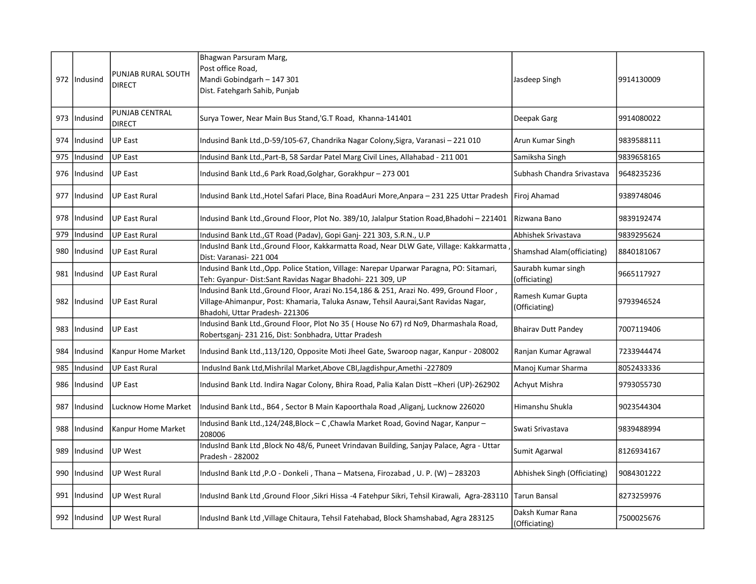| 972 | Indusind | PUNJAB RURAL SOUTH DIRECT | Bhagwan Parsuram Marg, Post office Road, Mandi Gobindgarh – 147 301 Dist. Fatehgarh Sahib, Punjab | Jasdeep Singh | 9914130009 |
|---|---|---|---|---|---|
| 973 | Indusind | PUNJAB CENTRAL DIRECT | Surya Tower, Near Main Bus Stand,'G.T Road, Khanna-141401 | Deepak Garg | 9914080022 |
| 974 | Indusind | UP East | Indusind Bank Ltd.,D-59/105-67, Chandrika Nagar Colony,Sigra, Varanasi – 221 010 | Arun Kumar Singh | 9839588111 |
| 975 | Indusind | UP East | Indusind Bank Ltd.,Part-B, 58 Sardar Patel Marg Civil Lines, Allahabad - 211 001 | Samiksha Singh | 9839658165 |
| 976 | Indusind | UP East | Indusind Bank Ltd.,6 Park Road,Golghar, Gorakhpur – 273 001 | Subhash Chandra Srivastava | 9648235236 |
| 977 | Indusind | UP East Rural | Indusind Bank Ltd.,Hotel Safari Place, Bina RoadAuri More,Anpara – 231 225 Uttar Pradesh | Firoj Ahamad | 9389748046 |
| 978 | Indusind | UP East Rural | Indusind Bank Ltd.,Ground Floor, Plot No. 389/10, Jalalpur Station Road,Bhadohi – 221401 | Rizwana Bano | 9839192474 |
| 979 | Indusind | UP East Rural | Indusind Bank Ltd.,GT Road (Padav), Gopi Ganj- 221 303, S.R.N., U.P | Abhishek Srivastava | 9839295624 |
| 980 | Indusind | UP East Rural | IndusInd Bank Ltd.,Ground Floor, Kakkarmatta Road, Near DLW Gate, Village: Kakkarmatta , Dist: Varanasi- 221 004 | Shamshad Alam(officiating) | 8840181067 |
| 981 | Indusind | UP East Rural | Indusind Bank Ltd.,Opp. Police Station, Village: Narepar Uparwar Paragna, PO: Sitamari, Teh: Gyanpur- Dist:Sant Ravidas Nagar Bhadohi- 221 309, UP | Saurabh kumar singh (officiating) | 9665117927 |
| 982 | Indusind | UP East Rural | Indusind Bank Ltd.,Ground Floor, Arazi No.154,186 & 251, Arazi No. 499, Ground Floor , Village-Ahimanpur, Post: Khamaria, Taluka Asnaw, Tehsil Aaurai,Sant Ravidas Nagar, Bhadohi, Uttar Pradesh- 221306 | Ramesh Kumar Gupta (Officiating) | 9793946524 |
| 983 | Indusind | UP East | Indusind Bank Ltd.,Ground Floor, Plot No 35 ( House No 67) rd No9, Dharmashala Road, Robertsganj- 231 216, Dist: Sonbhadra, Uttar Pradesh | Bhairav Dutt Pandey | 7007119406 |
| 984 | Indusind | Kanpur Home Market | Indusind Bank Ltd.,113/120, Opposite Moti Jheel Gate, Swaroop nagar, Kanpur - 208002 | Ranjan Kumar Agrawal | 7233944474 |
| 985 | Indusind | UP East Rural | IndusInd Bank Ltd,Mishrilal Market,Above CBI,Jagdishpur,Amethi -227809 | Manoj Kumar Sharma | 8052433336 |
| 986 | Indusind | UP East | Indusind Bank Ltd. Indira Nagar Colony, Bhira Road, Palia Kalan Distt –Kheri (UP)-262902 | Achyut Mishra | 9793055730 |
| 987 | Indusind | Lucknow Home Market | Indusind Bank Ltd., B64 , Sector B Main Kapoorthala Road ,Aliganj, Lucknow 226020 | Himanshu Shukla | 9023544304 |
| 988 | Indusind | Kanpur Home Market | Indusind Bank Ltd.,124/248,Block – C ,Chawla Market Road, Govind Nagar, Kanpur – 208006 | Swati Srivastava | 9839488994 |
| 989 | Indusind | UP West | IndusInd Bank Ltd ,Block No 48/6, Puneet Vrindavan Building, Sanjay Palace, Agra - Uttar Pradesh - 282002 | Sumit Agarwal | 8126934167 |
| 990 | Indusind | UP West Rural | IndusInd Bank Ltd ,P.O - Donkeli , Thana – Matsena, Firozabad , U. P. (W) – 283203 | Abhishek Singh (Officiating) | 9084301222 |
| 991 | Indusind | UP West Rural | IndusInd Bank Ltd ,Ground Floor ,Sikri Hissa -4 Fatehpur Sikri, Tehsil Kirawali, Agra-283110 | Tarun Bansal | 8273259976 |
| 992 | Indusind | UP West Rural | IndusInd Bank Ltd ,Village Chitaura, Tehsil Fatehabad, Block Shamshabad, Agra 283125 | Daksh Kumar Rana (Officiating) | 7500025676 |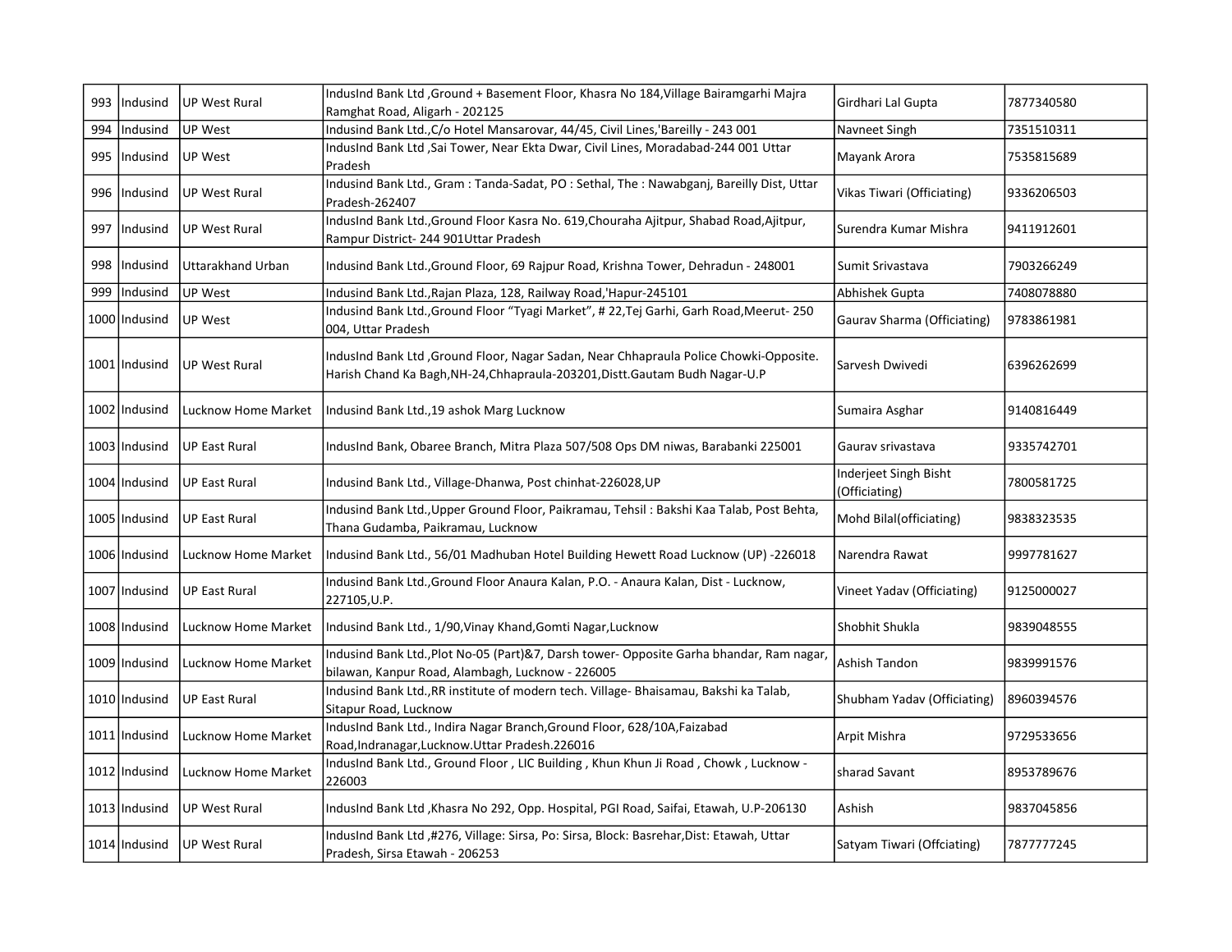| 993 | Indusind | UP West Rural | IndusInd Bank Ltd ,Ground + Basement Floor, Khasra No 184,Village Bairamgarhi Majra Ramghat Road, Aligarh - 202125 | Girdhari Lal Gupta | 7877340580 |
|---|---|---|---|---|---|
| 994 | Indusind | UP West | Indusind Bank Ltd.,C/o Hotel Mansarovar, 44/45, Civil Lines,'Bareilly - 243 001 | Navneet Singh | 7351510311 |
| 995 | Indusind | UP West | IndusInd Bank Ltd ,Sai Tower, Near Ekta Dwar, Civil Lines, Moradabad-244 001 Uttar Pradesh | Mayank Arora | 7535815689 |
| 996 | Indusind | UP West Rural | Indusind Bank Ltd., Gram : Tanda-Sadat, PO : Sethal, The : Nawabganj, Bareilly Dist, Uttar Pradesh-262407 | Vikas Tiwari (Officiating) | 9336206503 |
| 997 | Indusind | UP West Rural | IndusInd Bank Ltd.,Ground Floor Kasra No. 619,Chouraha Ajitpur, Shabad Road,Ajitpur, Rampur District- 244 901Uttar Pradesh | Surendra Kumar Mishra | 9411912601 |
| 998 | Indusind | Uttarakhand Urban | Indusind Bank Ltd.,Ground Floor, 69 Rajpur Road, Krishna Tower, Dehradun - 248001 | Sumit Srivastava | 7903266249 |
| 999 | Indusind | UP West | Indusind Bank Ltd.,Rajan Plaza, 128, Railway Road,'Hapur-245101 | Abhishek Gupta | 7408078880 |
| 1000 | Indusind | UP West | Indusind Bank Ltd.,Ground Floor "Tyagi Market", # 22,Tej Garhi, Garh Road,Meerut- 250 004, Uttar Pradesh | Gaurav Sharma (Officiating) | 9783861981 |
| 1001 | Indusind | UP West Rural | IndusInd Bank Ltd ,Ground Floor, Nagar Sadan, Near Chhapraula Police Chowki-Opposite. Harish Chand Ka Bagh,NH-24,Chhapraula-203201,Distt.Gautam Budh Nagar-U.P | Sarvesh Dwivedi | 6396262699 |
| 1002 | Indusind | Lucknow Home Market | Indusind Bank Ltd.,19 ashok Marg Lucknow | Sumaira Asghar | 9140816449 |
| 1003 | Indusind | UP East Rural | IndusInd Bank, Obaree Branch, Mitra Plaza 507/508 Ops DM niwas, Barabanki 225001 | Gaurav srivastava | 9335742701 |
| 1004 | Indusind | UP East Rural | Indusind Bank Ltd., Village-Dhanwa, Post chinhat-226028,UP | Inderjeet Singh Bisht (Officiating) | 7800581725 |
| 1005 | Indusind | UP East Rural | Indusind Bank Ltd.,Upper Ground Floor, Paikramau, Tehsil : Bakshi Kaa Talab, Post Behta, Thana Gudamba, Paikramau, Lucknow | Mohd Bilal(officiating) | 9838323535 |
| 1006 | Indusind | Lucknow Home Market | Indusind Bank Ltd., 56/01 Madhuban Hotel Building Hewett Road Lucknow (UP) -226018 | Narendra Rawat | 9997781627 |
| 1007 | Indusind | UP East Rural | Indusind Bank Ltd.,Ground Floor Anaura Kalan, P.O. - Anaura Kalan, Dist - Lucknow, 227105,U.P. | Vineet Yadav (Officiating) | 9125000027 |
| 1008 | Indusind | Lucknow Home Market | Indusind Bank Ltd., 1/90,Vinay Khand,Gomti Nagar,Lucknow | Shobhit Shukla | 9839048555 |
| 1009 | Indusind | Lucknow Home Market | Indusind Bank Ltd.,Plot No-05 (Part)&7, Darsh tower- Opposite Garha bhandar, Ram nagar, bilawan, Kanpur Road, Alambagh, Lucknow - 226005 | Ashish Tandon | 9839991576 |
| 1010 | Indusind | UP East Rural | Indusind Bank Ltd.,RR institute of modern tech. Village- Bhaisamau, Bakshi ka Talab, Sitapur Road, Lucknow | Shubham Yadav (Officiating) | 8960394576 |
| 1011 | Indusind | Lucknow Home Market | IndusInd Bank Ltd., Indira Nagar Branch,Ground Floor, 628/10A,Faizabad Road,Indranagar,Lucknow.Uttar Pradesh.226016 | Arpit Mishra | 9729533656 |
| 1012 | Indusind | Lucknow Home Market | IndusInd Bank Ltd., Ground Floor , LIC Building , Khun Khun Ji Road , Chowk , Lucknow - 226003 | sharad Savant | 8953789676 |
| 1013 | Indusind | UP West Rural | IndusInd Bank Ltd ,Khasra No 292, Opp. Hospital, PGI Road, Saifai, Etawah, U.P-206130 | Ashish | 9837045856 |
| 1014 | Indusind | UP West Rural | IndusInd Bank Ltd ,#276, Village: Sirsa, Po: Sirsa, Block: Basrehar,Dist: Etawah, Uttar Pradesh, Sirsa Etawah - 206253 | Satyam Tiwari (Offciating) | 7877777245 |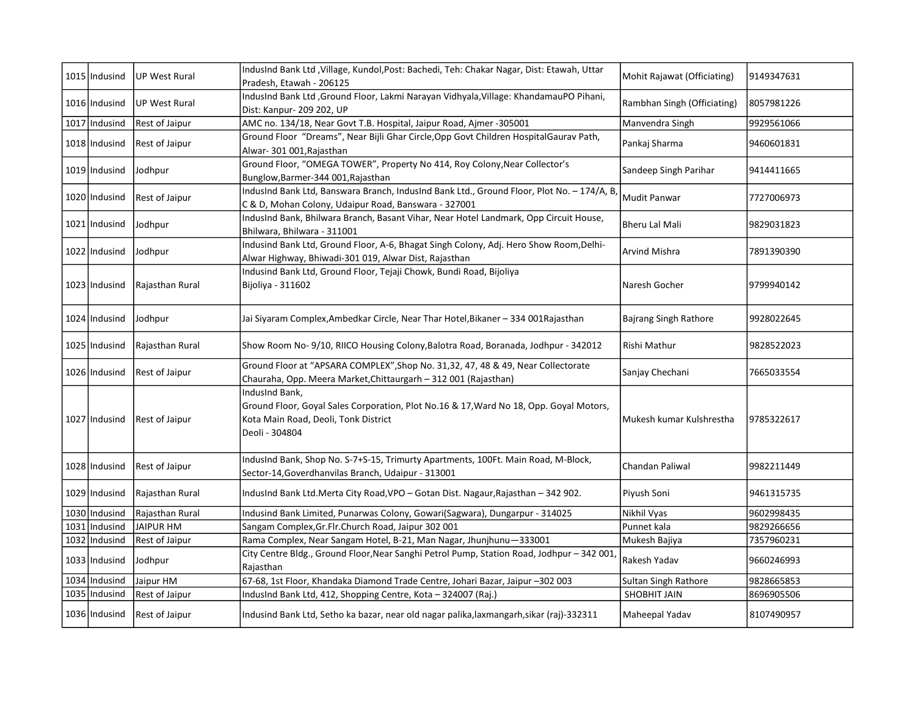| 1015 | Indusind | UP West Rural | IndusInd Bank Ltd ,Village, Kundol,Post: Bachedi, Teh: Chakar Nagar, Dist: Etawah, Uttar Pradesh, Etawah - 206125 | Mohit Rajawat (Officiating) | 9149347631 |
|---|---|---|---|---|---|
| 1016 | Indusind | UP West Rural | IndusInd Bank Ltd ,Ground Floor, Lakmi Narayan Vidhyala,Village: KhandamauPO Pihani, Dist: Kanpur- 209 202, UP | Rambhan Singh (Officiating) | 8057981226 |
| 1017 | Indusind | Rest of Jaipur | AMC no. 134/18, Near Govt T.B. Hospital, Jaipur Road, Ajmer -305001 | Manvendra Singh | 9929561066 |
| 1018 | Indusind | Rest of Jaipur | Ground Floor "Dreams", Near Bijli Ghar Circle,Opp Govt Children HospitalGaurav Path, Alwar- 301 001,Rajasthan | Pankaj Sharma | 9460601831 |
| 1019 | Indusind | Jodhpur | Ground Floor, "OMEGA TOWER", Property No 414, Roy Colony,Near Collector's Bunglow,Barmer-344 001,Rajasthan | Sandeep Singh Parihar | 9414411665 |
| 1020 | Indusind | Rest of Jaipur | IndusInd Bank Ltd, Banswara Branch, IndusInd Bank Ltd., Ground Floor, Plot No. – 174/A, B, C & D, Mohan Colony, Udaipur Road, Banswara - 327001 | Mudit Panwar | 7727006973 |
| 1021 | Indusind | Jodhpur | IndusInd Bank, Bhilwara Branch, Basant Vihar, Near Hotel Landmark, Opp Circuit House, Bhilwara, Bhilwara - 311001 | Bheru Lal Mali | 9829031823 |
| 1022 | Indusind | Jodhpur | Indusind Bank Ltd, Ground Floor, A-6, Bhagat Singh Colony, Adj. Hero Show Room,Delhi-Alwar Highway, Bhiwadi-301 019, Alwar Dist, Rajasthan | Arvind Mishra | 7891390390 |
| 1023 | Indusind | Rajasthan Rural | Indusind Bank Ltd, Ground Floor, Tejaji Chowk, Bundi Road, Bijoliya Bijoliya - 311602 | Naresh Gocher | 9799940142 |
| 1024 | Indusind | Jodhpur | Jai Siyaram Complex,Ambedkar Circle, Near Thar Hotel,Bikaner – 334 001Rajasthan | Bajrang Singh Rathore | 9928022645 |
| 1025 | Indusind | Rajasthan Rural | Show Room No- 9/10, RIICO Housing Colony,Balotra Road, Boranada, Jodhpur - 342012 | Rishi Mathur | 9828522023 |
| 1026 | Indusind | Rest of Jaipur | Ground Floor at "APSARA COMPLEX",Shop No. 31,32, 47, 48 & 49, Near Collectorate Chauraha, Opp. Meera Market,Chittaurgarh – 312 001 (Rajasthan) | Sanjay Chechani | 7665033554 |
| 1027 | Indusind | Rest of Jaipur | IndusInd Bank, Ground Floor, Goyal Sales Corporation, Plot No.16 & 17,Ward No 18, Opp. Goyal Motors, Kota Main Road, Deoli, Tonk District Deoli - 304804 | Mukesh kumar Kulshrestha | 9785322617 |
| 1028 | Indusind | Rest of Jaipur | IndusInd Bank, Shop No. S-7+S-15, Trimurty Apartments, 100Ft. Main Road, M-Block, Sector-14,Goverdhanvilas Branch, Udaipur - 313001 | Chandan Paliwal | 9982211449 |
| 1029 | Indusind | Rajasthan Rural | IndusInd Bank Ltd.Merta City Road,VPO – Gotan Dist. Nagaur,Rajasthan – 342 902. | Piyush Soni | 9461315735 |
| 1030 | Indusind | Rajasthan Rural | Indusind Bank Limited, Punarwas Colony, Gowari(Sagwara), Dungarpur - 314025 | Nikhil Vyas | 9602998435 |
| 1031 | Indusind | JAIPUR HM | Sangam Complex,Gr.Flr.Church Road, Jaipur 302 001 | Punnet kala | 9829266656 |
| 1032 | Indusind | Rest of Jaipur | Rama Complex, Near Sangam Hotel, B-21, Man Nagar, Jhunjhunu—333001 | Mukesh Bajiya | 7357960231 |
| 1033 | Indusind | Jodhpur | City Centre Bldg., Ground Floor,Near Sanghi Petrol Pump, Station Road, Jodhpur – 342 001, Rajasthan | Rakesh Yadav | 9660246993 |
| 1034 | Indusind | Jaipur HM | 67-68, 1st Floor, Khandaka Diamond Trade Centre, Johari Bazar, Jaipur –302 003 | Sultan Singh Rathore | 9828665853 |
| 1035 | Indusind | Rest of Jaipur | IndusInd Bank Ltd, 412, Shopping Centre, Kota – 324007 (Raj.) | SHOBHIT JAIN | 8696905506 |
| 1036 | Indusind | Rest of Jaipur | Indusind Bank Ltd, Setho ka bazar, near old nagar palika,laxmangarh,sikar (raj)-332311 | Maheepal Yadav | 8107490957 |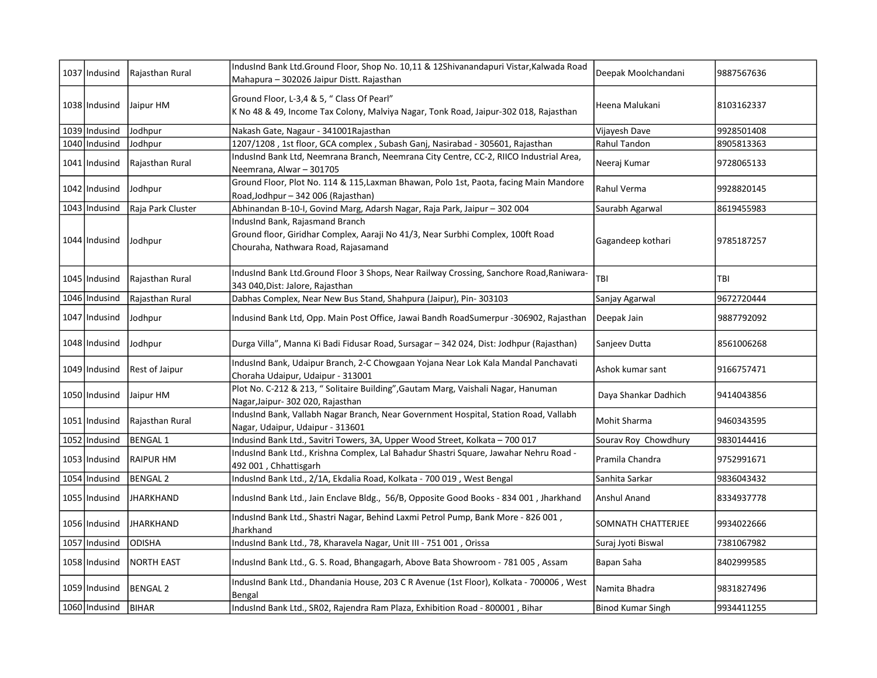| 1037 | Indusind | Rajasthan Rural | IndusInd Bank Ltd.Ground Floor, Shop No. 10,11 & 12Shivanandapuri Vistar,Kalwada Road Mahapura – 302026 Jaipur Distt. Rajasthan | Deepak Moolchandani | 9887567636 |
|---|---|---|---|---|---|
| 1038 | Indusind | Jaipur HM | Ground Floor, L-3,4 & 5, " Class Of Pearl" K No 48 & 49, Income Tax Colony, Malviya Nagar, Tonk Road, Jaipur-302 018, Rajasthan | Heena Malukani | 8103162337 |
| 1039 | Indusind | Jodhpur | Nakash Gate, Nagaur - 341001Rajasthan | Vijayesh Dave | 9928501408 |
| 1040 | Indusind | Jodhpur | 1207/1208 , 1st floor, GCA complex , Subash Ganj, Nasirabad - 305601, Rajasthan | Rahul Tandon | 8905813363 |
| 1041 | Indusind | Rajasthan Rural | IndusInd Bank Ltd, Neemrana Branch, Neemrana City Centre, CC-2, RIICO Industrial Area, Neemrana, Alwar – 301705 | Neeraj Kumar | 9728065133 |
| 1042 | Indusind | Jodhpur | Ground Floor, Plot No. 114 & 115,Laxman Bhawan, Polo 1st, Paota, facing Main Mandore Road,Jodhpur – 342 006 (Rajasthan) | Rahul Verma | 9928820145 |
| 1043 | Indusind | Raja Park Cluster | Abhinandan B-10-I, Govind Marg, Adarsh Nagar, Raja Park, Jaipur – 302 004 | Saurabh Agarwal | 8619455983 |
| 1044 | Indusind | Jodhpur | IndusInd Bank, Rajasmand Branch Ground floor, Giridhar Complex, Aaraji No 41/3, Near Surbhi Complex, 100ft Road Chouraha, Nathwara Road, Rajasamand | Gagandeep kothari | 9785187257 |
| 1045 | Indusind | Rajasthan Rural | IndusInd Bank Ltd.Ground Floor 3 Shops, Near Railway Crossing, Sanchore Road,Raniwara-343 040,Dist: Jalore, Rajasthan | TBI | TBI |
| 1046 | Indusind | Rajasthan Rural | Dabhas Complex, Near New Bus Stand, Shahpura (Jaipur), Pin- 303103 | Sanjay Agarwal | 9672720444 |
| 1047 | Indusind | Jodhpur | Indusind Bank Ltd, Opp. Main Post Office, Jawai Bandh RoadSumerpur -306902, Rajasthan | Deepak Jain | 9887792092 |
| 1048 | Indusind | Jodhpur | Durga Villa", Manna Ki Badi Fidusar Road, Sursagar – 342 024, Dist: Jodhpur (Rajasthan) | Sanjeev Dutta | 8561006268 |
| 1049 | Indusind | Rest of Jaipur | IndusInd Bank, Udaipur Branch, 2-C Chowgaan Yojana Near Lok Kala Mandal Panchavati Choraha Udaipur, Udaipur - 313001 | Ashok kumar sant | 9166757471 |
| 1050 | Indusind | Jaipur HM | Plot No. C-212 & 213, " Solitaire Building",Gautam Marg, Vaishali Nagar, Hanuman Nagar,Jaipur- 302 020, Rajasthan | Daya Shankar Dadhich | 9414043856 |
| 1051 | Indusind | Rajasthan Rural | IndusInd Bank, Vallabh Nagar Branch, Near Government Hospital, Station Road, Vallabh Nagar, Udaipur, Udaipur - 313601 | Mohit Sharma | 9460343595 |
| 1052 | Indusind | BENGAL 1 | Indusind Bank Ltd., Savitri Towers, 3A, Upper Wood Street, Kolkata – 700 017 | Sourav Roy Chowdhury | 9830144416 |
| 1053 | Indusind | RAIPUR HM | IndusInd Bank Ltd., Krishna Complex, Lal Bahadur Shastri Square, Jawahar Nehru Road - 492 001 , Chhattisgarh | Pramila Chandra | 9752991671 |
| 1054 | Indusind | BENGAL 2 | IndusInd Bank Ltd., 2/1A, Ekdalia Road, Kolkata - 700 019 , West Bengal | Sanhita Sarkar | 9836043432 |
| 1055 | Indusind | JHARKHAND | IndusInd Bank Ltd., Jain Enclave Bldg., 56/B, Opposite Good Books - 834 001 , Jharkhand | Anshul Anand | 8334937778 |
| 1056 | Indusind | JHARKHAND | IndusInd Bank Ltd., Shastri Nagar, Behind Laxmi Petrol Pump, Bank More - 826 001 , Jharkhand | SOMNATH CHATTERJEE | 9934022666 |
| 1057 | Indusind | ODISHA | IndusInd Bank Ltd., 78, Kharavela Nagar, Unit III - 751 001 , Orissa | Suraj Jyoti Biswal | 7381067982 |
| 1058 | Indusind | NORTH EAST | IndusInd Bank Ltd., G. S. Road, Bhangagarh, Above Bata Showroom - 781 005 , Assam | Bapan Saha | 8402999585 |
| 1059 | Indusind | BENGAL 2 | IndusInd Bank Ltd., Dhandania House, 203 C R Avenue (1st Floor), Kolkata - 700006 , West Bengal | Namita Bhadra | 9831827496 |
| 1060 | Indusind | BIHAR | IndusInd Bank Ltd., SR02, Rajendra Ram Plaza, Exhibition Road - 800001 , Bihar | Binod Kumar Singh | 9934411255 |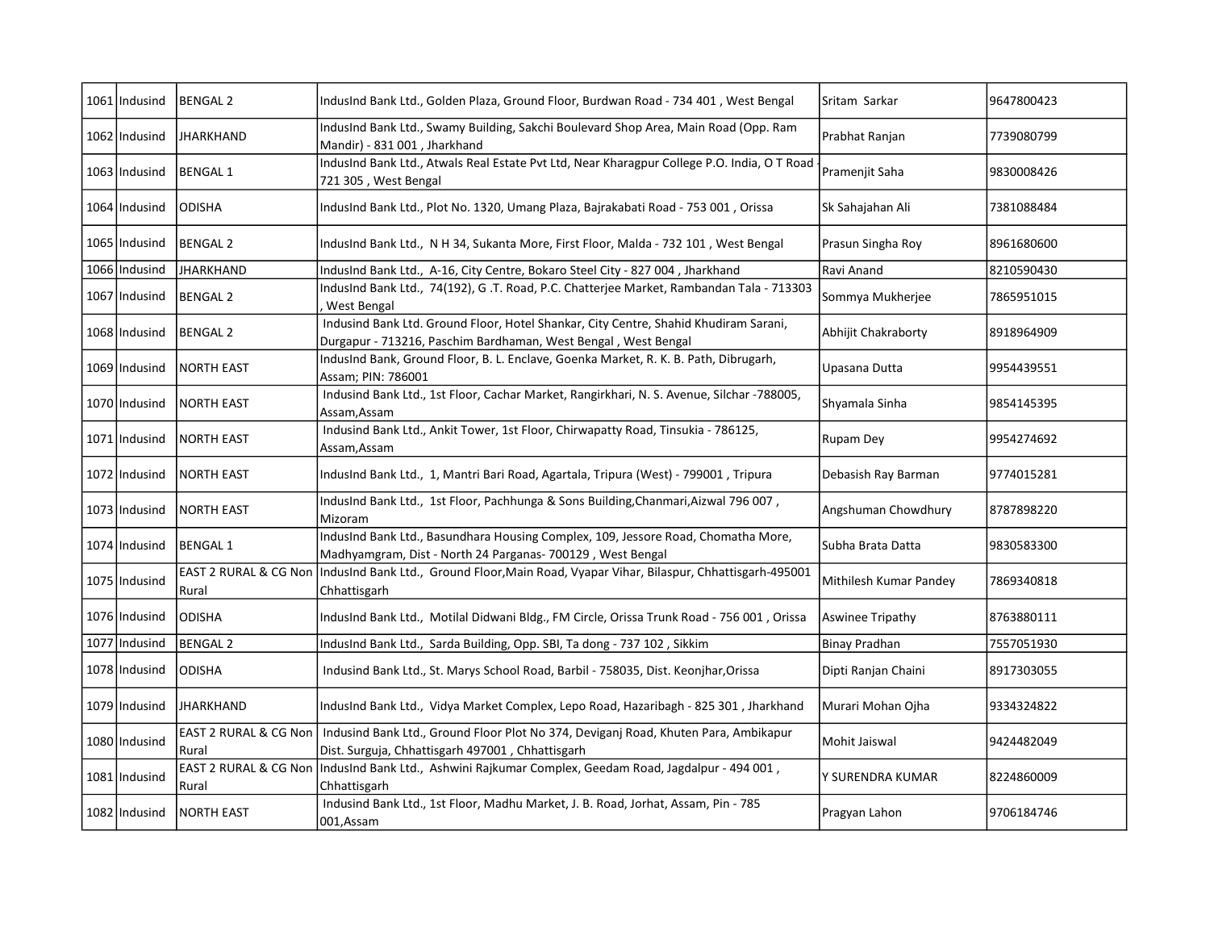| 1061 | Indusind | BENGAL 2 | IndusInd Bank Ltd., Golden Plaza, Ground Floor, Burdwan Road - 734 401 , West Bengal | Sritam Sarkar | 9647800423 |
|---|---|---|---|---|---|
| 1062 | Indusind | JHARKHAND | IndusInd Bank Ltd., Swamy Building, Sakchi Boulevard Shop Area, Main Road (Opp. Ram Mandir) - 831 001 , Jharkhand | Prabhat Ranjan | 7739080799 |
| 1063 | Indusind | BENGAL 1 | IndusInd Bank Ltd., Atwals Real Estate Pvt Ltd, Near Kharagpur College P.O. India, O T Road - 721 305 , West Bengal | Pramenjit Saha | 9830008426 |
| 1064 | Indusind | ODISHA | IndusInd Bank Ltd., Plot No. 1320, Umang Plaza, Bajrakabati Road - 753 001 , Orissa | Sk Sahajahan Ali | 7381088484 |
| 1065 | Indusind | BENGAL 2 | IndusInd Bank Ltd., N H 34, Sukanta More, First Floor, Malda - 732 101 , West Bengal | Prasun Singha Roy | 8961680600 |
| 1066 | Indusind | JHARKHAND | IndusInd Bank Ltd., A-16, City Centre, Bokaro Steel City - 827 004 , Jharkhand | Ravi Anand | 8210590430 |
| 1067 | Indusind | BENGAL 2 | IndusInd Bank Ltd., 74(192), G .T. Road, P.C. Chatterjee Market, Rambandan Tala - 713303 , West Bengal | Sommya Mukherjee | 7865951015 |
| 1068 | Indusind | BENGAL 2 | Indusind Bank Ltd. Ground Floor, Hotel Shankar, City Centre, Shahid Khudiram Sarani, Durgapur - 713216, Paschim Bardhaman, West Bengal , West Bengal | Abhijit Chakraborty | 8918964909 |
| 1069 | Indusind | NORTH EAST | IndusInd Bank, Ground Floor, B. L. Enclave, Goenka Market, R. K. B. Path, Dibrugarh, Assam; PIN: 786001 | Upasana Dutta | 9954439551 |
| 1070 | Indusind | NORTH EAST | Indusind Bank Ltd., 1st Floor, Cachar Market, Rangirkhari, N. S. Avenue, Silchar -788005, Assam,Assam | Shyamala Sinha | 9854145395 |
| 1071 | Indusind | NORTH EAST | Indusind Bank Ltd., Ankit Tower, 1st Floor, Chirwapatty Road, Tinsukia - 786125, Assam,Assam | Rupam Dey | 9954274692 |
| 1072 | Indusind | NORTH EAST | IndusInd Bank Ltd., 1, Mantri Bari Road, Agartala, Tripura (West) - 799001 , Tripura | Debasish Ray Barman | 9774015281 |
| 1073 | Indusind | NORTH EAST | IndusInd Bank Ltd., 1st Floor, Pachhunga & Sons Building,Chanmari,Aizwal 796 007 , Mizoram | Angshuman Chowdhury | 8787898220 |
| 1074 | Indusind | BENGAL 1 | IndusInd Bank Ltd., Basundhara Housing Complex, 109, Jessore Road, Chomatha More, Madhyamgram, Dist - North 24 Parganas- 700129 , West Bengal | Subha Brata Datta | 9830583300 |
| 1075 | Indusind | EAST 2 RURAL & CG Non Rural | IndusInd Bank Ltd., Ground Floor,Main Road, Vyapar Vihar, Bilaspur, Chhattisgarh-495001 Chhattisgarh | Mithilesh Kumar Pandey | 7869340818 |
| 1076 | Indusind | ODISHA | IndusInd Bank Ltd., Motilal Didwani Bldg., FM Circle, Orissa Trunk Road - 756 001 , Orissa | Aswinee Tripathy | 8763880111 |
| 1077 | Indusind | BENGAL 2 | IndusInd Bank Ltd., Sarda Building, Opp. SBI, Ta dong - 737 102 , Sikkim | Binay Pradhan | 7557051930 |
| 1078 | Indusind | ODISHA | Indusind Bank Ltd., St. Marys School Road, Barbil - 758035, Dist. Keonjhar,Orissa | Dipti Ranjan Chaini | 8917303055 |
| 1079 | Indusind | JHARKHAND | IndusInd Bank Ltd., Vidya Market Complex, Lepo Road, Hazaribagh - 825 301 , Jharkhand | Murari Mohan Ojha | 9334324822 |
| 1080 | Indusind | EAST 2 RURAL & CG Non Rural | Indusind Bank Ltd., Ground Floor Plot No 374, Deviganj Road, Khuten Para, Ambikapur Dist. Surguja, Chhattisgarh 497001 , Chhattisgarh | Mohit Jaiswal | 9424482049 |
| 1081 | Indusind | EAST 2 RURAL & CG Non Rural | IndusInd Bank Ltd., Ashwini Rajkumar Complex, Geedam Road, Jagdalpur - 494 001 , Chhattisgarh | Y SURENDRA KUMAR | 8224860009 |
| 1082 | Indusind | NORTH EAST | Indusind Bank Ltd., 1st Floor, Madhu Market, J. B. Road, Jorhat, Assam, Pin - 785 001,Assam | Pragyan Lahon | 9706184746 |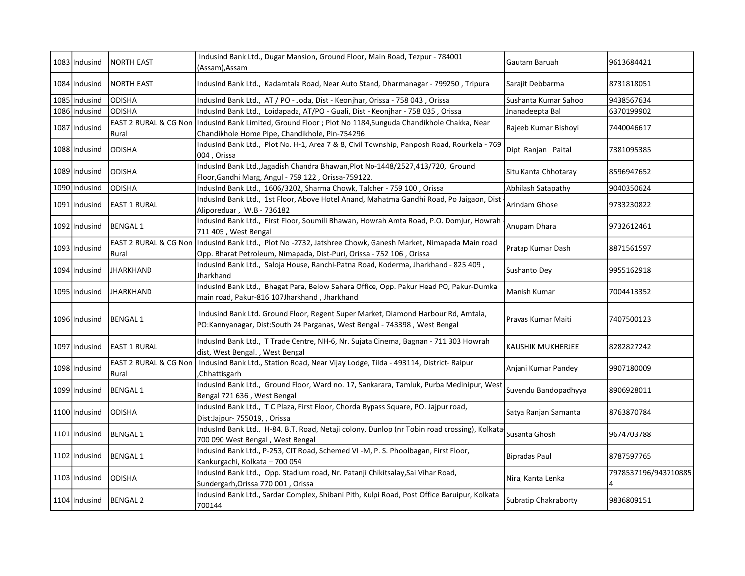| 1083 | Indusind | NORTH EAST | Indusind Bank Ltd., Dugar Mansion, Ground Floor, Main Road, Tezpur - 784001 (Assam),Assam | Gautam Baruah | 9613684421 |
|---|---|---|---|---|---|
| 1084 | Indusind | NORTH EAST | IndusInd Bank Ltd., Kadamtala Road, Near Auto Stand, Dharmanagar - 799250 , Tripura | Sarajit Debbarma | 8731818051 |
| 1085 | Indusind | ODISHA | IndusInd Bank Ltd., AT / PO - Joda, Dist - Keonjhar, Orissa - 758 043 , Orissa | Sushanta Kumar Sahoo | 9438567634 |
| 1086 | Indusind | ODISHA | IndusInd Bank Ltd., Loidapada, AT/PO - Guali, Dist - Keonjhar - 758 035 , Orissa | Jnanadeepta Bal | 6370199902 |
| 1087 | Indusind | EAST 2 RURAL & CG Non Rural | IndusInd Bank Limited, Ground Floor ; Plot No 1184,Sunguda Chandikhole Chakka, Near Chandikhole Home Pipe, Chandikhole, Pin-754296 | Rajeeb Kumar Bishoyi | 7440046617 |
| 1088 | Indusind | ODISHA | IndusInd Bank Ltd., Plot No. H-1, Area 7 & 8, Civil Township, Panposh Road, Rourkela - 769 004 , Orissa | Dipti Ranjan Paital | 7381095385 |
| 1089 | Indusind | ODISHA | IndusInd Bank Ltd.,Jagadish Chandra Bhawan,Plot No-1448/2527,413/720, Ground Floor,Gandhi Marg, Angul - 759 122 , Orissa-759122. | Situ Kanta Chhotaray | 8596947652 |
| 1090 | Indusind | ODISHA | IndusInd Bank Ltd., 1606/3202, Sharma Chowk, Talcher - 759 100 , Orissa | Abhilash Satapathy | 9040350624 |
| 1091 | Indusind | EAST 1 RURAL | IndusInd Bank Ltd., 1st Floor, Above Hotel Anand, Mahatma Gandhi Road, Po Jaigaon, Dist - Aliporeduar , W.B - 736182 | Arindam Ghose | 9733230822 |
| 1092 | Indusind | BENGAL 1 | IndusInd Bank Ltd., First Floor, Soumili Bhawan, Howrah Amta Road, P.O. Domjur, Howrah - 711 405 , West Bengal | Anupam Dhara | 9732612461 |
| 1093 | Indusind | EAST 2 RURAL & CG Non Rural | IndusInd Bank Ltd., Plot No -2732, Jatshree Chowk, Ganesh Market, Nimapada Main road Opp. Bharat Petroleum, Nimapada, Dist-Puri, Orissa - 752 106 , Orissa | Pratap Kumar Dash | 8871561597 |
| 1094 | Indusind | JHARKHAND | IndusInd Bank Ltd., Saloja House, Ranchi-Patna Road, Koderma, Jharkhand - 825 409 , Jharkhand | Sushanto Dey | 9955162918 |
| 1095 | Indusind | JHARKHAND | IndusInd Bank Ltd., Bhagat Para, Below Sahara Office, Opp. Pakur Head PO, Pakur-Dumka main road, Pakur-816 107Jharkhand , Jharkhand | Manish Kumar | 7004413352 |
| 1096 | Indusind | BENGAL 1 | Indusind Bank Ltd. Ground Floor, Regent Super Market, Diamond Harbour Rd, Amtala, PO:Kannyanagar, Dist:South 24 Parganas, West Bengal - 743398 , West Bengal | Pravas Kumar Maiti | 7407500123 |
| 1097 | Indusind | EAST 1 RURAL | IndusInd Bank Ltd., T Trade Centre, NH-6, Nr. Sujata Cinema, Bagnan - 711 303 Howrah dist, West Bengal. , West Bengal | KAUSHIK MUKHERJEE | 8282827242 |
| 1098 | Indusind | EAST 2 RURAL & CG Non Rural | Indusind Bank Ltd., Station Road, Near Vijay Lodge, Tilda - 493114, District- Raipur ,Chhattisgarh | Anjani Kumar Pandey | 9907180009 |
| 1099 | Indusind | BENGAL 1 | IndusInd Bank Ltd., Ground Floor, Ward no. 17, Sankarara, Tamluk, Purba Medinipur, West Bengal 721 636 , West Bengal | Suvendu Bandopadhyya | 8906928011 |
| 1100 | Indusind | ODISHA | IndusInd Bank Ltd., T C Plaza, First Floor, Chorda Bypass Square, PO. Jajpur road, Dist:Jajpur- 755019, , Orissa | Satya Ranjan Samanta | 8763870784 |
| 1101 | Indusind | BENGAL 1 | IndusInd Bank Ltd., H-84, B.T. Road, Netaji colony, Dunlop (nr Tobin road crossing), Kolkata-700 090 West Bengal , West Bengal | Susanta Ghosh | 9674703788 |
| 1102 | Indusind | BENGAL 1 | Indusind Bank Ltd., P-253, CIT Road, Schemed VI -M, P. S. Phoolbagan, First Floor, Kankurgachi, Kolkata – 700 054 | Bipradas Paul | 8787597765 |
| 1103 | Indusind | ODISHA | IndusInd Bank Ltd., Opp. Stadium road, Nr. Patanji Chikitsalay,Sai Vihar Road, Sundergarh,Orissa 770 001 , Orissa | Niraj Kanta Lenka | 7978537196/9437108854 |
| 1104 | Indusind | BENGAL 2 | Indusind Bank Ltd., Sardar Complex, Shibani Pith, Kulpi Road, Post Office Baruipur, Kolkata 700144 | Subratip Chakraborty | 9836809151 |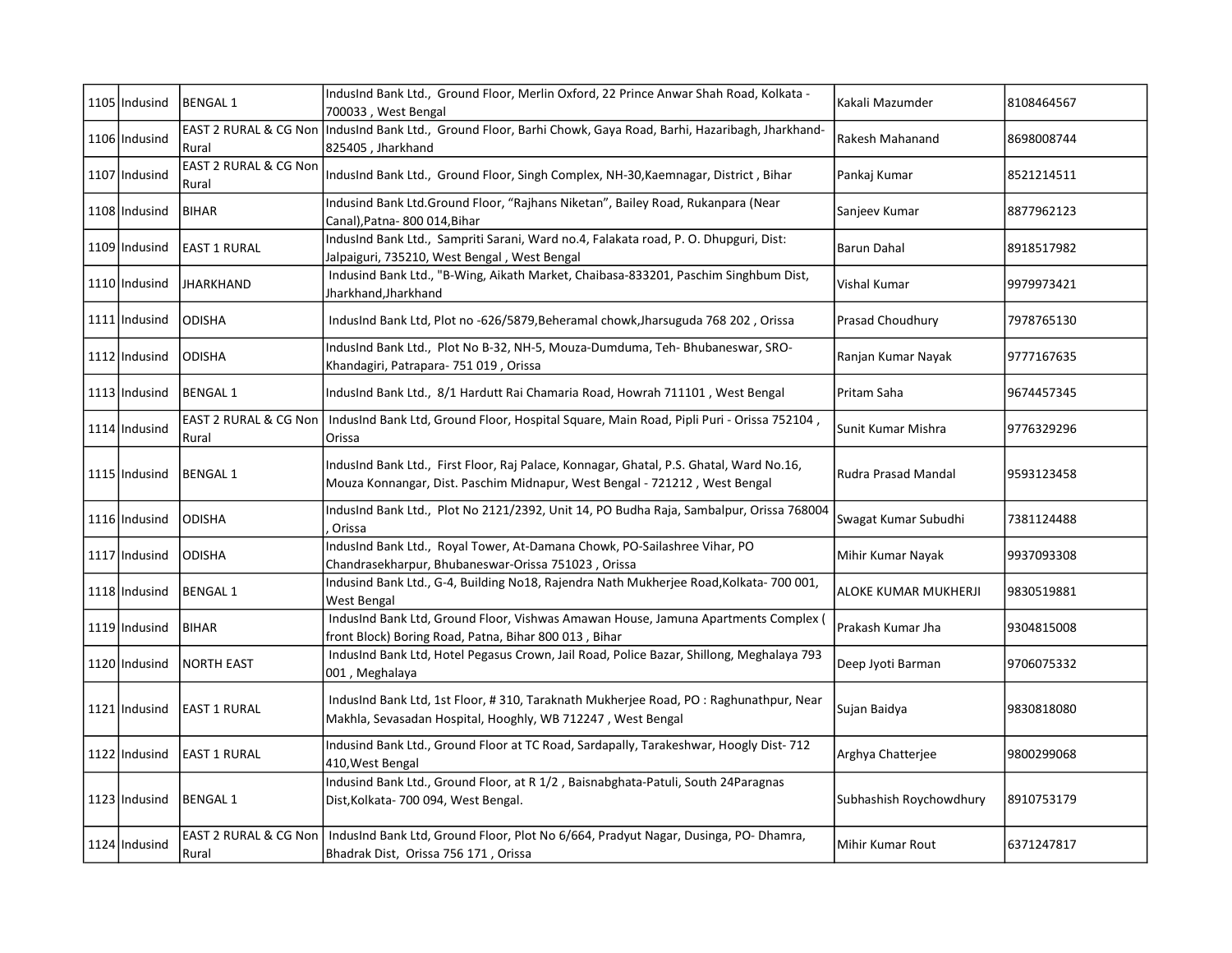| 1105 | Indusind | BENGAL 1 | IndusInd Bank Ltd., Ground Floor, Merlin Oxford, 22 Prince Anwar Shah Road, Kolkata - 700033 , West Bengal | Kakali Mazumder | 8108464567 |
|---|---|---|---|---|---|
| 1106 | Indusind | EAST 2 RURAL & CG Non Rural | IndusInd Bank Ltd., Ground Floor, Barhi Chowk, Gaya Road, Barhi, Hazaribagh, Jharkhand- 825405 , Jharkhand | Rakesh Mahanand | 8698008744 |
| 1107 | Indusind | EAST 2 RURAL & CG Non Rural | IndusInd Bank Ltd., Ground Floor, Singh Complex, NH-30,Kaemnagar, District , Bihar | Pankaj Kumar | 8521214511 |
| 1108 | Indusind | BIHAR | Indusind Bank Ltd.Ground Floor, "Rajhans Niketan", Bailey Road, Rukanpara (Near Canal),Patna- 800 014,Bihar | Sanjeev Kumar | 8877962123 |
| 1109 | Indusind | EAST 1 RURAL | IndusInd Bank Ltd., Sampriti Sarani, Ward no.4, Falakata road, P. O. Dhupguri, Dist: Jalpaiguri, 735210, West Bengal , West Bengal | Barun Dahal | 8918517982 |
| 1110 | Indusind | JHARKHAND | Indusind Bank Ltd., "B-Wing, Aikath Market, Chaibasa-833201, Paschim Singhbum Dist, Jharkhand,Jharkhand | Vishal Kumar | 9979973421 |
| 1111 | Indusind | ODISHA | IndusInd Bank Ltd, Plot no -626/5879,Beheramal chowk,Jharsuguda 768 202 , Orissa | Prasad Choudhury | 7978765130 |
| 1112 | Indusind | ODISHA | IndusInd Bank Ltd., Plot No B-32, NH-5, Mouza-Dumduma, Teh- Bhubaneswar, SRO-Khandagiri, Patrapara- 751 019 , Orissa | Ranjan Kumar Nayak | 9777167635 |
| 1113 | Indusind | BENGAL 1 | IndusInd Bank Ltd., 8/1 Hardutt Rai Chamaria Road, Howrah 711101 , West Bengal | Pritam Saha | 9674457345 |
| 1114 | Indusind | EAST 2 RURAL & CG Non Rural | IndusInd Bank Ltd, Ground Floor, Hospital Square, Main Road, Pipli Puri - Orissa 752104 , Orissa | Sunit Kumar Mishra | 9776329296 |
| 1115 | Indusind | BENGAL 1 | IndusInd Bank Ltd., First Floor, Raj Palace, Konnagar, Ghatal, P.S. Ghatal, Ward No.16, Mouza Konnangar, Dist. Paschim Midnapur, West Bengal - 721212 , West Bengal | Rudra Prasad Mandal | 9593123458 |
| 1116 | Indusind | ODISHA | IndusInd Bank Ltd., Plot No 2121/2392, Unit 14, PO Budha Raja, Sambalpur, Orissa 768004 , Orissa | Swagat Kumar Subudhi | 7381124488 |
| 1117 | Indusind | ODISHA | IndusInd Bank Ltd., Royal Tower, At-Damana Chowk, PO-Sailashree Vihar, PO Chandrasekharpur, Bhubaneswar-Orissa 751023 , Orissa | Mihir Kumar Nayak | 9937093308 |
| 1118 | Indusind | BENGAL 1 | Indusind Bank Ltd., G-4, Building No18, Rajendra Nath Mukherjee Road,Kolkata- 700 001, West Bengal | ALOKE KUMAR MUKHERJI | 9830519881 |
| 1119 | Indusind | BIHAR | IndusInd Bank Ltd, Ground Floor, Vishwas Amawan House, Jamuna Apartments Complex ( front Block) Boring Road, Patna, Bihar 800 013 , Bihar | Prakash Kumar Jha | 9304815008 |
| 1120 | Indusind | NORTH EAST | IndusInd Bank Ltd, Hotel Pegasus Crown, Jail Road, Police Bazar, Shillong, Meghalaya 793 001 , Meghalaya | Deep Jyoti Barman | 9706075332 |
| 1121 | Indusind | EAST 1 RURAL | IndusInd Bank Ltd, 1st Floor, # 310, Taraknath Mukherjee Road, PO : Raghunathpur, Near Makhla, Sevasadan Hospital, Hooghly, WB 712247 , West Bengal | Sujan Baidya | 9830818080 |
| 1122 | Indusind | EAST 1 RURAL | Indusind Bank Ltd., Ground Floor at TC Road, Sardapally, Tarakeshwar, Hoogly Dist- 712 410,West Bengal | Arghya Chatterjee | 9800299068 |
| 1123 | Indusind | BENGAL 1 | Indusind Bank Ltd., Ground Floor, at R 1/2 , Baisnabghata-Patuli, South 24Paragnas Dist,Kolkata- 700 094, West Bengal. | Subhashish Roychowdhury | 8910753179 |
| 1124 | Indusind | EAST 2 RURAL & CG Non Rural | IndusInd Bank Ltd, Ground Floor, Plot No 6/664, Pradyut Nagar, Dusinga, PO- Dhamra, Bhadrak Dist, Orissa 756 171 , Orissa | Mihir Kumar Rout | 6371247817 |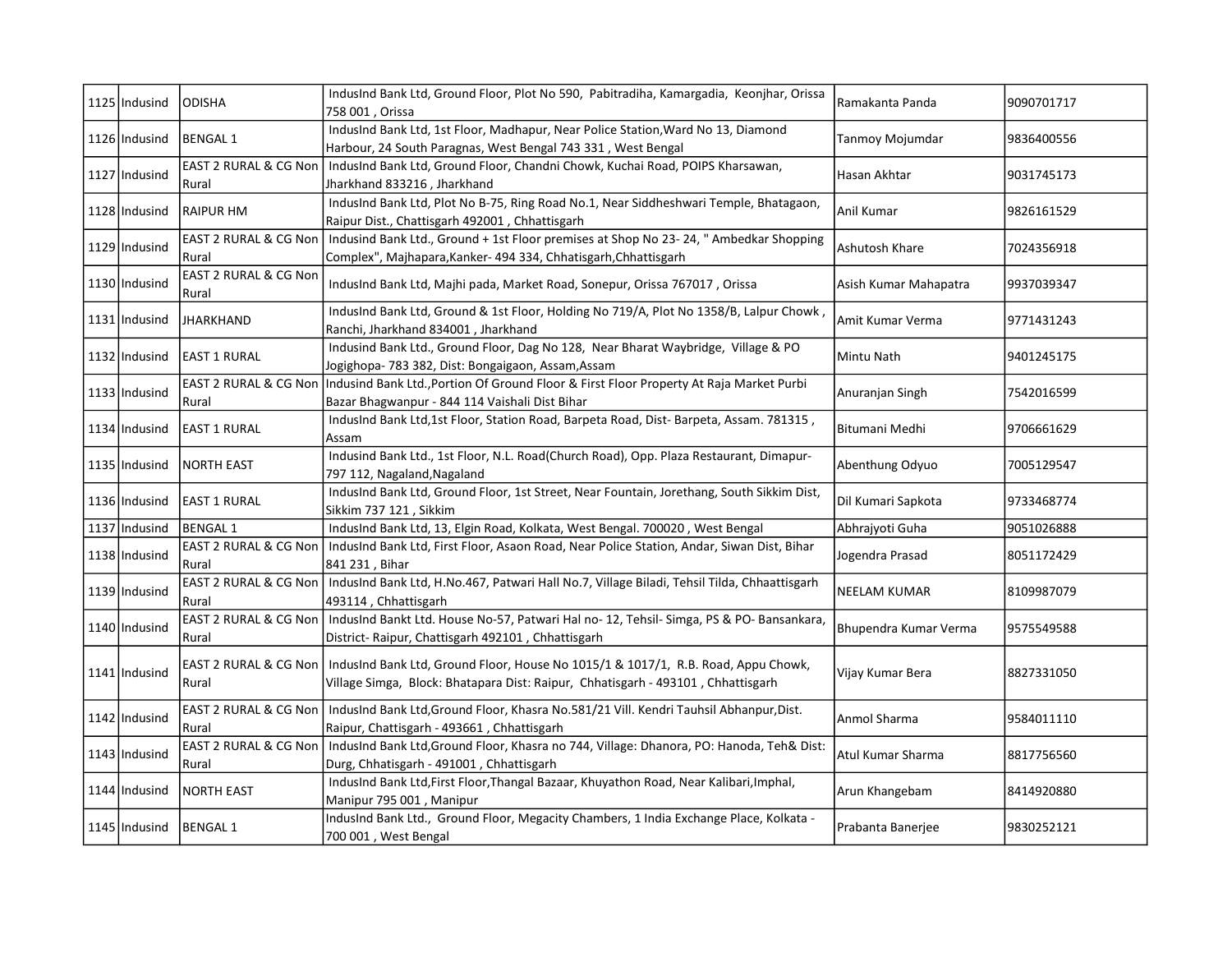| 1125 | Indusind | ODISHA | IndusInd Bank Ltd, Ground Floor, Plot No 590, Pabitradiha, Kamargadia, Keonjhar, Orissa 758 001 , Orissa | Ramakanta Panda | 9090701717 |
|---|---|---|---|---|---|
| 1126 | Indusind | BENGAL 1 | IndusInd Bank Ltd, 1st Floor, Madhapur, Near Police Station,Ward No 13, Diamond Harbour, 24 South Paragnas, West Bengal 743 331 , West Bengal | Tanmoy Mojumdar | 9836400556 |
| 1127 | Indusind | EAST 2 RURAL & CG Non Rural | IndusInd Bank Ltd, Ground Floor, Chandni Chowk, Kuchai Road, POIPS Kharsawan, Jharkhand 833216 , Jharkhand | Hasan Akhtar | 9031745173 |
| 1128 | Indusind | RAIPUR HM | IndusInd Bank Ltd, Plot No B-75, Ring Road No.1, Near Siddheshwari Temple, Bhatagaon, Raipur Dist., Chattisgarh 492001 , Chhattisgarh | Anil Kumar | 9826161529 |
| 1129 | Indusind | EAST 2 RURAL & CG Non Rural | Indusind Bank Ltd., Ground + 1st Floor premises at Shop No 23- 24, " Ambedkar Shopping Complex", Majhapara,Kanker- 494 334, Chhatisgarh,Chhattisgarh | Ashutosh Khare | 7024356918 |
| 1130 | Indusind | EAST 2 RURAL & CG Non Rural | IndusInd Bank Ltd, Majhi pada, Market Road, Sonepur, Orissa 767017 , Orissa | Asish Kumar Mahapatra | 9937039347 |
| 1131 | Indusind | JHARKHAND | IndusInd Bank Ltd, Ground & 1st Floor, Holding No 719/A, Plot No 1358/B, Lalpur Chowk , Ranchi, Jharkhand 834001 , Jharkhand | Amit Kumar Verma | 9771431243 |
| 1132 | Indusind | EAST 1 RURAL | Indusind Bank Ltd., Ground Floor, Dag No 128, Near Bharat Waybridge, Village & PO Jogighopa- 783 382, Dist: Bongaigaon, Assam,Assam | Mintu Nath | 9401245175 |
| 1133 | Indusind | EAST 2 RURAL & CG Non Rural | Indusind Bank Ltd.,Portion Of Ground Floor & First Floor Property At Raja Market Purbi Bazar Bhagwanpur - 844 114 Vaishali Dist Bihar | Anuranjan Singh | 7542016599 |
| 1134 | Indusind | EAST 1 RURAL | IndusInd Bank Ltd,1st Floor, Station Road, Barpeta Road, Dist- Barpeta, Assam. 781315 , Assam | Bitumani Medhi | 9706661629 |
| 1135 | Indusind | NORTH EAST | Indusind Bank Ltd., 1st Floor, N.L. Road(Church Road), Opp. Plaza Restaurant, Dimapur- 797 112, Nagaland,Nagaland | Abenthung Odyuo | 7005129547 |
| 1136 | Indusind | EAST 1 RURAL | IndusInd Bank Ltd, Ground Floor, 1st Street, Near Fountain, Jorethang, South Sikkim Dist, Sikkim 737 121 , Sikkim | Dil Kumari Sapkota | 9733468774 |
| 1137 | Indusind | BENGAL 1 | IndusInd Bank Ltd, 13, Elgin Road, Kolkata, West Bengal. 700020 , West Bengal | Abhrajyoti Guha | 9051026888 |
| 1138 | Indusind | EAST 2 RURAL & CG Non Rural | IndusInd Bank Ltd, First Floor, Asaon Road, Near Police Station, Andar, Siwan Dist, Bihar 841 231 , Bihar | Jogendra Prasad | 8051172429 |
| 1139 | Indusind | EAST 2 RURAL & CG Non Rural | IndusInd Bank Ltd, H.No.467, Patwari Hall No.7, Village Biladi, Tehsil Tilda, Chhaattisgarh 493114 , Chhattisgarh | NEELAM KUMAR | 8109987079 |
| 1140 | Indusind | EAST 2 RURAL & CG Non Rural | IndusInd Bankt Ltd. House No-57, Patwari Hal no- 12, Tehsil- Simga, PS & PO- Bansankara, District- Raipur, Chattisgarh 492101 , Chhattisgarh | Bhupendra Kumar Verma | 9575549588 |
| 1141 | Indusind | EAST 2 RURAL & CG Non Rural | IndusInd Bank Ltd, Ground Floor, House No 1015/1 & 1017/1, R.B. Road, Appu Chowk, Village Simga, Block: Bhatapara Dist: Raipur, Chhatisgarh - 493101 , Chhattisgarh | Vijay Kumar Bera | 8827331050 |
| 1142 | Indusind | EAST 2 RURAL & CG Non Rural | IndusInd Bank Ltd,Ground Floor, Khasra No.581/21 Vill. Kendri Tauhsil Abhanpur,Dist. Raipur, Chattisgarh - 493661 , Chhattisgarh | Anmol Sharma | 9584011110 |
| 1143 | Indusind | EAST 2 RURAL & CG Non Rural | IndusInd Bank Ltd,Ground Floor, Khasra no 744, Village: Dhanora, PO: Hanoda, Teh& Dist: Durg, Chhatisgarh - 491001 , Chhattisgarh | Atul Kumar Sharma | 8817756560 |
| 1144 | Indusind | NORTH EAST | IndusInd Bank Ltd,First Floor,Thangal Bazaar, Khuyathon Road, Near Kalibari,Imphal, Manipur 795 001 , Manipur | Arun Khangebam | 8414920880 |
| 1145 | Indusind | BENGAL 1 | IndusInd Bank Ltd., Ground Floor, Megacity Chambers, 1 India Exchange Place, Kolkata - 700 001 , West Bengal | Prabanta Banerjee | 9830252121 |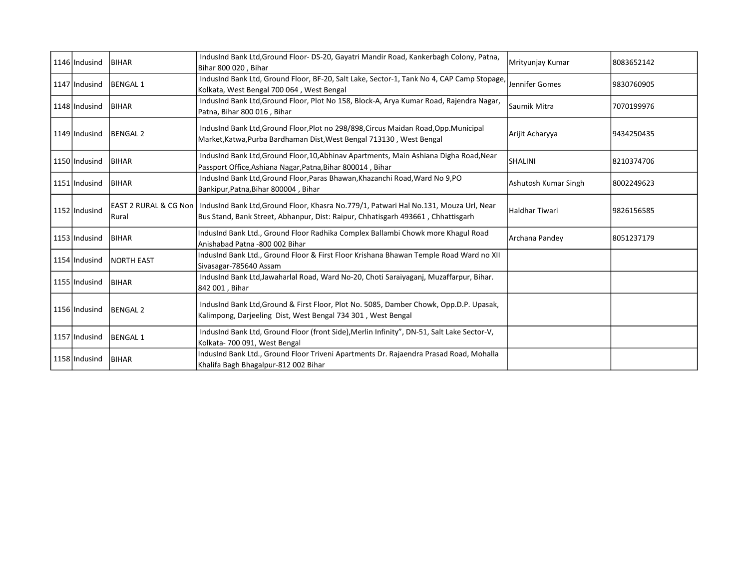| | | | | | |
|---|---|---|---|---|---|
| 1146 | Indusind | BIHAR | IndusInd Bank Ltd,Ground Floor- DS-20, Gayatri Mandir Road, Kankerbagh Colony, Patna, Bihar 800 020 , Bihar | Mrityunjay Kumar | 8083652142 |
| 1147 | Indusind | BENGAL 1 | IndusInd Bank Ltd, Ground Floor, BF-20, Salt Lake, Sector-1, Tank No 4, CAP Camp Stopage, Kolkata, West Bengal 700 064 , West Bengal | Jennifer Gomes | 9830760905 |
| 1148 | Indusind | BIHAR | IndusInd Bank Ltd,Ground Floor, Plot No 158, Block-A, Arya Kumar Road, Rajendra Nagar, Patna, Bihar 800 016 , Bihar | Saumik Mitra | 7070199976 |
| 1149 | Indusind | BENGAL 2 | IndusInd Bank Ltd,Ground Floor,Plot no 298/898,Circus Maidan Road,Opp.Municipal Market,Katwa,Purba Bardhaman Dist,West Bengal 713130 , West Bengal | Arijit Acharyya | 9434250435 |
| 1150 | Indusind | BIHAR | IndusInd Bank Ltd,Ground Floor,10,Abhinav Apartments, Main Ashiana Digha Road,Near Passport Office,Ashiana Nagar,Patna,Bihar 800014 , Bihar | SHALINI | 8210374706 |
| 1151 | Indusind | BIHAR | IndusInd Bank Ltd,Ground Floor,Paras Bhawan,Khazanchi Road,Ward No 9,PO Bankipur,Patna,Bihar 800004 , Bihar | Ashutosh Kumar Singh | 8002249623 |
| 1152 | Indusind | EAST 2 RURAL & CG Non Rural | IndusInd Bank Ltd,Ground Floor, Khasra No.779/1, Patwari Hal No.131, Mouza Url, Near Bus Stand, Bank Street, Abhanpur, Dist: Raipur, Chhatisgarh 493661 , Chhattisgarh | Haldhar Tiwari | 9826156585 |
| 1153 | Indusind | BIHAR | IndusInd Bank Ltd., Ground Floor Radhika Complex Ballambi Chowk more Khagul Road Anishabad Patna -800 002 Bihar | Archana Pandey | 8051237179 |
| 1154 | Indusind | NORTH EAST | IndusInd Bank Ltd., Ground Floor & First Floor Krishana Bhawan Temple Road Ward no XII Sivasagar-785640 Assam | | |
| 1155 | Indusind | BIHAR | IndusInd Bank Ltd,Jawaharlal Road, Ward No-20, Choti Saraiyaganj, Muzaffarpur, Bihar. 842 001 , Bihar | | |
| 1156 | Indusind | BENGAL 2 | IndusInd Bank Ltd,Ground & First Floor, Plot No. 5085, Damber Chowk, Opp.D.P. Upasak, Kalimpong, Darjeeling Dist, West Bengal 734 301 , West Bengal | | |
| 1157 | Indusind | BENGAL 1 | IndusInd Bank Ltd, Ground Floor (front Side),Merlin Infinity", DN-51, Salt Lake Sector-V, Kolkata- 700 091, West Bengal | | |
| 1158 | Indusind | BIHAR | IndusInd Bank Ltd., Ground Floor Triveni Apartments Dr. Rajaendra Prasad Road, Mohalla Khalifa Bagh Bhagalpur-812 002 Bihar | | |